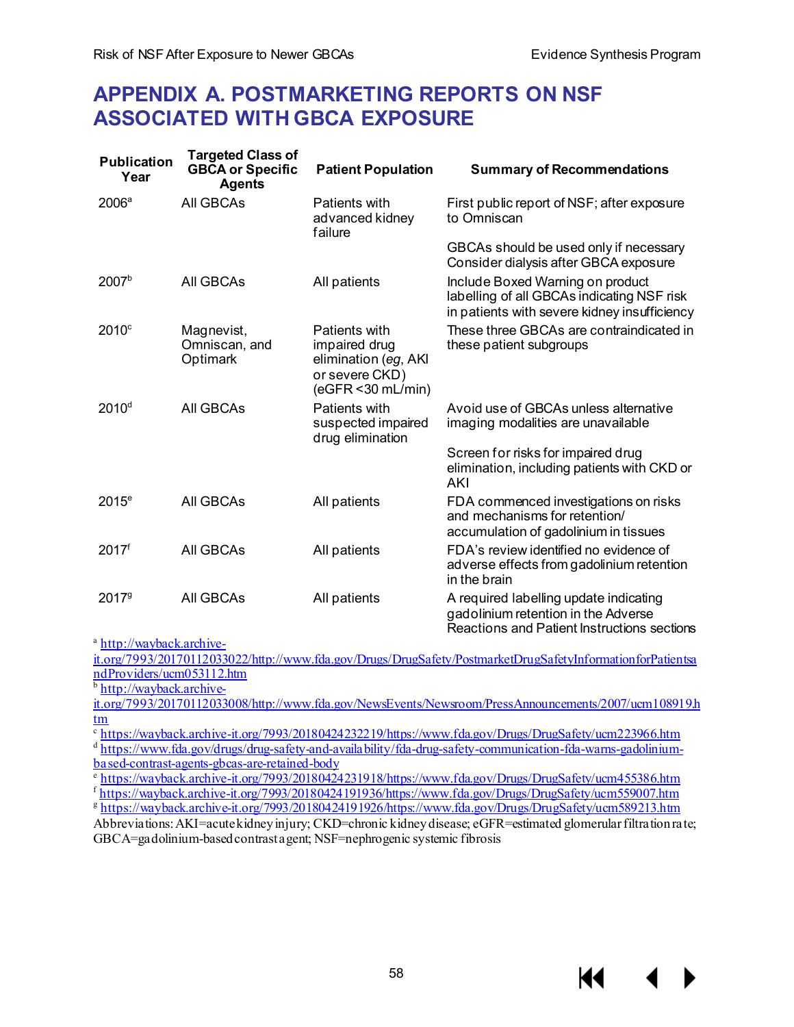# APPENDIX A. POSTMARKETING REPORTS ON NSF ASSOCIATED WITH GBCA EXPOSURE

| Publication Year | Targeted Class of GBCA or Specific Agents | Patient Population | Summary of Recommendations |
|---|---|---|---|
| 2006[a] | All GBCAs | Patients with advanced kidney failure | First public report of NSF; after exposure to Omniscan |
| | | | GBCAs should be used only if necessary Consider dialysis after GBCA exposure |
| 2007[b] | All GBCAs | All patients | Include Boxed Warning on product labelling of all GBCAs indicating NSF risk in patients with severe kidney insufficiency |
| 2010[c] | Magnevist, Omniscan, and Optimark | Patients with impaired drug elimination (*eg*, AKI or severe CKD) (eGFR <30 mL/min) | These three GBCAs are contraindicated in these patient subgroups |
| 2010[d] | All GBCAs | Patients with suspected impaired drug elimination | Avoid use of GBCAs unless alternative imaging modalities are unavailable |
| | | | Screen for risks for impaired drug elimination, including patients with CKD or AKI |
| 2015[e] | All GBCAs | All patients | FDA commenced investigations on risks and mechanisms for retention/ accumulation of gadolinium in tissues |
| 2017[f] | All GBCAs | All patients | FDA's review identified no evidence of adverse effects from gadolinium retention in the brain |
| 2017[g] | All GBCAs | All patients | A required labelling update indicating gadolinium retention in the Adverse Reactions and Patient Instructions sections |

[a] http://wayback.archive-it.org/7993/20170112033022/http://www.fda.gov/Drugs/DrugSafety/PostmarketDrugSafetyInformationforPatientsandProviders/ucm053112.htm

[b] http://wayback.archive-it.org/7993/20170112033008/http://www.fda.gov/NewsEvents/Newsroom/PressAnnouncements/2007/ucm108919.htm

[c] https://wayback.archive-it.org/7993/20180424232219/https://www.fda.gov/Drugs/DrugSafety/ucm223966.htm

[d] https://www.fda.gov/drugs/drug-safety-and-availability/fda-drug-safety-communication-fda-warns-gadolinium-based-contrast-agents-gbcas-are-retained-body

[e] https://wayback.archive-it.org/7993/20180424231918/https://www.fda.gov/Drugs/DrugSafety/ucm455386.htm

[f] https://wayback.archive-it.org/7993/20180424191936/https://www.fda.gov/Drugs/DrugSafety/ucm559007.htm

[g] https://wayback.archive-it.org/7993/20180424191926/https://www.fda.gov/Drugs/DrugSafety/ucm589213.htm

Abbreviations: AKI=acute kidney injury; CKD=chronic kidney disease; eGFR=estimated glomerular filtration rate; GBCA=gadolinium-based contrast agent; NSF=nephrogenic systemic fibrosis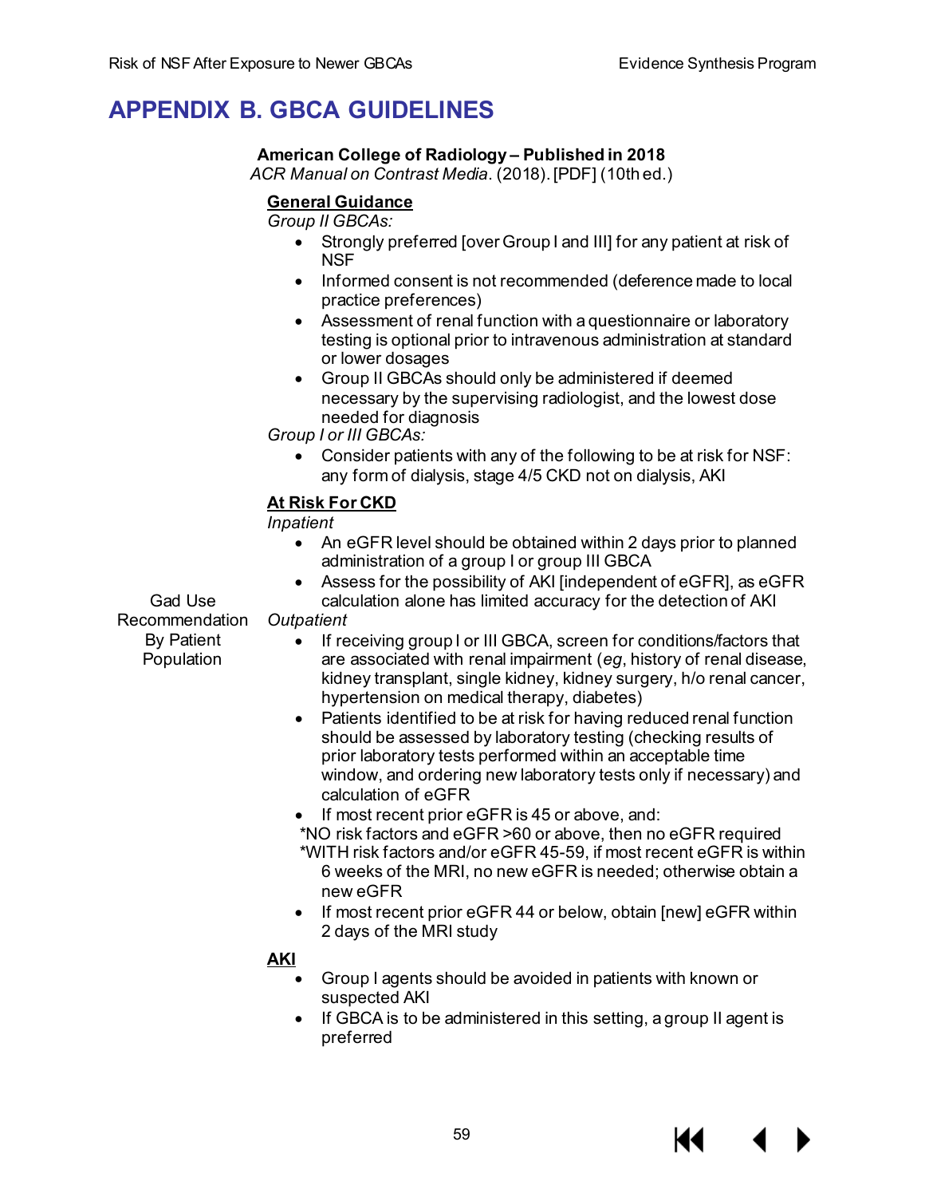# APPENDIX B. GBCA GUIDELINES

**American College of Radiology – Published in 2018**
*ACR Manual on Contrast Media*. (2018). [PDF] (10th ed.)

Gad Use Recommendation By Patient Population

**General Guidance**

*Group II GBCAs:*

- Strongly preferred [over Group I and III] for any patient at risk of NSF
- Informed consent is not recommended (deference made to local practice preferences)
- Assessment of renal function with a questionnaire or laboratory testing is optional prior to intravenous administration at standard or lower dosages
- Group II GBCAs should only be administered if deemed necessary by the supervising radiologist, and the lowest dose needed for diagnosis

*Group I or III GBCAs:*

- Consider patients with any of the following to be at risk for NSF: any form of dialysis, stage 4/5 CKD not on dialysis, AKI

**At Risk For CKD**

*Inpatient*

- An eGFR level should be obtained within 2 days prior to planned administration of a group I or group III GBCA
- Assess for the possibility of AKI [independent of eGFR], as eGFR calculation alone has limited accuracy for the detection of AKI

*Outpatient*

- If receiving group I or III GBCA, screen for conditions/factors that are associated with renal impairment (*eg*, history of renal disease, kidney transplant, single kidney, kidney surgery, h/o renal cancer, hypertension on medical therapy, diabetes)
- Patients identified to be at risk for having reduced renal function should be assessed by laboratory testing (checking results of prior laboratory tests performed within an acceptable time window, and ordering new laboratory tests only if necessary) and calculation of eGFR
- If most recent prior eGFR is 45 or above, and:
  *NO risk factors and eGFR >60 or above, then no eGFR required
  *WITH risk factors and/or eGFR 45-59, if most recent eGFR is within 6 weeks of the MRI, no new eGFR is needed; otherwise obtain a new eGFR
- If most recent prior eGFR 44 or below, obtain [new] eGFR within 2 days of the MRI study

**AKI**

- Group I agents should be avoided in patients with known or suspected AKI
- If GBCA is to be administered in this setting, a group II agent is preferred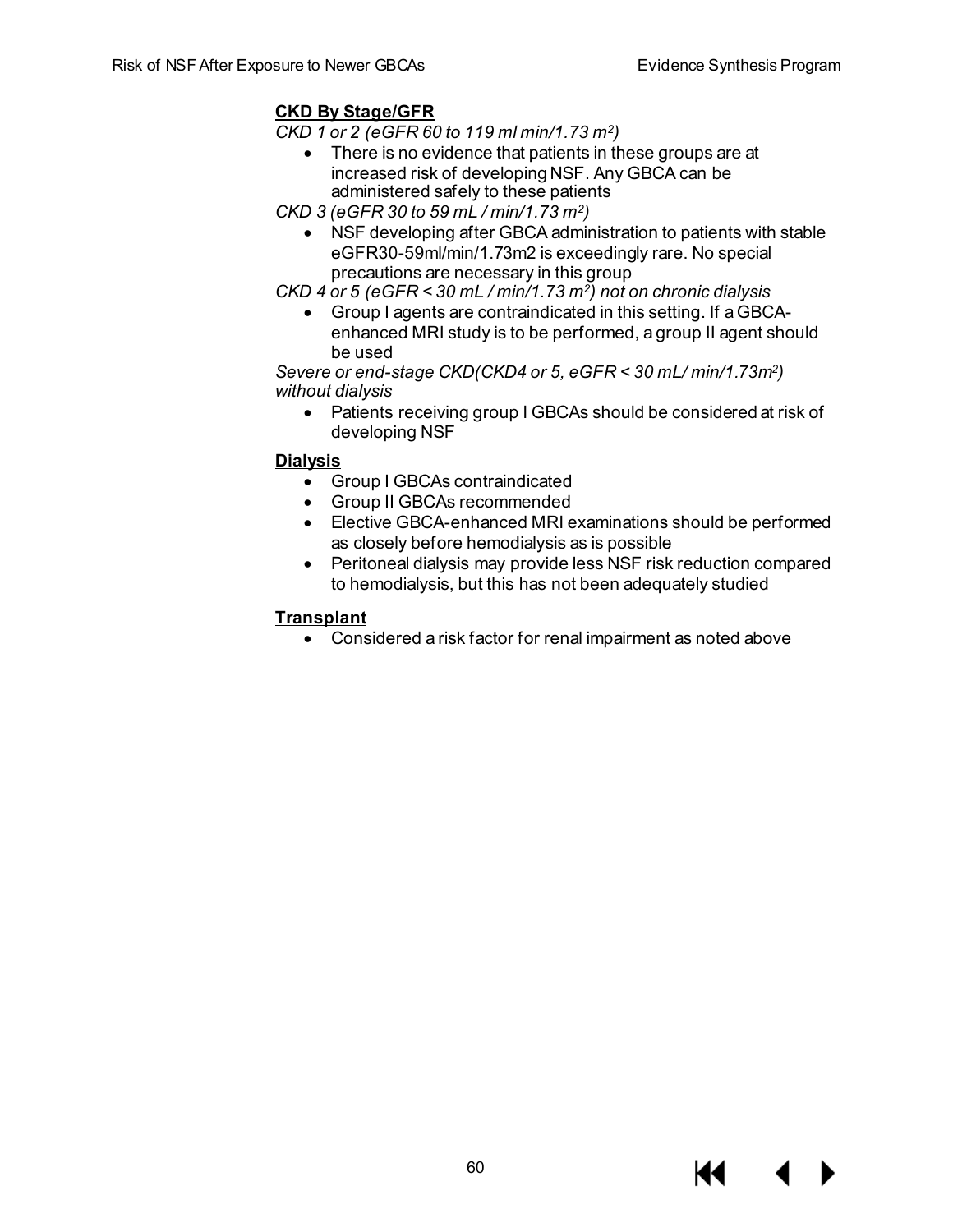**CKD By Stage/GFR**

*CKD 1 or 2 (eGFR 60 to 119 ml min/1.73 $m^2$)*

- There is no evidence that patients in these groups are at increased risk of developing NSF. Any GBCA can be administered safely to these patients

*CKD 3 (eGFR 30 to 59 mL / min/1.73 $m^2$)*

- NSF developing after GBCA administration to patients with stable eGFR30-59ml/min/1.73m2 is exceedingly rare. No special precautions are necessary in this group

*CKD 4 or 5 (eGFR < 30 mL / min/1.73 $m^2$) not on chronic dialysis*

- Group I agents are contraindicated in this setting. If a GBCA-enhanced MRI study is to be performed, a group II agent should be used

*Severe or end-stage CKD(CKD4 or 5, eGFR < 30 mL/ min/1.73$m^2$) without dialysis*

- Patients receiving group I GBCAs should be considered at risk of developing NSF

**Dialysis**

- Group I GBCAs contraindicated
- Group II GBCAs recommended
- Elective GBCA-enhanced MRI examinations should be performed as closely before hemodialysis as is possible
- Peritoneal dialysis may provide less NSF risk reduction compared to hemodialysis, but this has not been adequately studied

**Transplant**

- Considered a risk factor for renal impairment as noted above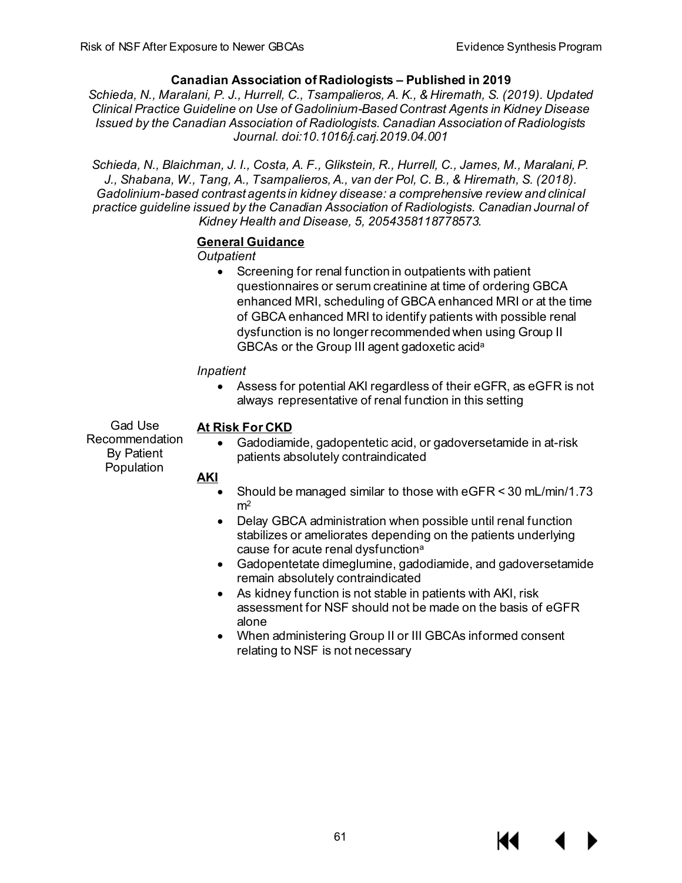**Canadian Association of Radiologists – Published in 2019**

*Schieda, N., Maralani, P. J., Hurrell, C., Tsampalieros, A. K., & Hiremath, S. (2019). Updated Clinical Practice Guideline on Use of Gadolinium-Based Contrast Agents in Kidney Disease Issued by the Canadian Association of Radiologists. Canadian Association of Radiologists Journal. doi:10.1016/j.carj.2019.04.001*

*Schieda, N., Blaichman, J. I., Costa, A. F., Glikstein, R., Hurrell, C., James, M., Maralani, P. J., Shabana, W., Tang, A., Tsampalieros, A., van der Pol, C. B., & Hiremath, S. (2018). Gadolinium-based contrast agents in kidney disease: a comprehensive review and clinical practice guideline issued by the Canadian Association of Radiologists. Canadian Journal of Kidney Health and Disease, 5, 2054358118778573.*

**General Guidance**

*Outpatient*

- Screening for renal function in outpatients with patient questionnaires or serum creatinine at time of ordering GBCA enhanced MRI, scheduling of GBCA enhanced MRI or at the time of GBCA enhanced MRI to identify patients with possible renal dysfunction is no longer recommended when using Group II GBCAs or the Group III agent gadoxetic acid[a]

*Inpatient*

- Assess for potential AKI regardless of their eGFR, as eGFR is not always representative of renal function in this setting

Gad Use Recommendation By Patient Population

**At Risk For CKD**

- Gadodiamide, gadopentetic acid, or gadoversetamide in at-risk patients absolutely contraindicated

**AKI**

- Should be managed similar to those with eGFR < 30 mL/min/1.73 $m^2$
- Delay GBCA administration when possible until renal function stabilizes or ameliorates depending on the patients underlying cause for acute renal dysfunction[a]
- Gadopentetate dimeglumine, gadodiamide, and gadoversetamide remain absolutely contraindicated
- As kidney function is not stable in patients with AKI, risk assessment for NSF should not be made on the basis of eGFR alone
- When administering Group II or III GBCAs informed consent relating to NSF is not necessary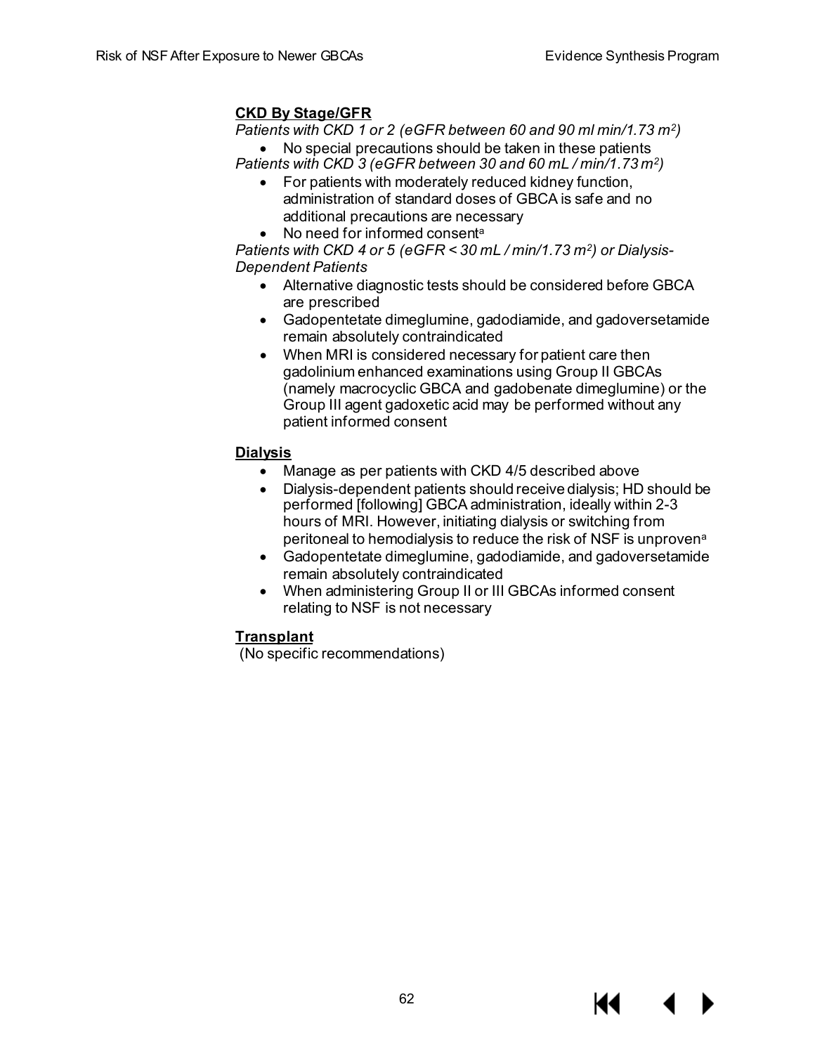**<u>CKD By Stage/GFR</u>**

*Patients with CKD 1 or 2 (eGFR between 60 and 90 ml min/1.73 $m^2$)*

- No special precautions should be taken in these patients

*Patients with CKD 3 (eGFR between 30 and 60 mL / min/1.73 $m^2$)*

- For patients with moderately reduced kidney function, administration of standard doses of GBCA is safe and no additional precautions are necessary
- No need for informed consent[a]

*Patients with CKD 4 or 5 (eGFR < 30 mL / min/1.73 $m^2$) or Dialysis-Dependent Patients*

- Alternative diagnostic tests should be considered before GBCA are prescribed
- Gadopentetate dimeglumine, gadodiamide, and gadoversetamide remain absolutely contraindicated
- When MRI is considered necessary for patient care then gadolinium enhanced examinations using Group II GBCAs (namely macrocyclic GBCA and gadobenate dimeglumine) or the Group III agent gadoxetic acid may be performed without any patient informed consent

**<u>Dialysis</u>**

- Manage as per patients with CKD 4/5 described above
- Dialysis-dependent patients should receive dialysis; HD should be performed [following] GBCA administration, ideally within 2-3 hours of MRI. However, initiating dialysis or switching from peritoneal to hemodialysis to reduce the risk of NSF is unproven[a]
- Gadopentetate dimeglumine, gadodiamide, and gadoversetamide remain absolutely contraindicated
- When administering Group II or III GBCAs informed consent relating to NSF is not necessary

**<u>Transplant</u>**

(No specific recommendations)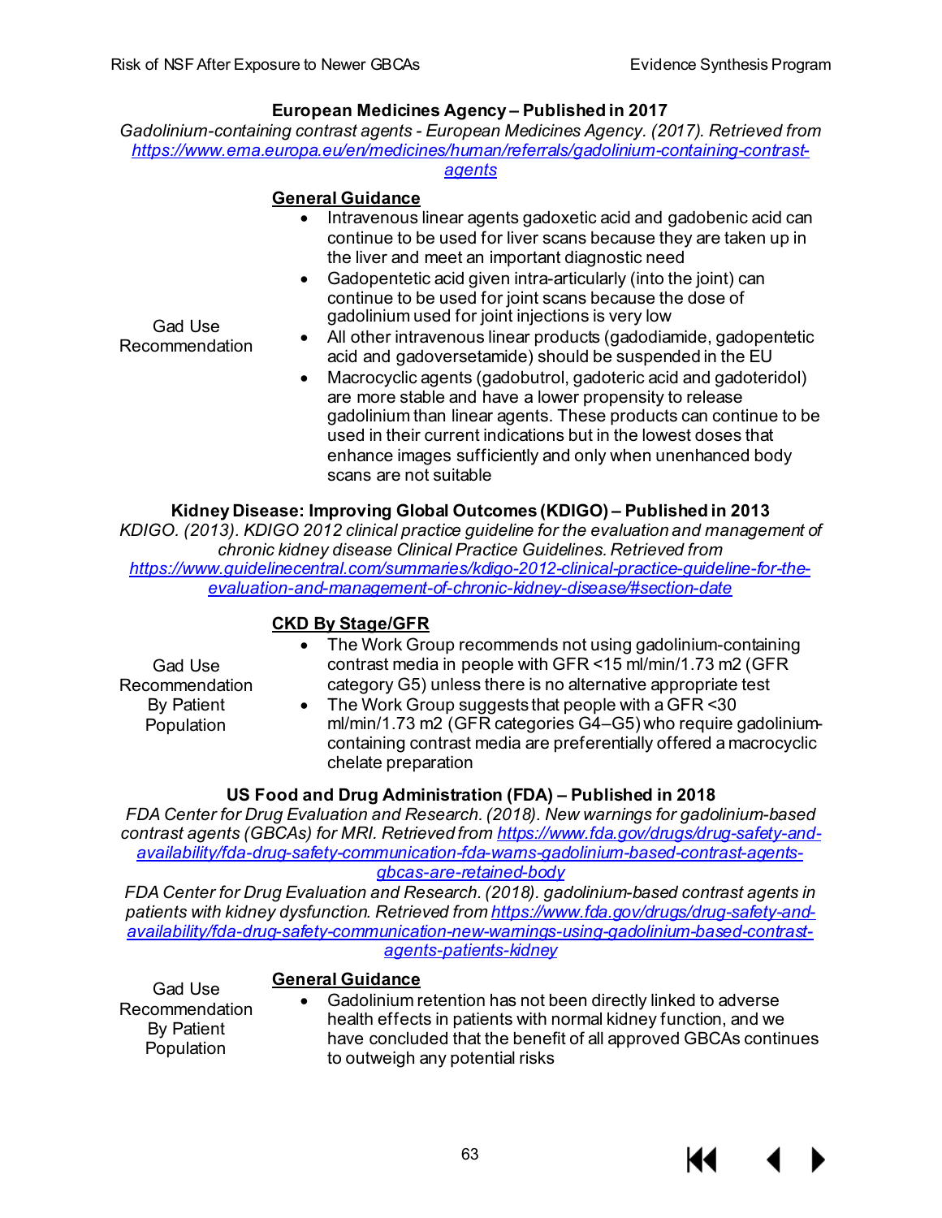**European Medicines Agency – Published in 2017**

*Gadolinium-containing contrast agents - European Medicines Agency. (2017). Retrieved from* https://www.ema.europa.eu/en/medicines/human/referrals/gadolinium-containing-contrast-agents

| Gad Use Recommendation | **General Guidance**<br>• Intravenous linear agents gadoxetic acid and gadobenic acid can continue to be used for liver scans because they are taken up in the liver and meet an important diagnostic need<br>• Gadopentetic acid given intra-articularly (into the joint) can continue to be used for joint scans because the dose of gadolinium used for joint injections is very low<br>• All other intravenous linear products (gadodiamide, gadopentetic acid and gadoversetamide) should be suspended in the EU<br>• Macrocyclic agents (gadobutrol, gadoteric acid and gadoteridol) are more stable and have a lower propensity to release gadolinium than linear agents. These products can continue to be used in their current indications but in the lowest doses that enhance images sufficiently and only when unenhanced body scans are not suitable |
|---|---|

**Kidney Disease: Improving Global Outcomes (KDIGO) – Published in 2013**

*KDIGO. (2013). KDIGO 2012 clinical practice guideline for the evaluation and management of chronic kidney disease Clinical Practice Guidelines. Retrieved from* https://www.guidelinecentral.com/summaries/kdigo-2012-clinical-practice-guideline-for-the-evaluation-and-management-of-chronic-kidney-disease/#section-date

| Gad Use Recommendation By Patient Population | **CKD By Stage/GFR**<br>• The Work Group recommends not using gadolinium-containing contrast media in people with GFR <15 ml/min/1.73 m2 (GFR category G5) unless there is no alternative appropriate test<br>• The Work Group suggests that people with a GFR <30 ml/min/1.73 m2 (GFR categories G4–G5) who require gadolinium-containing contrast media are preferentially offered a macrocyclic chelate preparation |
|---|---|

**US Food and Drug Administration (FDA) – Published in 2018**

*FDA Center for Drug Evaluation and Research. (2018). New warnings for gadolinium-based contrast agents (GBCAs) for MRI. Retrieved from* https://www.fda.gov/drugs/drug-safety-and-availability/fda-drug-safety-communication-fda-warns-gadolinium-based-contrast-agents-gbcas-are-retained-body

*FDA Center for Drug Evaluation and Research. (2018). gadolinium-based contrast agents in patients with kidney dysfunction. Retrieved from* https://www.fda.gov/drugs/drug-safety-and-availability/fda-drug-safety-communication-new-warnings-using-gadolinium-based-contrast-agents-patients-kidney

| Gad Use Recommendation By Patient Population | **General Guidance**<br>• Gadolinium retention has not been directly linked to adverse health effects in patients with normal kidney function, and we have concluded that the benefit of all approved GBCAs continues to outweigh any potential risks |
|---|---|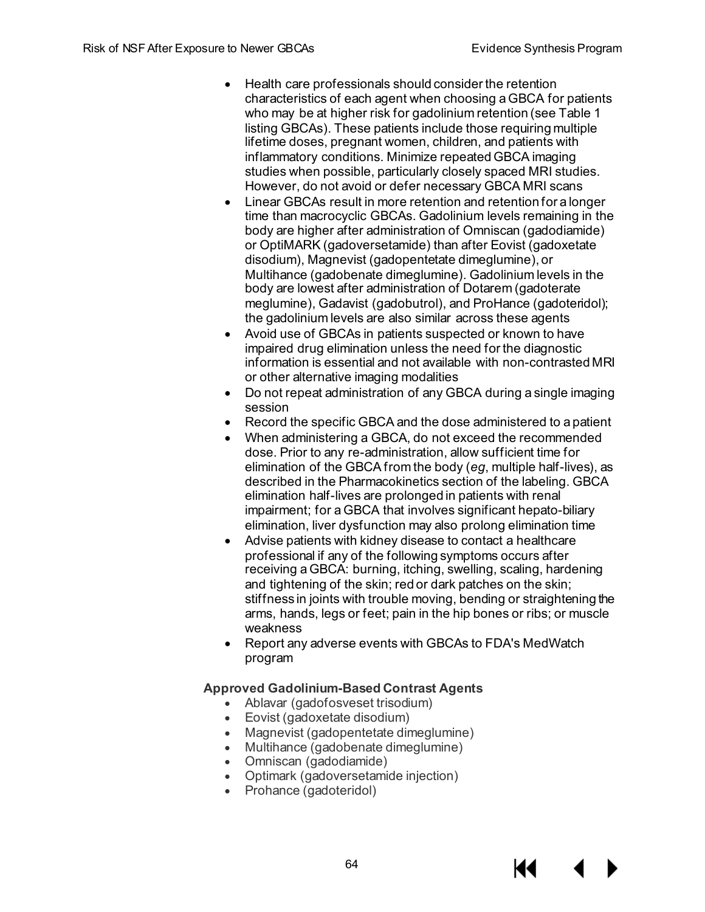- Health care professionals should consider the retention characteristics of each agent when choosing a GBCA for patients who may be at higher risk for gadolinium retention (see Table 1 listing GBCAs). These patients include those requiring multiple lifetime doses, pregnant women, children, and patients with inflammatory conditions. Minimize repeated GBCA imaging studies when possible, particularly closely spaced MRI studies. However, do not avoid or defer necessary GBCA MRI scans
- Linear GBCAs result in more retention and retention for a longer time than macrocyclic GBCAs. Gadolinium levels remaining in the body are higher after administration of Omniscan (gadodiamide) or OptiMARK (gadoversetamide) than after Eovist (gadoxetate disodium), Magnevist (gadopentetate dimeglumine), or Multihance (gadobenate dimeglumine). Gadolinium levels in the body are lowest after administration of Dotarem (gadoterate meglumine), Gadavist (gadobutrol), and ProHance (gadoteridol); the gadolinium levels are also similar across these agents
- Avoid use of GBCAs in patients suspected or known to have impaired drug elimination unless the need for the diagnostic information is essential and not available with non-contrasted MRI or other alternative imaging modalities
- Do not repeat administration of any GBCA during a single imaging session
- Record the specific GBCA and the dose administered to a patient
- When administering a GBCA, do not exceed the recommended dose. Prior to any re-administration, allow sufficient time for elimination of the GBCA from the body (*eg*, multiple half-lives), as described in the Pharmacokinetics section of the labeling. GBCA elimination half-lives are prolonged in patients with renal impairment; for a GBCA that involves significant hepato-biliary elimination, liver dysfunction may also prolong elimination time
- Advise patients with kidney disease to contact a healthcare professional if any of the following symptoms occurs after receiving a GBCA: burning, itching, swelling, scaling, hardening and tightening of the skin; red or dark patches on the skin; stiffness in joints with trouble moving, bending or straightening the arms, hands, legs or feet; pain in the hip bones or ribs; or muscle weakness
- Report any adverse events with GBCAs to FDA's MedWatch program

**Approved Gadolinium-Based Contrast Agents**

- Ablavar (gadofosveset trisodium)
- Eovist (gadoxetate disodium)
- Magnevist (gadopentetate dimeglumine)
- Multihance (gadobenate dimeglumine)
- Omniscan (gadodiamide)
- Optimark (gadoversetamide injection)
- Prohance (gadoteridol)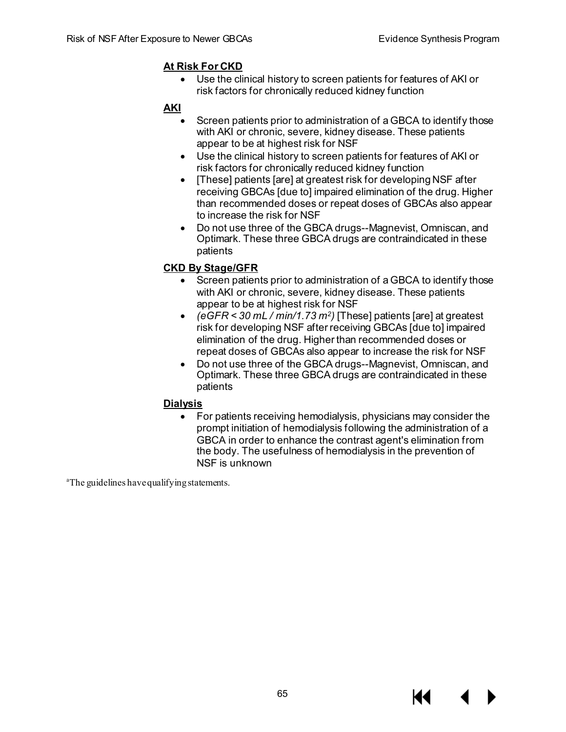**At Risk For CKD**

- Use the clinical history to screen patients for features of AKI or risk factors for chronically reduced kidney function

**AKI**

- Screen patients prior to administration of a GBCA to identify those with AKI or chronic, severe, kidney disease. These patients appear to be at highest risk for NSF
- Use the clinical history to screen patients for features of AKI or risk factors for chronically reduced kidney function
- [These] patients [are] at greatest risk for developing NSF after receiving GBCAs [due to] impaired elimination of the drug. Higher than recommended doses or repeat doses of GBCAs also appear to increase the risk for NSF
- Do not use three of the GBCA drugs--Magnevist, Omniscan, and Optimark. These three GBCA drugs are contraindicated in these patients

**CKD By Stage/GFR**

- Screen patients prior to administration of a GBCA to identify those with AKI or chronic, severe, kidney disease. These patients appear to be at highest risk for NSF
- *(eGFR < 30 mL / min/1.73 $m^2$)* [These] patients [are] at greatest risk for developing NSF after receiving GBCAs [due to] impaired elimination of the drug. Higher than recommended doses or repeat doses of GBCAs also appear to increase the risk for NSF
- Do not use three of the GBCA drugs--Magnevist, Omniscan, and Optimark. These three GBCA drugs are contraindicated in these patients

**Dialysis**

- For patients receiving hemodialysis, physicians may consider the prompt initiation of hemodialysis following the administration of a GBCA in order to enhance the contrast agent's elimination from the body. The usefulness of hemodialysis in the prevention of NSF is unknown

[a]The guidelines have qualifying statements.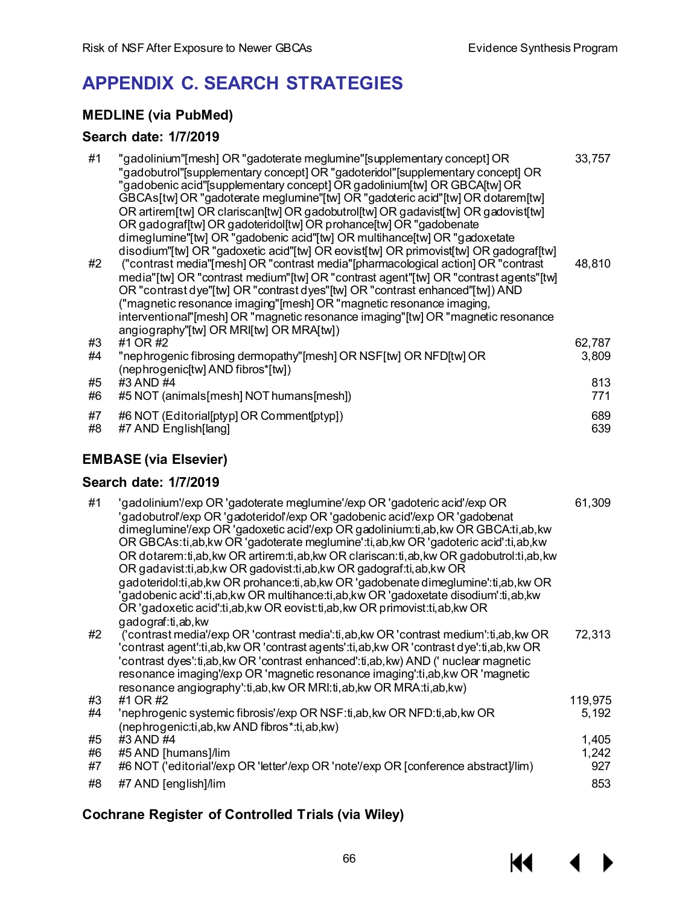# APPENDIX C. SEARCH STRATEGIES

### MEDLINE (via PubMed)

### Search date: 1/7/2019

| # | Search | Results |
|---|---|---|
| #1 | "gadolinium"[mesh] OR "gadoterate meglumine"[supplementary concept] OR "gadobutrol"[supplementary concept] OR "gadoteridol"[supplementary concept] OR "gadobenic acid"[supplementary concept] OR gadolinium[tw] OR GBCA[tw] OR GBCAs[tw] OR "gadoterate meglumine"[tw] OR "gadoteric acid"[tw] OR dotarem[tw] OR artirem[tw] OR clariscan[tw] OR gadobutrol[tw] OR gadavist[tw] OR gadovist[tw] OR gadograf[tw] OR gadoteridol[tw] OR prohance[tw] OR "gadobenate dimeglumine"[tw] OR "gadobenic acid"[tw] OR multihance[tw] OR "gadoxetate disodium"[tw] OR "gadoxetic acid"[tw] OR eovist[tw] OR primovist[tw] OR gadograf[tw] | 33,757 |
| #2 | ("contrast media"[mesh] OR "contrast media"[pharmacological action] OR "contrast media"[tw] OR "contrast medium"[tw] OR "contrast agent"[tw] OR "contrast agents"[tw] OR "contrast dye"[tw] OR "contrast dyes"[tw] OR "contrast enhanced"[tw]) AND ("magnetic resonance imaging"[mesh] OR "magnetic resonance imaging, interventional"[mesh] OR "magnetic resonance imaging"[tw] OR "magnetic resonance angiography"[tw] OR MRI[tw] OR MRA[tw]) | 48,810 |
| #3 | #1 OR #2 | 62,787 |
| #4 | "nephrogenic fibrosing dermopathy"[mesh] OR NSF[tw] OR NFD[tw] OR (nephrogenic[tw] AND fibros*[tw]) | 3,809 |
| #5 | #3 AND #4 | 813 |
| #6 | #5 NOT (animals[mesh] NOT humans[mesh]) | 771 |
| #7 | #6 NOT (Editorial[ptyp] OR Comment[ptyp]) | 689 |
| #8 | #7 AND English[lang] | 639 |

### EMBASE (via Elsevier)

### Search date: 1/7/2019

| # | Search | Results |
|---|---|---|
| #1 | 'gadolinium'/exp OR 'gadoterate meglumine'/exp OR 'gadoteric acid'/exp OR 'gadobutrol'/exp OR 'gadoteridol'/exp OR 'gadobenic acid'/exp OR 'gadobenat dimeglumine'/exp OR 'gadoxetic acid'/exp OR gadolinium:ti,ab,kw OR GBCA:ti,ab,kw OR GBCAs:ti,ab,kw OR 'gadoterate meglumine':ti,ab,kw OR 'gadoteric acid':ti,ab,kw OR dotarem:ti,ab,kw OR artirem:ti,ab,kw OR clariscan:ti,ab,kw OR gadobutrol:ti,ab,kw OR gadavist:ti,ab,kw OR gadovist:ti,ab,kw OR gadograf:ti,ab,kw OR gadoteridol:ti,ab,kw OR prohance:ti,ab,kw OR 'gadobenate dimeglumine':ti,ab,kw OR 'gadobenic acid':ti,ab,kw OR multihance:ti,ab,kw OR 'gadoxetate disodium':ti,ab,kw OR 'gadoxetic acid':ti,ab,kw OR eovist:ti,ab,kw OR primovist:ti,ab,kw OR gadograf:ti,ab,kw | 61,309 |
| #2 | ('contrast media'/exp OR 'contrast media':ti,ab,kw OR 'contrast medium':ti,ab,kw OR 'contrast agent':ti,ab,kw OR 'contrast agents':ti,ab,kw OR 'contrast dye':ti,ab,kw OR 'contrast dyes':ti,ab,kw OR 'contrast enhanced':ti,ab,kw) AND (' nuclear magnetic resonance imaging'/exp OR 'magnetic resonance imaging':ti,ab,kw OR 'magnetic resonance angiography':ti,ab,kw OR MRI:ti,ab,kw OR MRA:ti,ab,kw) | 72,313 |
| #3 | #1 OR #2 | 119,975 |
| #4 | 'nephrogenic systemic fibrosis'/exp OR NSF:ti,ab,kw OR NFD:ti,ab,kw OR (nephrogenic:ti,ab,kw AND fibros*:ti,ab,kw) | 5,192 |
| #5 | #3 AND #4 | 1,405 |
| #6 | #5 AND [humans]/lim | 1,242 |
| #7 | #6 NOT ('editorial'/exp OR 'letter'/exp OR 'note'/exp OR [conference abstract]/lim) | 927 |
| #8 | #7 AND [english]/lim | 853 |

### Cochrane Register of Controlled Trials (via Wiley)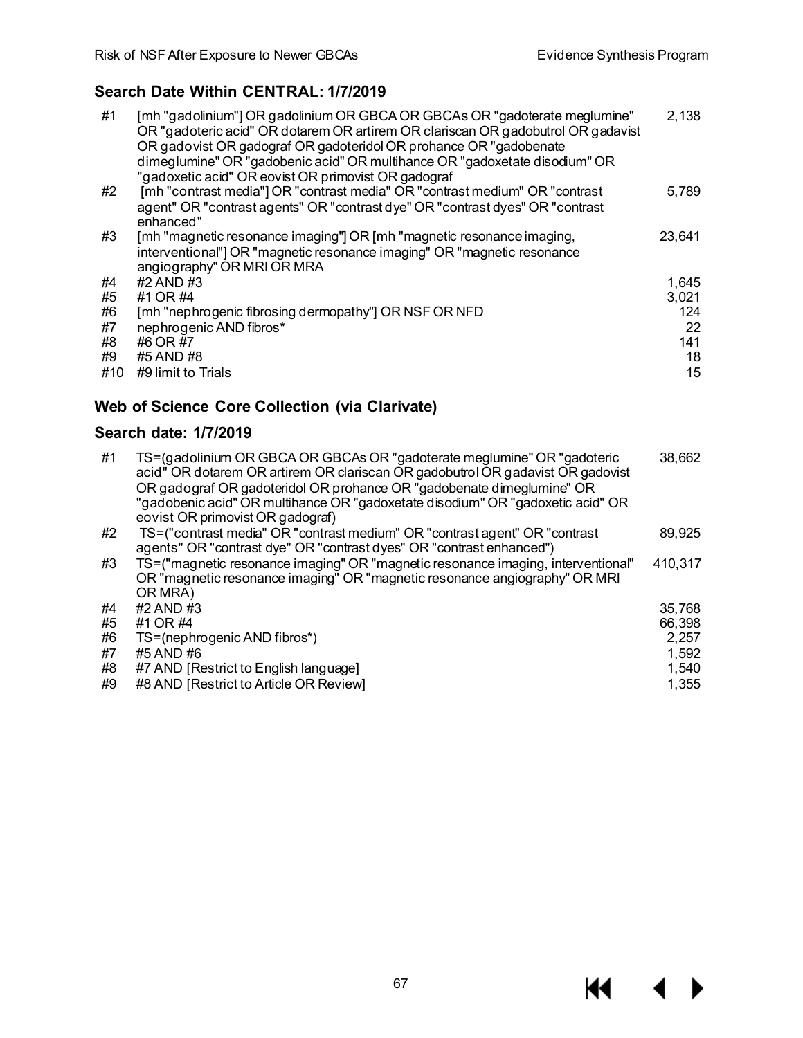### Search Date Within CENTRAL: 1/7/2019

| # | Search | Results |
|---|---|---|
| #1 | [mh "gadolinium"] OR gadolinium OR GBCA OR GBCAs OR "gadoterate meglumine" OR "gadoteric acid" OR dotarem OR artirem OR clariscan OR gadobutrol OR gadavist OR gadovist OR gadograf OR gadoteridol OR prohance OR "gadobenate dimeglumine" OR "gadobenic acid" OR multihance OR "gadoxetate disodium" OR "gadoxetic acid" OR eovist OR primovist OR gadograf | 2,138 |
| #2 | [mh "contrast media"] OR "contrast media" OR "contrast medium" OR "contrast agent" OR "contrast agents" OR "contrast dye" OR "contrast dyes" OR "contrast enhanced" | 5,789 |
| #3 | [mh "magnetic resonance imaging"] OR [mh "magnetic resonance imaging, interventional"] OR "magnetic resonance imaging" OR "magnetic resonance angiography" OR MRI OR MRA | 23,641 |
| #4 | #2 AND #3 | 1,645 |
| #5 | #1 OR #4 | 3,021 |
| #6 | [mh "nephrogenic fibrosing dermopathy"] OR NSF OR NFD | 124 |
| #7 | nephrogenic AND fibros* | 22 |
| #8 | #6 OR #7 | 141 |
| #9 | #5 AND #8 | 18 |
| #10 | #9 limit to Trials | 15 |

### Web of Science Core Collection (via Clarivate)

### Search date: 1/7/2019

| # | Search | Results |
|---|---|---|
| #1 | TS=(gadolinium OR GBCA OR GBCAs OR "gadoterate meglumine" OR "gadoteric acid" OR dotarem OR artirem OR clariscan OR gadobutrol OR gadavist OR gadovist OR gadograf OR gadoteridol OR prohance OR "gadobenate dimeglumine" OR "gadobenic acid" OR multihance OR "gadoxetate disodium" OR "gadoxetic acid" OR eovist OR primovist OR gadograf) | 38,662 |
| #2 | TS=("contrast media" OR "contrast medium" OR "contrast agent" OR "contrast agents" OR "contrast dye" OR "contrast dyes" OR "contrast enhanced") | 89,925 |
| #3 | TS=("magnetic resonance imaging" OR "magnetic resonance imaging, interventional" OR "magnetic resonance imaging" OR "magnetic resonance angiography" OR MRI OR MRA) | 410,317 |
| #4 | #2 AND #3 | 35,768 |
| #5 | #1 OR #4 | 66,398 |
| #6 | TS=(nephrogenic AND fibros*) | 2,257 |
| #7 | #5 AND #6 | 1,592 |
| #8 | #7 AND [Restrict to English language] | 1,540 |
| #9 | #8 AND [Restrict to Article OR Review] | 1,355 |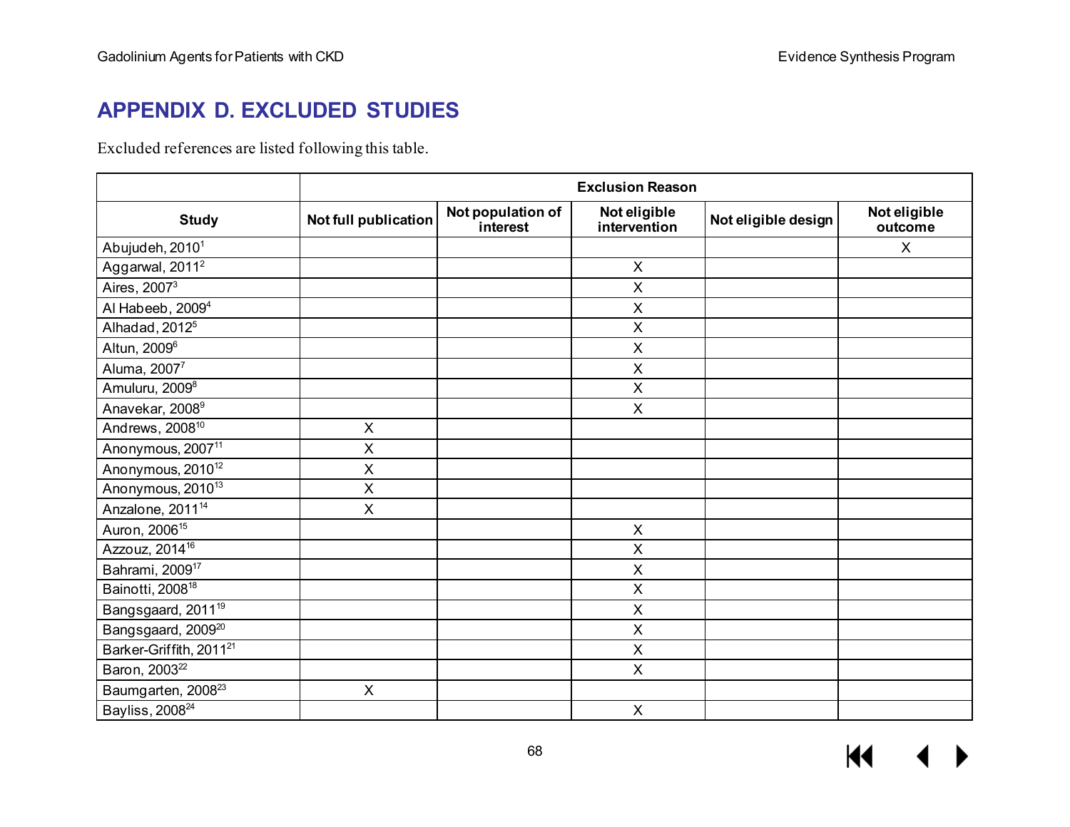# APPENDIX D. EXCLUDED STUDIES

Excluded references are listed following this table.

| | Exclusion Reason | | | | |
|---|---|---|---|---|---|
| **Study** | **Not full publication** | **Not population of interest** | **Not eligible intervention** | **Not eligible design** | **Not eligible outcome** |
| Abujudeh, 2010[1] | | | | | X |
| Aggarwal, 2011[2] | | | X | | |
| Aires, 2007[3] | | | X | | |
| Al Habeeb, 2009[4] | | | X | | |
| Alhadad, 2012[5] | | | X | | |
| Altun, 2009[6] | | | X | | |
| Aluma, 2007[7] | | | X | | |
| Amuluru, 2009[8] | | | X | | |
| Anavekar, 2008[9] | | | X | | |
| Andrews, 2008[10] | X | | | | |
| Anonymous, 2007[11] | X | | | | |
| Anonymous, 2010[12] | X | | | | |
| Anonymous, 2010[13] | X | | | | |
| Anzalone, 2011[14] | X | | | | |
| Auron, 2006[15] | | | X | | |
| Azzouz, 2014[16] | | | X | | |
| Bahrami, 2009[17] | | | X | | |
| Bainotti, 2008[18] | | | X | | |
| Bangsgaard, 2011[19] | | | X | | |
| Bangsgaard, 2009[20] | | | X | | |
| Barker-Griffith, 2011[21] | | | X | | |
| Baron, 2003[22] | | | X | | |
| Baumgarten, 2008[23] | X | | | | |
| Bayliss, 2008[24] | | | X | | |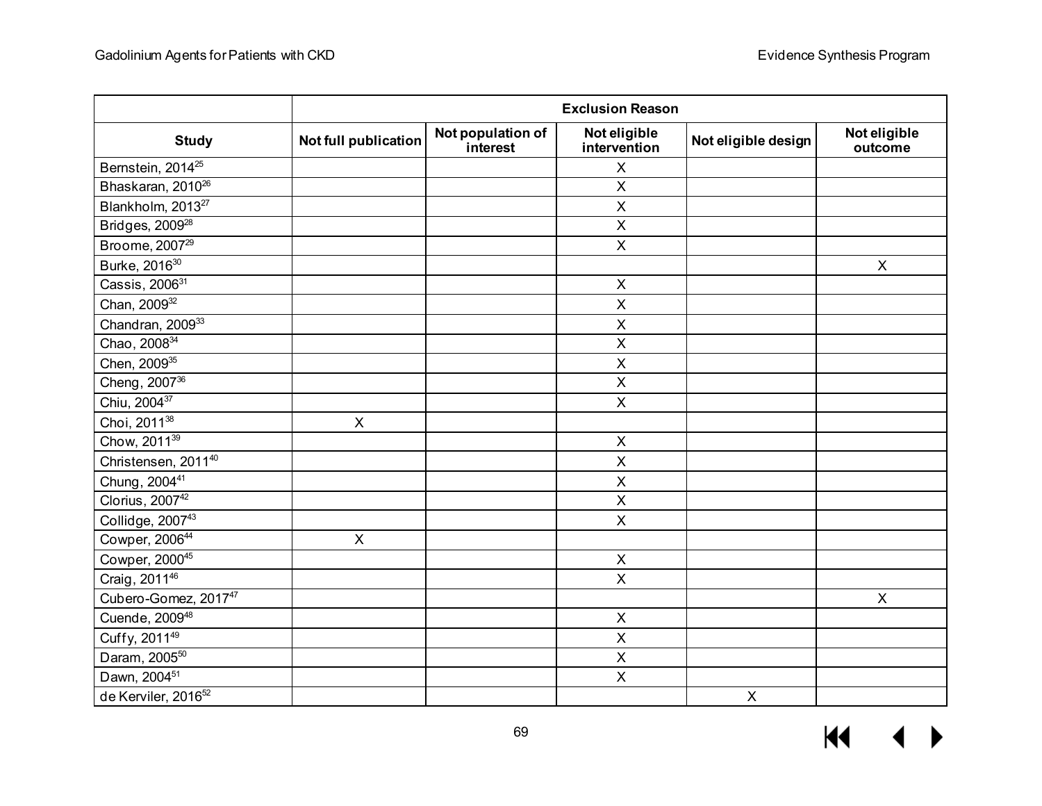| | Exclusion Reason | | | | |
|---|---|---|---|---|---|
| **Study** | **Not full publication** | **Not population of interest** | **Not eligible intervention** | **Not eligible design** | **Not eligible outcome** |
| Bernstein, 2014[25] | | | X | | |
| Bhaskaran, 2010[26] | | | X | | |
| Blankholm, 2013[27] | | | X | | |
| Bridges, 2009[28] | | | X | | |
| Broome, 2007[29] | | | X | | |
| Burke, 2016[30] | | | | | X |
| Cassis, 2006[31] | | | X | | |
| Chan, 2009[32] | | | X | | |
| Chandran, 2009[33] | | | X | | |
| Chao, 2008[34] | | | X | | |
| Chen, 2009[35] | | | X | | |
| Cheng, 2007[36] | | | X | | |
| Chiu, 2004[37] | | | X | | |
| Choi, 2011[38] | X | | | | |
| Chow, 2011[39] | | | X | | |
| Christensen, 2011[40] | | | X | | |
| Chung, 2004[41] | | | X | | |
| Clorius, 2007[42] | | | X | | |
| Collidge, 2007[43] | | | X | | |
| Cowper, 2006[44] | X | | | | |
| Cowper, 2000[45] | | | X | | |
| Craig, 2011[46] | | | X | | |
| Cubero-Gomez, 2017[47] | | | | | X |
| Cuende, 2009[48] | | | X | | |
| Cuffy, 2011[49] | | | X | | |
| Daram, 2005[50] | | | X | | |
| Dawn, 2004[51] | | | X | | |
| de Kerviler, 2016[52] | | | | X | |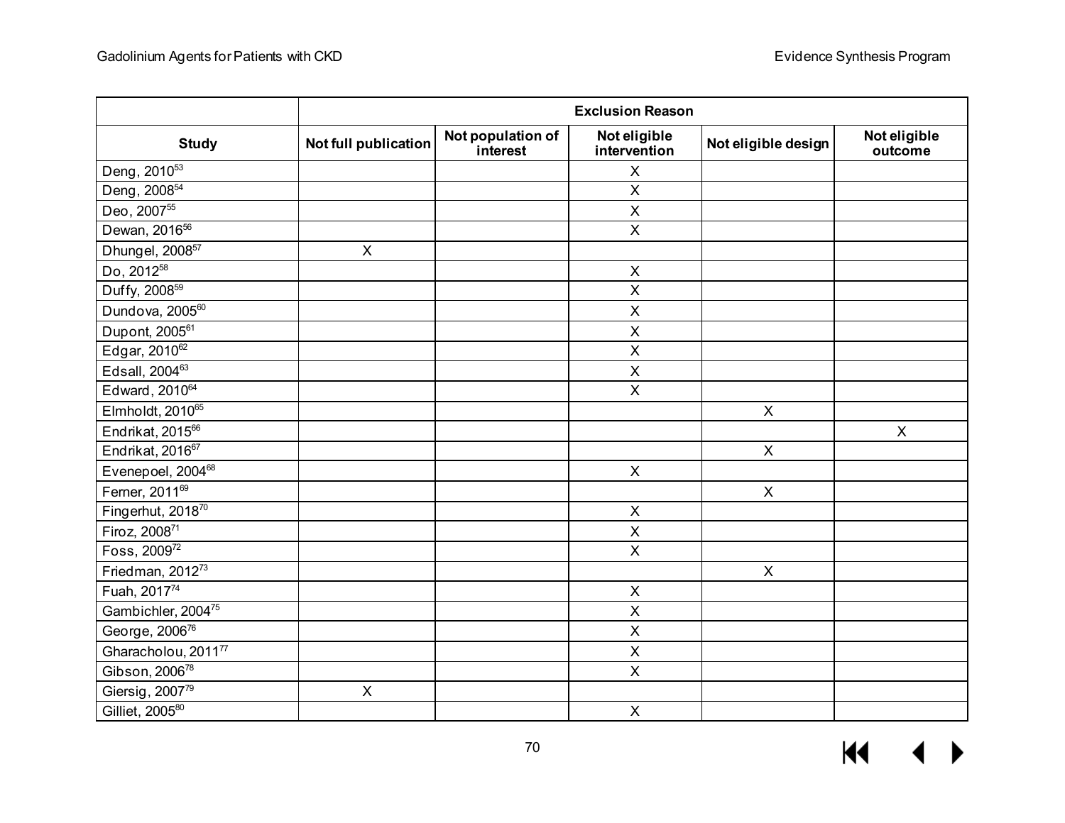| | Exclusion Reason | | | | |
|---|---|---|---|---|---|
| Study | Not full publication | Not population of interest | Not eligible intervention | Not eligible design | Not eligible outcome |
| Deng, 2010[53] | | | X | | |
| Deng, 2008[54] | | | X | | |
| Deo, 2007[55] | | | X | | |
| Dewan, 2016[56] | | | X | | |
| Dhungel, 2008[57] | X | | | | |
| Do, 2012[58] | | | X | | |
| Duffy, 2008[59] | | | X | | |
| Dundova, 2005[60] | | | X | | |
| Dupont, 2005[61] | | | X | | |
| Edgar, 2010[62] | | | X | | |
| Edsall, 2004[63] | | | X | | |
| Edward, 2010[64] | | | X | | |
| Elmholdt, 2010[65] | | | | X | |
| Endrikat, 2015[66] | | | | | X |
| Endrikat, 2016[67] | | | | X | |
| Evenepoel, 2004[68] | | | X | | |
| Ferner, 2011[69] | | | | X | |
| Fingerhut, 2018[70] | | | X | | |
| Firoz, 2008[71] | | | X | | |
| Foss, 2009[72] | | | X | | |
| Friedman, 2012[73] | | | | X | |
| Fuah, 2017[74] | | | X | | |
| Gambichler, 2004[75] | | | X | | |
| George, 2006[76] | | | X | | |
| Gharacholou, 2011[77] | | | X | | |
| Gibson, 2006[78] | | | X | | |
| Giersig, 2007[79] | X | | | | |
| Gilliet, 2005[80] | | | X | | |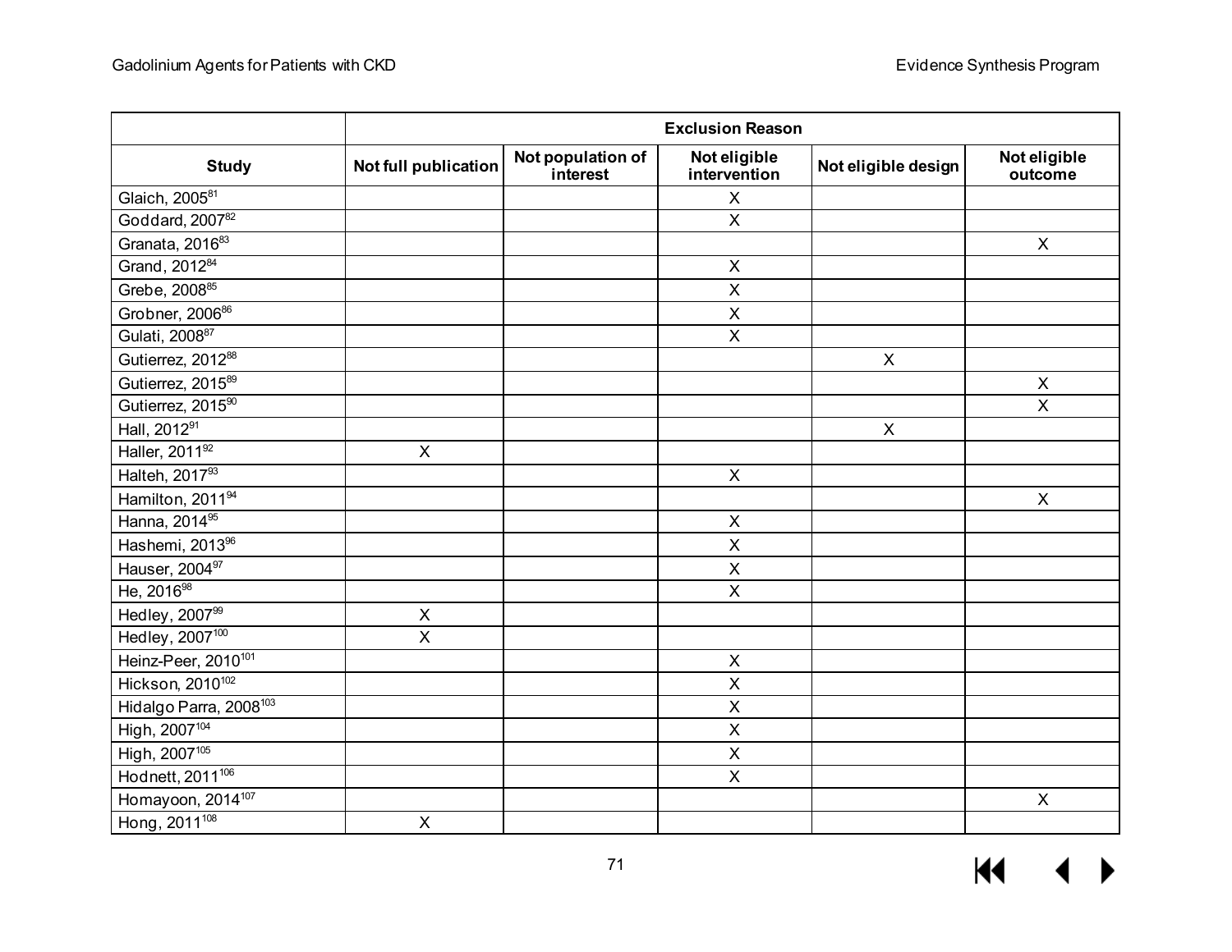| | Exclusion Reason | | | | |
|---|---|---|---|---|---|
| Study | Not full publication | Not population of interest | Not eligible intervention | Not eligible design | Not eligible outcome |
| Glaich, 2005[81] | | | X | | |
| Goddard, 2007[82] | | | X | | |
| Granata, 2016[83] | | | | | X |
| Grand, 2012[84] | | | X | | |
| Grebe, 2008[85] | | | X | | |
| Grobner, 2006[86] | | | X | | |
| Gulati, 2008[87] | | | X | | |
| Gutierrez, 2012[88] | | | | X | |
| Gutierrez, 2015[89] | | | | | X |
| Gutierrez, 2015[90] | | | | | X |
| Hall, 2012[91] | | | | X | |
| Haller, 2011[92] | X | | | | |
| Halteh, 2017[93] | | | X | | |
| Hamilton, 2011[94] | | | | | X |
| Hanna, 2014[95] | | | X | | |
| Hashemi, 2013[96] | | | X | | |
| Hauser, 2004[97] | | | X | | |
| He, 2016[98] | | | X | | |
| Hedley, 2007[99] | X | | | | |
| Hedley, 2007[100] | X | | | | |
| Heinz-Peer, 2010[101] | | | X | | |
| Hickson, 2010[102] | | | X | | |
| Hidalgo Parra, 2008[103] | | | X | | |
| High, 2007[104] | | | X | | |
| High, 2007[105] | | | X | | |
| Hodnett, 2011[106] | | | X | | |
| Homayoon, 2014[107] | | | | | X |
| Hong, 2011[108] | X | | | | |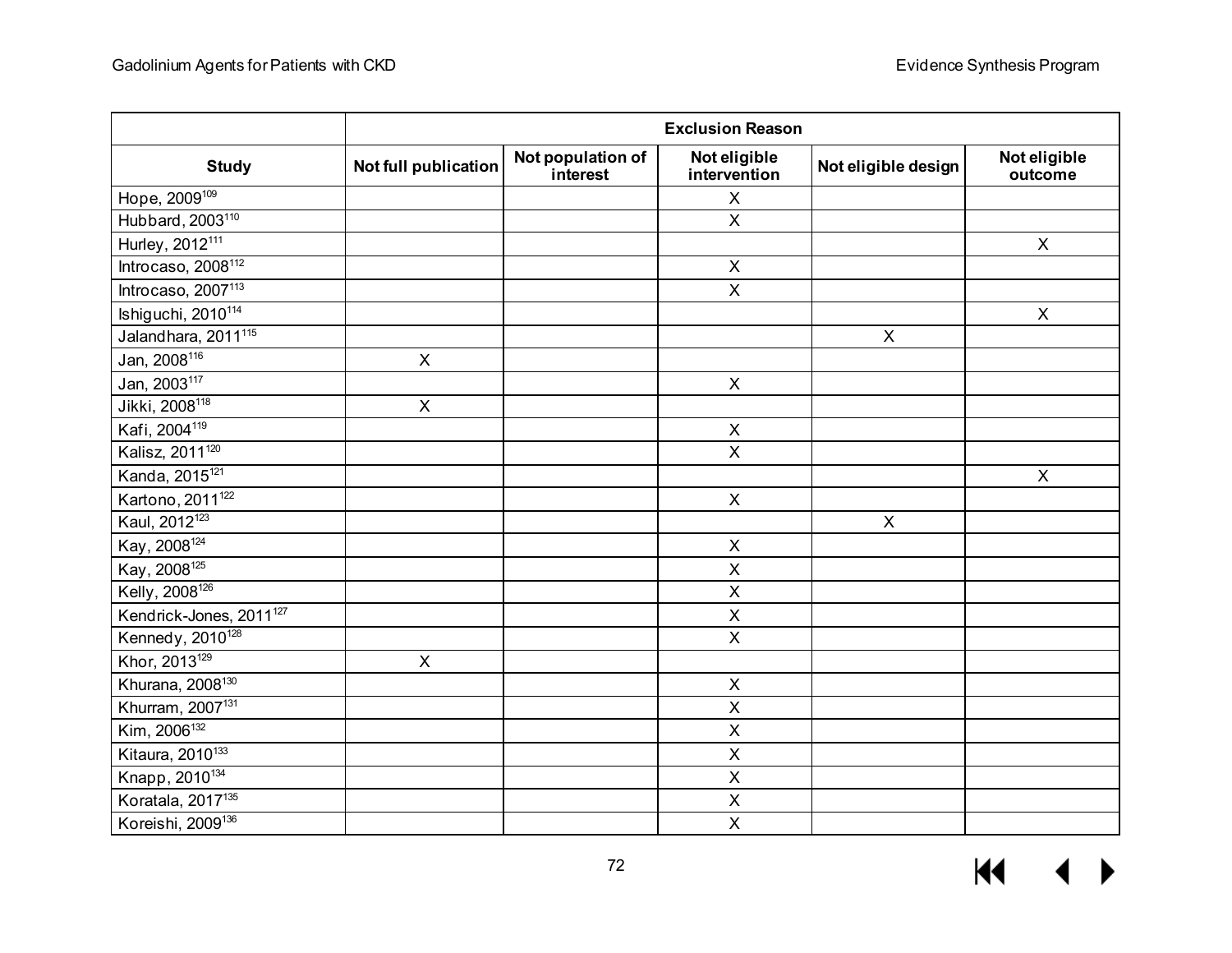| | Exclusion Reason | | | | |
|---|---|---|---|---|---|
| **Study** | **Not full publication** | **Not population of interest** | **Not eligible intervention** | **Not eligible design** | **Not eligible outcome** |
| Hope, 2009[109] | | | X | | |
| Hubbard, 2003[110] | | | X | | |
| Hurley, 2012[111] | | | | | X |
| Introcaso, 2008[112] | | | X | | |
| Introcaso, 2007[113] | | | X | | |
| Ishiguchi, 2010[114] | | | | | X |
| Jalandhara, 2011[115] | | | | X | |
| Jan, 2008[116] | X | | | | |
| Jan, 2003[117] | | | X | | |
| Jikki, 2008[118] | X | | | | |
| Kafi, 2004[119] | | | X | | |
| Kalisz, 2011[120] | | | X | | |
| Kanda, 2015[121] | | | | | X |
| Kartono, 2011[122] | | | X | | |
| Kaul, 2012[123] | | | | X | |
| Kay, 2008[124] | | | X | | |
| Kay, 2008[125] | | | X | | |
| Kelly, 2008[126] | | | X | | |
| Kendrick-Jones, 2011[127] | | | X | | |
| Kennedy, 2010[128] | | | X | | |
| Khor, 2013[129] | X | | | | |
| Khurana, 2008[130] | | | X | | |
| Khurram, 2007[131] | | | X | | |
| Kim, 2006[132] | | | X | | |
| Kitaura, 2010[133] | | | X | | |
| Knapp, 2010[134] | | | X | | |
| Koratala, 2017[135] | | | X | | |
| Koreishi, 2009[136] | | | X | | |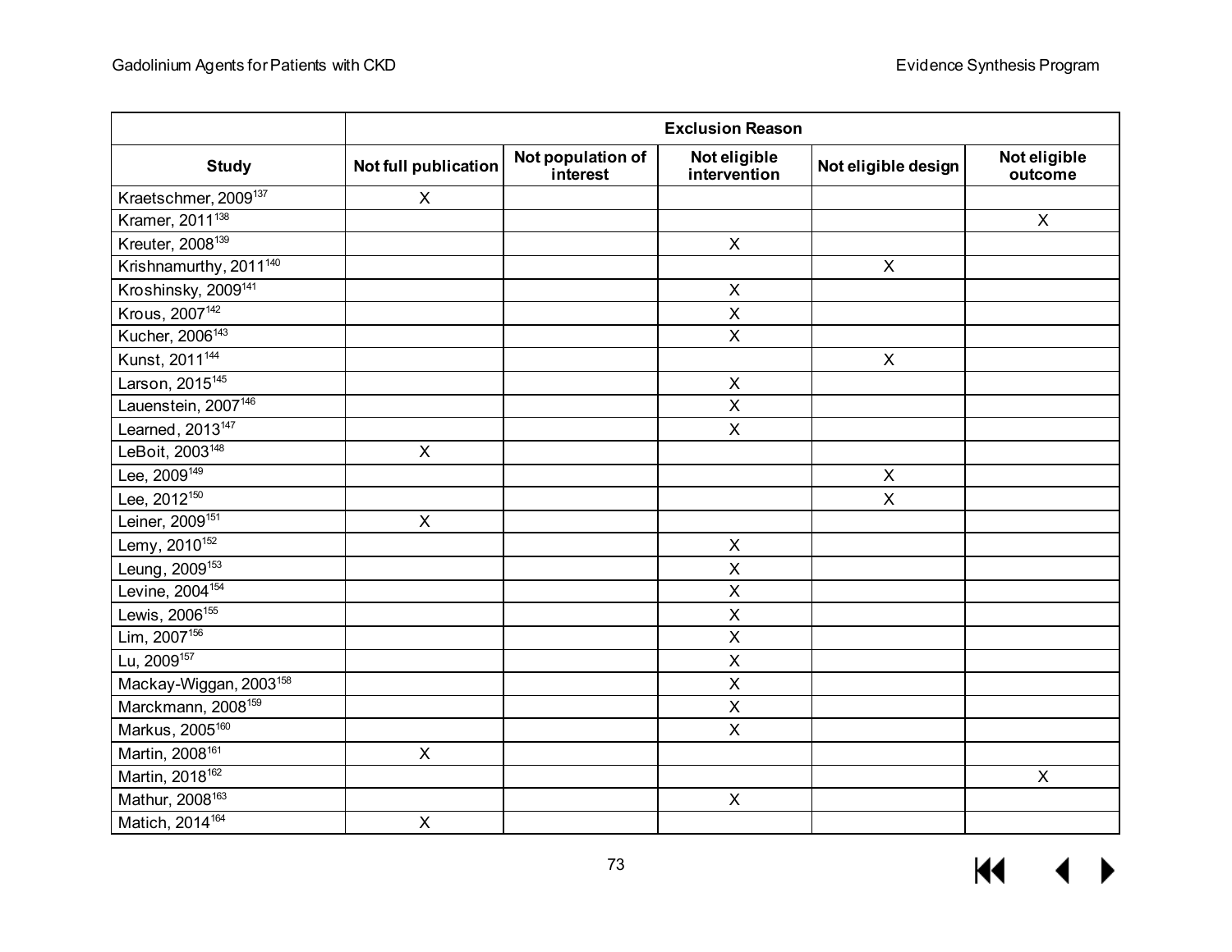| Study | Exclusion Reason | | | | |
|---|---|---|---|---|---|
| | Not full publication | Not population of interest | Not eligible intervention | Not eligible design | Not eligible outcome |
| Kraetschmer, 2009[137] | X | | | | |
| Kramer, 2011[138] | | | | | X |
| Kreuter, 2008[139] | | | X | | |
| Krishnamurthy, 2011[140] | | | | X | |
| Kroshinsky, 2009[141] | | | X | | |
| Krous, 2007[142] | | | X | | |
| Kucher, 2006[143] | | | X | | |
| Kunst, 2011[144] | | | | X | |
| Larson, 2015[145] | | | X | | |
| Lauenstein, 2007[146] | | | X | | |
| Learned, 2013[147] | | | X | | |
| LeBoit, 2003[148] | X | | | | |
| Lee, 2009[149] | | | | X | |
| Lee, 2012[150] | | | | X | |
| Leiner, 2009[151] | X | | | | |
| Lemy, 2010[152] | | | X | | |
| Leung, 2009[153] | | | X | | |
| Levine, 2004[154] | | | X | | |
| Lewis, 2006[155] | | | X | | |
| Lim, 2007[156] | | | X | | |
| Lu, 2009[157] | | | X | | |
| Mackay-Wiggan, 2003[158] | | | X | | |
| Marckmann, 2008[159] | | | X | | |
| Markus, 2005[160] | | | X | | |
| Martin, 2008[161] | X | | | | |
| Martin, 2018[162] | | | | | X |
| Mathur, 2008[163] | | | X | | |
| Matich, 2014[164] | X | | | | |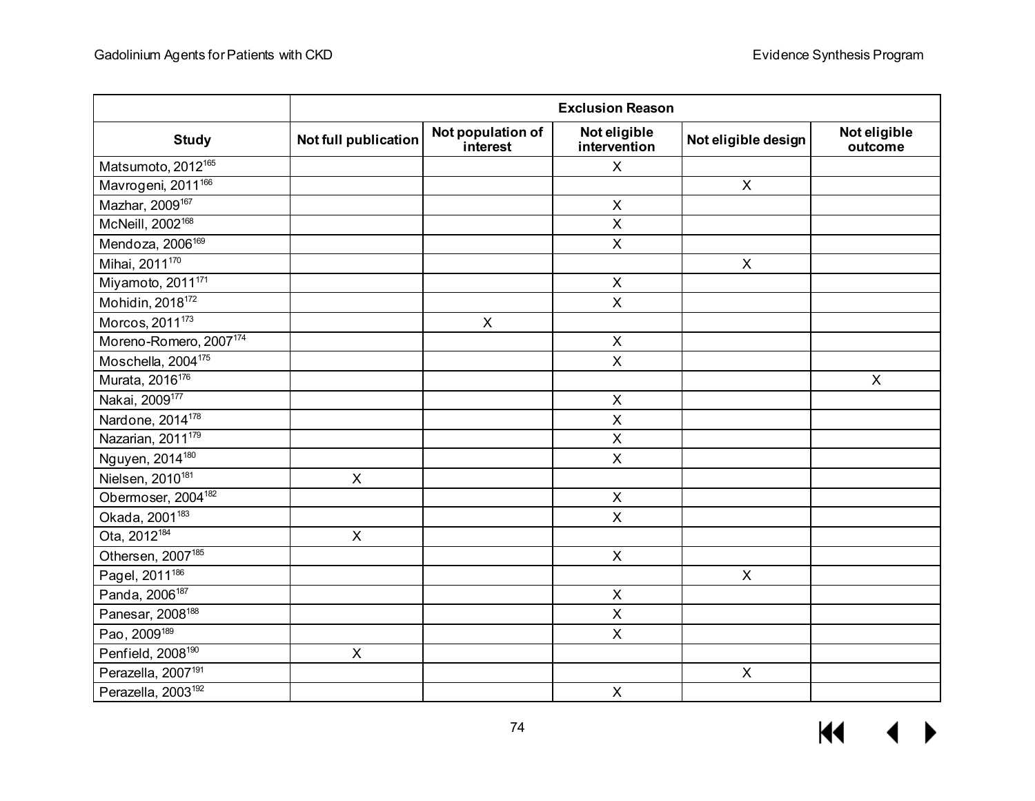| | Exclusion Reason | | | | |
|---|---|---|---|---|---|
| **Study** | **Not full publication** | **Not population of interest** | **Not eligible intervention** | **Not eligible design** | **Not eligible outcome** |
| Matsumoto, 2012[165] | | | X | | |
| Mavrogeni, 2011[166] | | | | X | |
| Mazhar, 2009[167] | | | X | | |
| McNeill, 2002[168] | | | X | | |
| Mendoza, 2006[169] | | | X | | |
| Mihai, 2011[170] | | | | X | |
| Miyamoto, 2011[171] | | | X | | |
| Mohidin, 2018[172] | | | X | | |
| Morcos, 2011[173] | | X | | | |
| Moreno-Romero, 2007[174] | | | X | | |
| Moschella, 2004[175] | | | X | | |
| Murata, 2016[176] | | | | | X |
| Nakai, 2009[177] | | | X | | |
| Nardone, 2014[178] | | | X | | |
| Nazarian, 2011[179] | | | X | | |
| Nguyen, 2014[180] | | | X | | |
| Nielsen, 2010[181] | X | | | | |
| Obermoser, 2004[182] | | | X | | |
| Okada, 2001[183] | | | X | | |
| Ota, 2012[184] | X | | | | |
| Othersen, 2007[185] | | | X | | |
| Pagel, 2011[186] | | | | X | |
| Panda, 2006[187] | | | X | | |
| Panesar, 2008[188] | | | X | | |
| Pao, 2009[189] | | | X | | |
| Penfield, 2008[190] | X | | | | |
| Perazella, 2007[191] | | | | X | |
| Perazella, 2003[192] | | | X | | |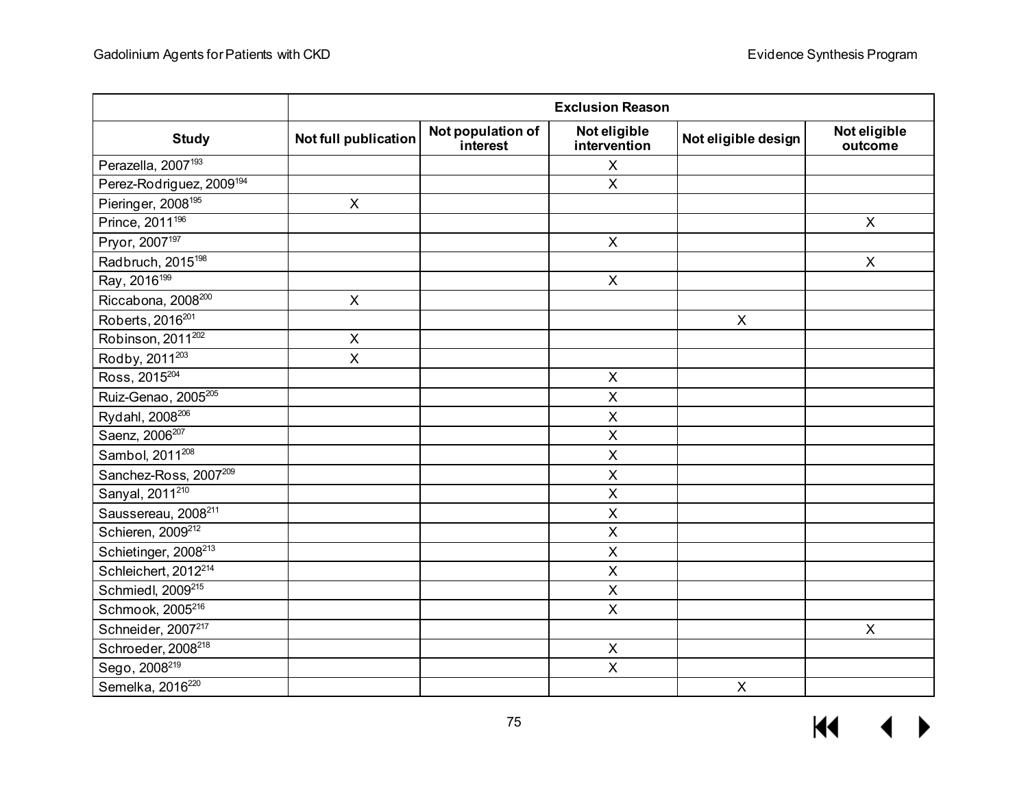| | Exclusion Reason | | | | |
|---|---|---|---|---|---|
| Study | Not full publication | Not population of interest | Not eligible intervention | Not eligible design | Not eligible outcome |
| Perazella, 2007[193] | | | X | | |
| Perez-Rodriguez, 2009[194] | | | X | | |
| Pieringer, 2008[195] | X | | | | |
| Prince, 2011[196] | | | | | X |
| Pryor, 2007[197] | | | X | | |
| Radbruch, 2015[198] | | | | | X |
| Ray, 2016[199] | | | X | | |
| Riccabona, 2008[200] | X | | | | |
| Roberts, 2016[201] | | | | X | |
| Robinson, 2011[202] | X | | | | |
| Rodby, 2011[203] | X | | | | |
| Ross, 2015[204] | | | X | | |
| Ruiz-Genao, 2005[205] | | | X | | |
| Rydahl, 2008[206] | | | X | | |
| Saenz, 2006[207] | | | X | | |
| Sambol, 2011[208] | | | X | | |
| Sanchez-Ross, 2007[209] | | | X | | |
| Sanyal, 2011[210] | | | X | | |
| Saussereau, 2008[211] | | | X | | |
| Schieren, 2009[212] | | | X | | |
| Schietinger, 2008[213] | | | X | | |
| Schleichert, 2012[214] | | | X | | |
| Schmiedl, 2009[215] | | | X | | |
| Schmook, 2005[216] | | | X | | |
| Schneider, 2007[217] | | | | | X |
| Schroeder, 2008[218] | | | X | | |
| Sego, 2008[219] | | | X | | |
| Semelka, 2016[220] | | | | X | |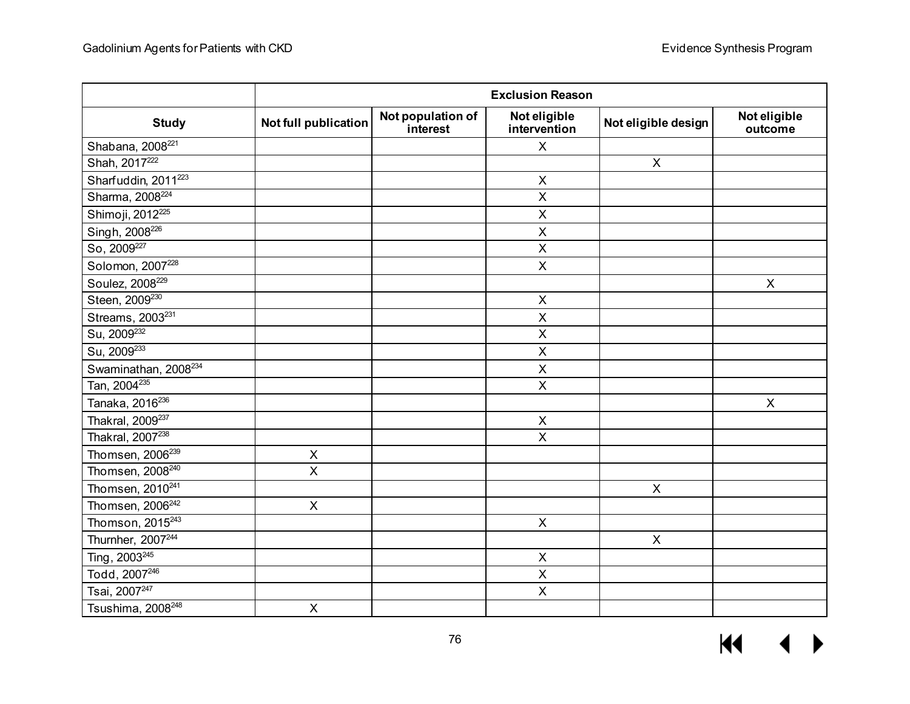| | Exclusion Reason | | | | |
|---|---|---|---|---|---|
| **Study** | **Not full publication** | **Not population of interest** | **Not eligible intervention** | **Not eligible design** | **Not eligible outcome** |
| Shabana, 2008[221] | | | X | | |
| Shah, 2017[222] | | | | X | |
| Sharfuddin, 2011[223] | | | X | | |
| Sharma, 2008[224] | | | X | | |
| Shimoji, 2012[225] | | | X | | |
| Singh, 2008[226] | | | X | | |
| So, 2009[227] | | | X | | |
| Solomon, 2007[228] | | | X | | |
| Soulez, 2008[229] | | | | | X |
| Steen, 2009[230] | | | X | | |
| Streams, 2003[231] | | | X | | |
| Su, 2009[232] | | | X | | |
| Su, 2009[233] | | | X | | |
| Swaminathan, 2008[234] | | | X | | |
| Tan, 2004[235] | | | X | | |
| Tanaka, 2016[236] | | | | | X |
| Thakral, 2009[237] | | | X | | |
| Thakral, 2007[238] | | | X | | |
| Thomsen, 2006[239] | X | | | | |
| Thomsen, 2008[240] | X | | | | |
| Thomsen, 2010[241] | | | | X | |
| Thomsen, 2006[242] | X | | | | |
| Thomson, 2015[243] | | | X | | |
| Thurnher, 2007[244] | | | | X | |
| Ting, 2003[245] | | | X | | |
| Todd, 2007[246] | | | X | | |
| Tsai, 2007[247] | | | X | | |
| Tsushima, 2008[248] | X | | | | |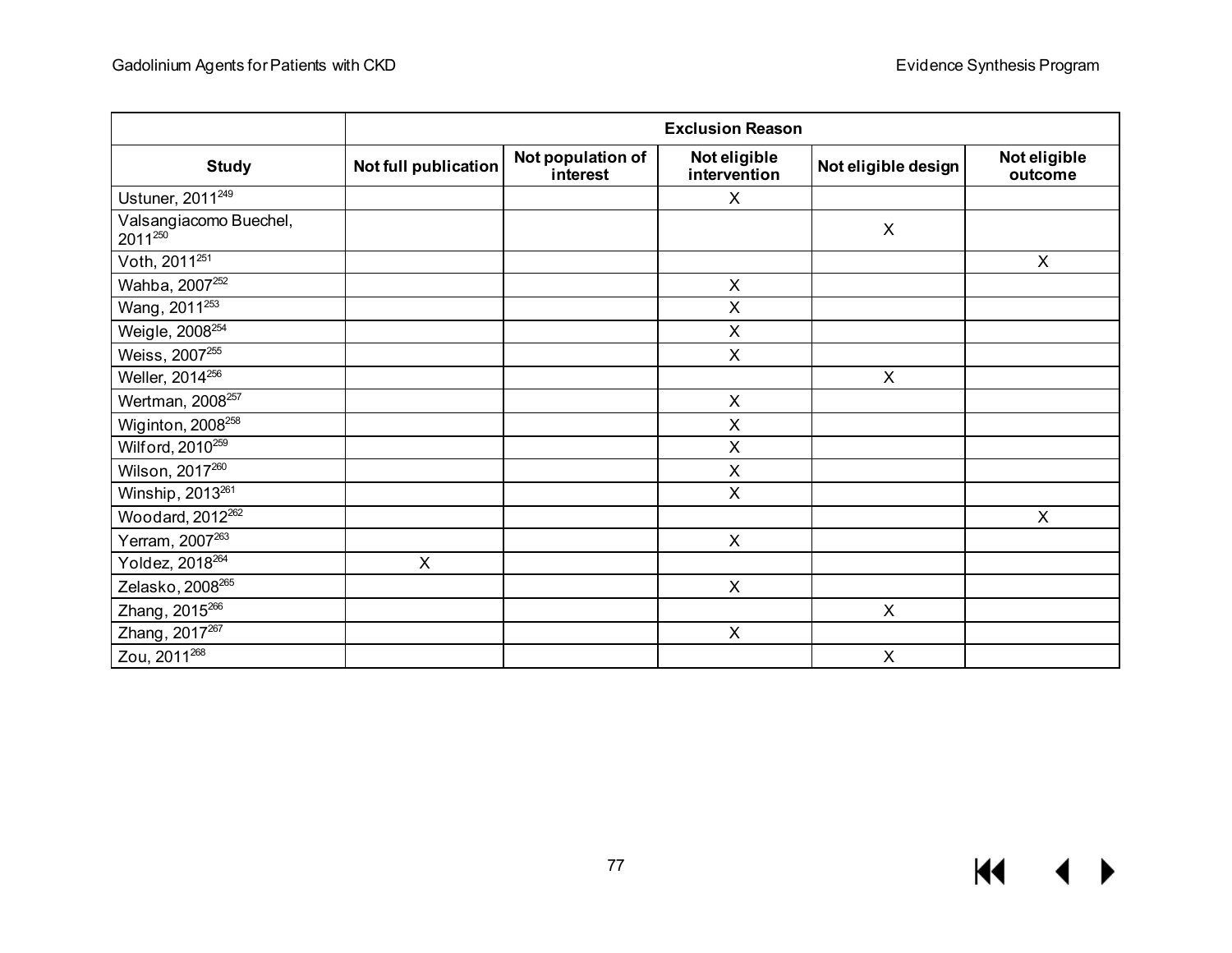| | Exclusion Reason | | | | |
|---|---|---|---|---|---|
| Study | Not full publication | Not population of interest | Not eligible intervention | Not eligible design | Not eligible outcome |
| Ustuner, 2011[249] | | | X | | |
| Valsangiacomo Buechel, 2011[250] | | | | X | |
| Voth, 2011[251] | | | | | X |
| Wahba, 2007[252] | | | X | | |
| Wang, 2011[253] | | | X | | |
| Weigle, 2008[254] | | | X | | |
| Weiss, 2007[255] | | | X | | |
| Weller, 2014[256] | | | | X | |
| Wertman, 2008[257] | | | X | | |
| Wiginton, 2008[258] | | | X | | |
| Wilford, 2010[259] | | | X | | |
| Wilson, 2017[260] | | | X | | |
| Winship, 2013[261] | | | X | | |
| Woodard, 2012[262] | | | | | X |
| Yerram, 2007[263] | | | X | | |
| Yoldez, 2018[264] | X | | | | |
| Zelasko, 2008[265] | | | X | | |
| Zhang, 2015[266] | | | | X | |
| Zhang, 2017[267] | | | X | | |
| Zou, 2011[268] | | | | X | |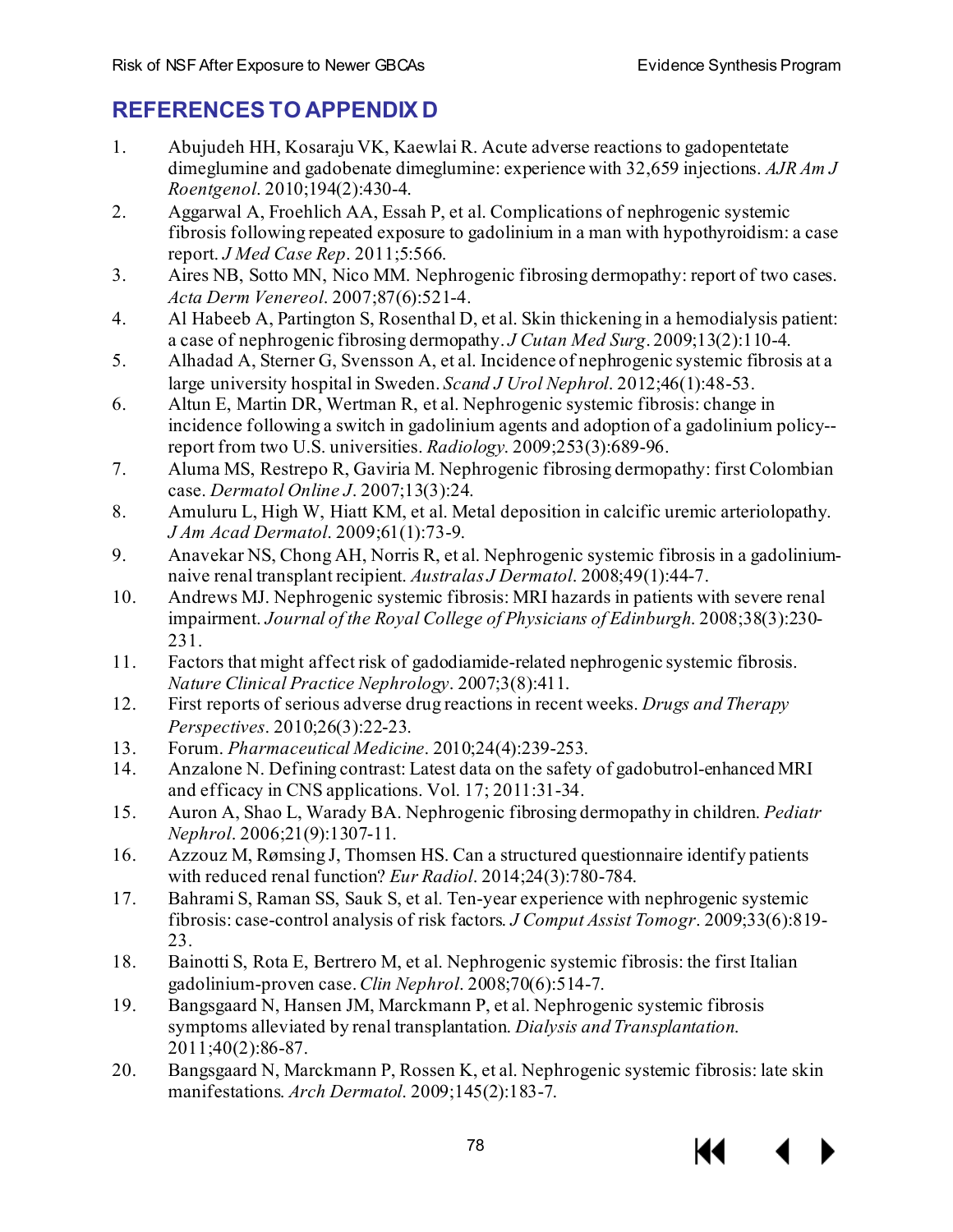## REFERENCES TO APPENDIX D

1. Abujudeh HH, Kosaraju VK, Kaewlai R. Acute adverse reactions to gadopentetate dimeglumine and gadobenate dimeglumine: experience with 32,659 injections. *AJR Am J Roentgenol*. 2010;194(2):430-4.
2. Aggarwal A, Froehlich AA, Essah P, et al. Complications of nephrogenic systemic fibrosis following repeated exposure to gadolinium in a man with hypothyroidism: a case report. *J Med Case Rep*. 2011;5:566.
3. Aires NB, Sotto MN, Nico MM. Nephrogenic fibrosing dermopathy: report of two cases. *Acta Derm Venereol*. 2007;87(6):521-4.
4. Al Habeeb A, Partington S, Rosenthal D, et al. Skin thickening in a hemodialysis patient: a case of nephrogenic fibrosing dermopathy. *J Cutan Med Surg*. 2009;13(2):110-4.
5. Alhadad A, Sterner G, Svensson A, et al. Incidence of nephrogenic systemic fibrosis at a large university hospital in Sweden. *Scand J Urol Nephrol*. 2012;46(1):48-53.
6. Altun E, Martin DR, Wertman R, et al. Nephrogenic systemic fibrosis: change in incidence following a switch in gadolinium agents and adoption of a gadolinium policy--report from two U.S. universities. *Radiology*. 2009;253(3):689-96.
7. Aluma MS, Restrepo R, Gaviria M. Nephrogenic fibrosing dermopathy: first Colombian case. *Dermatol Online J*. 2007;13(3):24.
8. Amuluru L, High W, Hiatt KM, et al. Metal deposition in calcific uremic arteriolopathy. *J Am Acad Dermatol*. 2009;61(1):73-9.
9. Anavekar NS, Chong AH, Norris R, et al. Nephrogenic systemic fibrosis in a gadolinium-naive renal transplant recipient. *Australas J Dermatol*. 2008;49(1):44-7.
10. Andrews MJ. Nephrogenic systemic fibrosis: MRI hazards in patients with severe renal impairment. *Journal of the Royal College of Physicians of Edinburgh*. 2008;38(3):230-231.
11. Factors that might affect risk of gadodiamide-related nephrogenic systemic fibrosis. *Nature Clinical Practice Nephrology*. 2007;3(8):411.
12. First reports of serious adverse drug reactions in recent weeks. *Drugs and Therapy Perspectives*. 2010;26(3):22-23.
13. Forum. *Pharmaceutical Medicine*. 2010;24(4):239-253.
14. Anzalone N. Defining contrast: Latest data on the safety of gadobutrol-enhanced MRI and efficacy in CNS applications. Vol. 17; 2011:31-34.
15. Auron A, Shao L, Warady BA. Nephrogenic fibrosing dermopathy in children. *Pediatr Nephrol*. 2006;21(9):1307-11.
16. Azzouz M, Rømsing J, Thomsen HS. Can a structured questionnaire identify patients with reduced renal function? *Eur Radiol*. 2014;24(3):780-784.
17. Bahrami S, Raman SS, Sauk S, et al. Ten-year experience with nephrogenic systemic fibrosis: case-control analysis of risk factors. *J Comput Assist Tomogr*. 2009;33(6):819-23.
18. Bainotti S, Rota E, Bertrero M, et al. Nephrogenic systemic fibrosis: the first Italian gadolinium-proven case. *Clin Nephrol*. 2008;70(6):514-7.
19. Bangsgaard N, Hansen JM, Marckmann P, et al. Nephrogenic systemic fibrosis symptoms alleviated by renal transplantation. *Dialysis and Transplantation*. 2011;40(2):86-87.
20. Bangsgaard N, Marckmann P, Rossen K, et al. Nephrogenic systemic fibrosis: late skin manifestations. *Arch Dermatol*. 2009;145(2):183-7.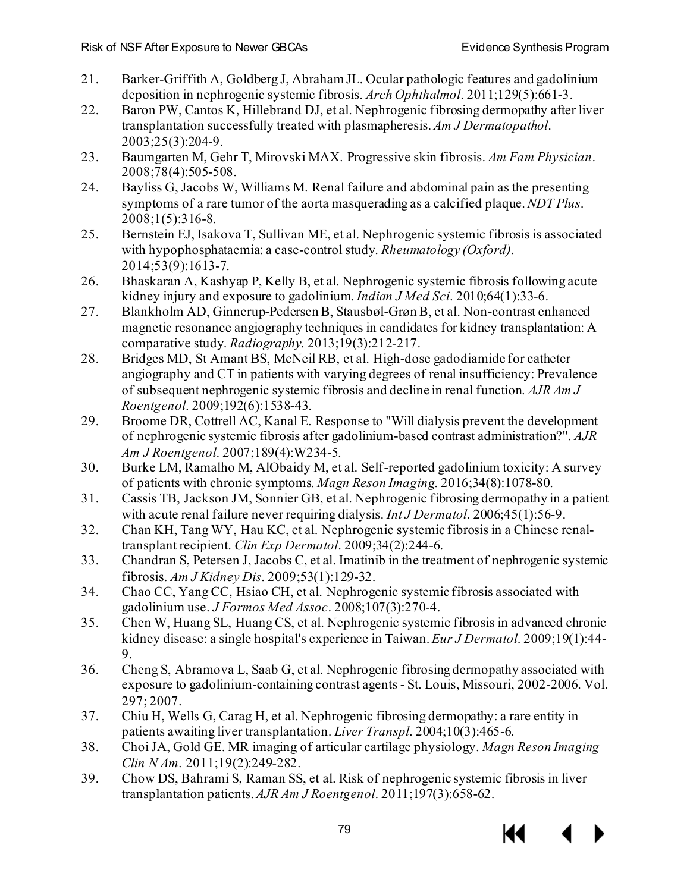21. Barker-Griffith A, Goldberg J, Abraham JL. Ocular pathologic features and gadolinium deposition in nephrogenic systemic fibrosis. *Arch Ophthalmol*. 2011;129(5):661-3.
22. Baron PW, Cantos K, Hillebrand DJ, et al. Nephrogenic fibrosing dermopathy after liver transplantation successfully treated with plasmapheresis. *Am J Dermatopathol*. 2003;25(3):204-9.
23. Baumgarten M, Gehr T, Mirovski MAX. Progressive skin fibrosis. *Am Fam Physician*. 2008;78(4):505-508.
24. Bayliss G, Jacobs W, Williams M. Renal failure and abdominal pain as the presenting symptoms of a rare tumor of the aorta masquerading as a calcified plaque. *NDT Plus*. 2008;1(5):316-8.
25. Bernstein EJ, Isakova T, Sullivan ME, et al. Nephrogenic systemic fibrosis is associated with hypophosphataemia: a case-control study. *Rheumatology (Oxford)*. 2014;53(9):1613-7.
26. Bhaskaran A, Kashyap P, Kelly B, et al. Nephrogenic systemic fibrosis following acute kidney injury and exposure to gadolinium. *Indian J Med Sci*. 2010;64(1):33-6.
27. Blankholm AD, Ginnerup-Pedersen B, Stausbøl-Grøn B, et al. Non-contrast enhanced magnetic resonance angiography techniques in candidates for kidney transplantation: A comparative study. *Radiography*. 2013;19(3):212-217.
28. Bridges MD, St Amant BS, McNeil RB, et al. High-dose gadodiamide for catheter angiography and CT in patients with varying degrees of renal insufficiency: Prevalence of subsequent nephrogenic systemic fibrosis and decline in renal function. *AJR Am J Roentgenol*. 2009;192(6):1538-43.
29. Broome DR, Cottrell AC, Kanal E. Response to "Will dialysis prevent the development of nephrogenic systemic fibrosis after gadolinium-based contrast administration?". *AJR Am J Roentgenol*. 2007;189(4):W234-5.
30. Burke LM, Ramalho M, AlObaidy M, et al. Self-reported gadolinium toxicity: A survey of patients with chronic symptoms. *Magn Reson Imaging*. 2016;34(8):1078-80.
31. Cassis TB, Jackson JM, Sonnier GB, et al. Nephrogenic fibrosing dermopathy in a patient with acute renal failure never requiring dialysis. *Int J Dermatol*. 2006;45(1):56-9.
32. Chan KH, Tang WY, Hau KC, et al. Nephrogenic systemic fibrosis in a Chinese renal-transplant recipient. *Clin Exp Dermatol*. 2009;34(2):244-6.
33. Chandran S, Petersen J, Jacobs C, et al. Imatinib in the treatment of nephrogenic systemic fibrosis. *Am J Kidney Dis*. 2009;53(1):129-32.
34. Chao CC, Yang CC, Hsiao CH, et al. Nephrogenic systemic fibrosis associated with gadolinium use. *J Formos Med Assoc*. 2008;107(3):270-4.
35. Chen W, Huang SL, Huang CS, et al. Nephrogenic systemic fibrosis in advanced chronic kidney disease: a single hospital's experience in Taiwan. *Eur J Dermatol*. 2009;19(1):44-9.
36. Cheng S, Abramova L, Saab G, et al. Nephrogenic fibrosing dermopathy associated with exposure to gadolinium-containing contrast agents - St. Louis, Missouri, 2002-2006. Vol. 297; 2007.
37. Chiu H, Wells G, Carag H, et al. Nephrogenic fibrosing dermopathy: a rare entity in patients awaiting liver transplantation. *Liver Transpl*. 2004;10(3):465-6.
38. Choi JA, Gold GE. MR imaging of articular cartilage physiology. *Magn Reson Imaging Clin N Am*. 2011;19(2):249-282.
39. Chow DS, Bahrami S, Raman SS, et al. Risk of nephrogenic systemic fibrosis in liver transplantation patients. *AJR Am J Roentgenol*. 2011;197(3):658-62.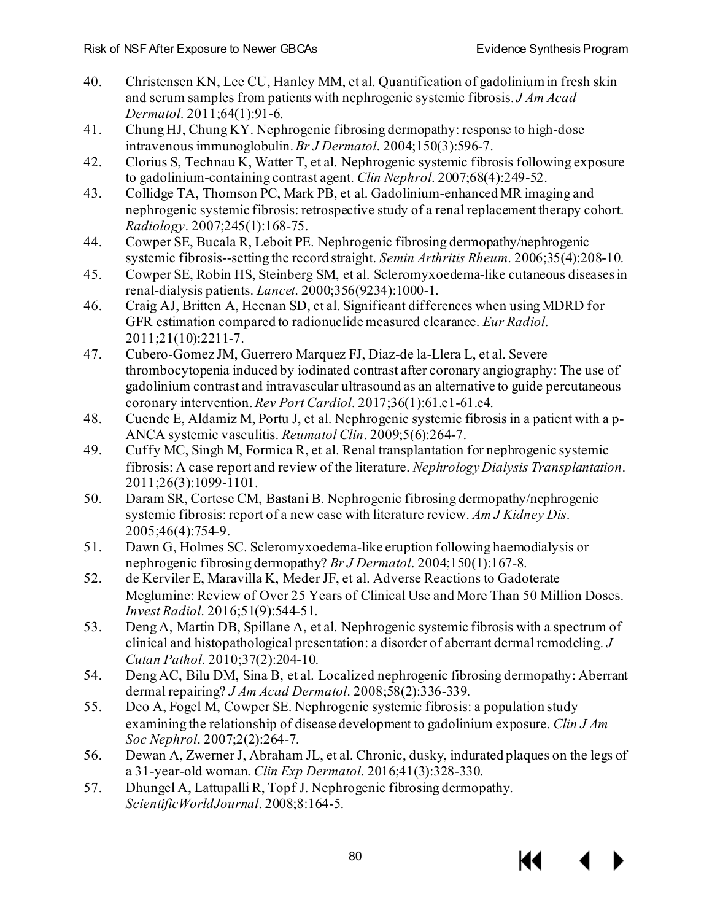40. Christensen KN, Lee CU, Hanley MM, et al. Quantification of gadolinium in fresh skin and serum samples from patients with nephrogenic systemic fibrosis. *J Am Acad Dermatol*. 2011;64(1):91-6.
41. Chung HJ, Chung KY. Nephrogenic fibrosing dermopathy: response to high-dose intravenous immunoglobulin. *Br J Dermatol*. 2004;150(3):596-7.
42. Clorius S, Technau K, Watter T, et al. Nephrogenic systemic fibrosis following exposure to gadolinium-containing contrast agent. *Clin Nephrol*. 2007;68(4):249-52.
43. Collidge TA, Thomson PC, Mark PB, et al. Gadolinium-enhanced MR imaging and nephrogenic systemic fibrosis: retrospective study of a renal replacement therapy cohort. *Radiology*. 2007;245(1):168-75.
44. Cowper SE, Bucala R, Leboit PE. Nephrogenic fibrosing dermopathy/nephrogenic systemic fibrosis--setting the record straight. *Semin Arthritis Rheum*. 2006;35(4):208-10.
45. Cowper SE, Robin HS, Steinberg SM, et al. Scleromyxoedema-like cutaneous diseases in renal-dialysis patients. *Lancet*. 2000;356(9234):1000-1.
46. Craig AJ, Britten A, Heenan SD, et al. Significant differences when using MDRD for GFR estimation compared to radionuclide measured clearance. *Eur Radiol*. 2011;21(10):2211-7.
47. Cubero-Gomez JM, Guerrero Marquez FJ, Diaz-de la-Llera L, et al. Severe thrombocytopenia induced by iodinated contrast after coronary angiography: The use of gadolinium contrast and intravascular ultrasound as an alternative to guide percutaneous coronary intervention. *Rev Port Cardiol*. 2017;36(1):61.e1-61.e4.
48. Cuende E, Aldamiz M, Portu J, et al. Nephrogenic systemic fibrosis in a patient with a p-ANCA systemic vasculitis. *Reumatol Clin*. 2009;5(6):264-7.
49. Cuffy MC, Singh M, Formica R, et al. Renal transplantation for nephrogenic systemic fibrosis: A case report and review of the literature. *Nephrology Dialysis Transplantation*. 2011;26(3):1099-1101.
50. Daram SR, Cortese CM, Bastani B. Nephrogenic fibrosing dermopathy/nephrogenic systemic fibrosis: report of a new case with literature review. *Am J Kidney Dis*. 2005;46(4):754-9.
51. Dawn G, Holmes SC. Scleromyxoedema-like eruption following haemodialysis or nephrogenic fibrosing dermopathy? *Br J Dermatol*. 2004;150(1):167-8.
52. de Kerviler E, Maravilla K, Meder JF, et al. Adverse Reactions to Gadoterate Meglumine: Review of Over 25 Years of Clinical Use and More Than 50 Million Doses. *Invest Radiol*. 2016;51(9):544-51.
53. Deng A, Martin DB, Spillane A, et al. Nephrogenic systemic fibrosis with a spectrum of clinical and histopathological presentation: a disorder of aberrant dermal remodeling. *J Cutan Pathol*. 2010;37(2):204-10.
54. Deng AC, Bilu DM, Sina B, et al. Localized nephrogenic fibrosing dermopathy: Aberrant dermal repairing? *J Am Acad Dermatol*. 2008;58(2):336-339.
55. Deo A, Fogel M, Cowper SE. Nephrogenic systemic fibrosis: a population study examining the relationship of disease development to gadolinium exposure. *Clin J Am Soc Nephrol*. 2007;2(2):264-7.
56. Dewan A, Zwerner J, Abraham JL, et al. Chronic, dusky, indurated plaques on the legs of a 31-year-old woman. *Clin Exp Dermatol*. 2016;41(3):328-330.
57. Dhungel A, Lattupalli R, Topf J. Nephrogenic fibrosing dermopathy. *ScientificWorldJournal*. 2008;8:164-5.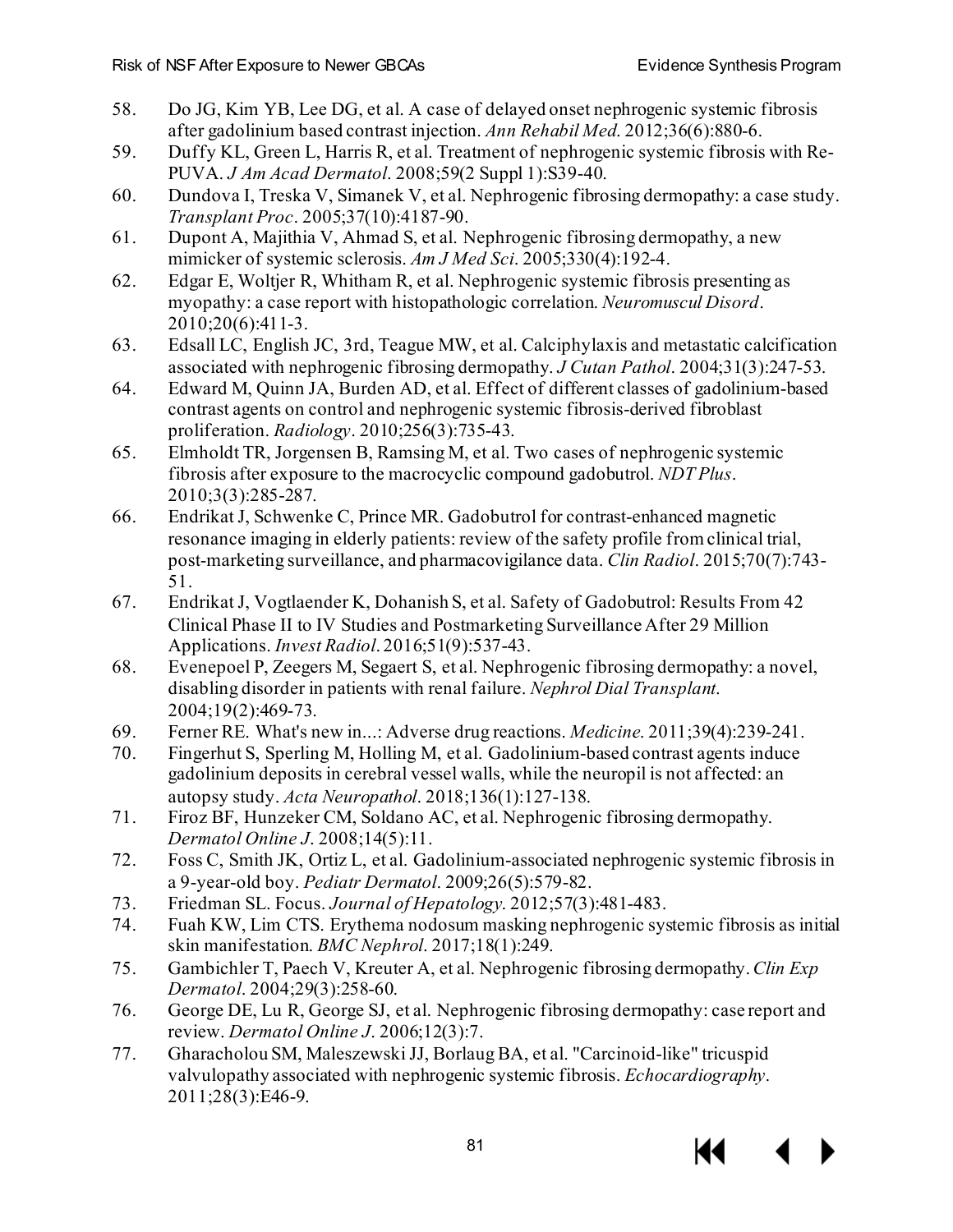58. Do JG, Kim YB, Lee DG, et al. A case of delayed onset nephrogenic systemic fibrosis after gadolinium based contrast injection. *Ann Rehabil Med*. 2012;36(6):880-6.
59. Duffy KL, Green L, Harris R, et al. Treatment of nephrogenic systemic fibrosis with Re-PUVA. *J Am Acad Dermatol*. 2008;59(2 Suppl 1):S39-40.
60. Dundova I, Treska V, Simanek V, et al. Nephrogenic fibrosing dermopathy: a case study. *Transplant Proc*. 2005;37(10):4187-90.
61. Dupont A, Majithia V, Ahmad S, et al. Nephrogenic fibrosing dermopathy, a new mimicker of systemic sclerosis. *Am J Med Sci*. 2005;330(4):192-4.
62. Edgar E, Woltjer R, Whitham R, et al. Nephrogenic systemic fibrosis presenting as myopathy: a case report with histopathologic correlation. *Neuromuscul Disord*. 2010;20(6):411-3.
63. Edsall LC, English JC, 3rd, Teague MW, et al. Calciphylaxis and metastatic calcification associated with nephrogenic fibrosing dermopathy. *J Cutan Pathol*. 2004;31(3):247-53.
64. Edward M, Quinn JA, Burden AD, et al. Effect of different classes of gadolinium-based contrast agents on control and nephrogenic systemic fibrosis-derived fibroblast proliferation. *Radiology*. 2010;256(3):735-43.
65. Elmholdt TR, Jorgensen B, Ramsing M, et al. Two cases of nephrogenic systemic fibrosis after exposure to the macrocyclic compound gadobutrol. *NDT Plus*. 2010;3(3):285-287.
66. Endrikat J, Schwenke C, Prince MR. Gadobutrol for contrast-enhanced magnetic resonance imaging in elderly patients: review of the safety profile from clinical trial, post-marketing surveillance, and pharmacovigilance data. *Clin Radiol*. 2015;70(7):743-51.
67. Endrikat J, Vogtlaender K, Dohanish S, et al. Safety of Gadobutrol: Results From 42 Clinical Phase II to IV Studies and Postmarketing Surveillance After 29 Million Applications. *Invest Radiol*. 2016;51(9):537-43.
68. Evenepoel P, Zeegers M, Segaert S, et al. Nephrogenic fibrosing dermopathy: a novel, disabling disorder in patients with renal failure. *Nephrol Dial Transplant*. 2004;19(2):469-73.
69. Ferner RE. What's new in...: Adverse drug reactions. *Medicine*. 2011;39(4):239-241.
70. Fingerhut S, Sperling M, Holling M, et al. Gadolinium-based contrast agents induce gadolinium deposits in cerebral vessel walls, while the neuropil is not affected: an autopsy study. *Acta Neuropathol*. 2018;136(1):127-138.
71. Firoz BF, Hunzeker CM, Soldano AC, et al. Nephrogenic fibrosing dermopathy. *Dermatol Online J*. 2008;14(5):11.
72. Foss C, Smith JK, Ortiz L, et al. Gadolinium-associated nephrogenic systemic fibrosis in a 9-year-old boy. *Pediatr Dermatol*. 2009;26(5):579-82.
73. Friedman SL. Focus. *Journal of Hepatology*. 2012;57(3):481-483.
74. Fuah KW, Lim CTS. Erythema nodosum masking nephrogenic systemic fibrosis as initial skin manifestation. *BMC Nephrol*. 2017;18(1):249.
75. Gambichler T, Paech V, Kreuter A, et al. Nephrogenic fibrosing dermopathy. *Clin Exp Dermatol*. 2004;29(3):258-60.
76. George DE, Lu R, George SJ, et al. Nephrogenic fibrosing dermopathy: case report and review. *Dermatol Online J*. 2006;12(3):7.
77. Gharacholou SM, Maleszewski JJ, Borlaug BA, et al. "Carcinoid-like" tricuspid valvulopathy associated with nephrogenic systemic fibrosis. *Echocardiography*. 2011;28(3):E46-9.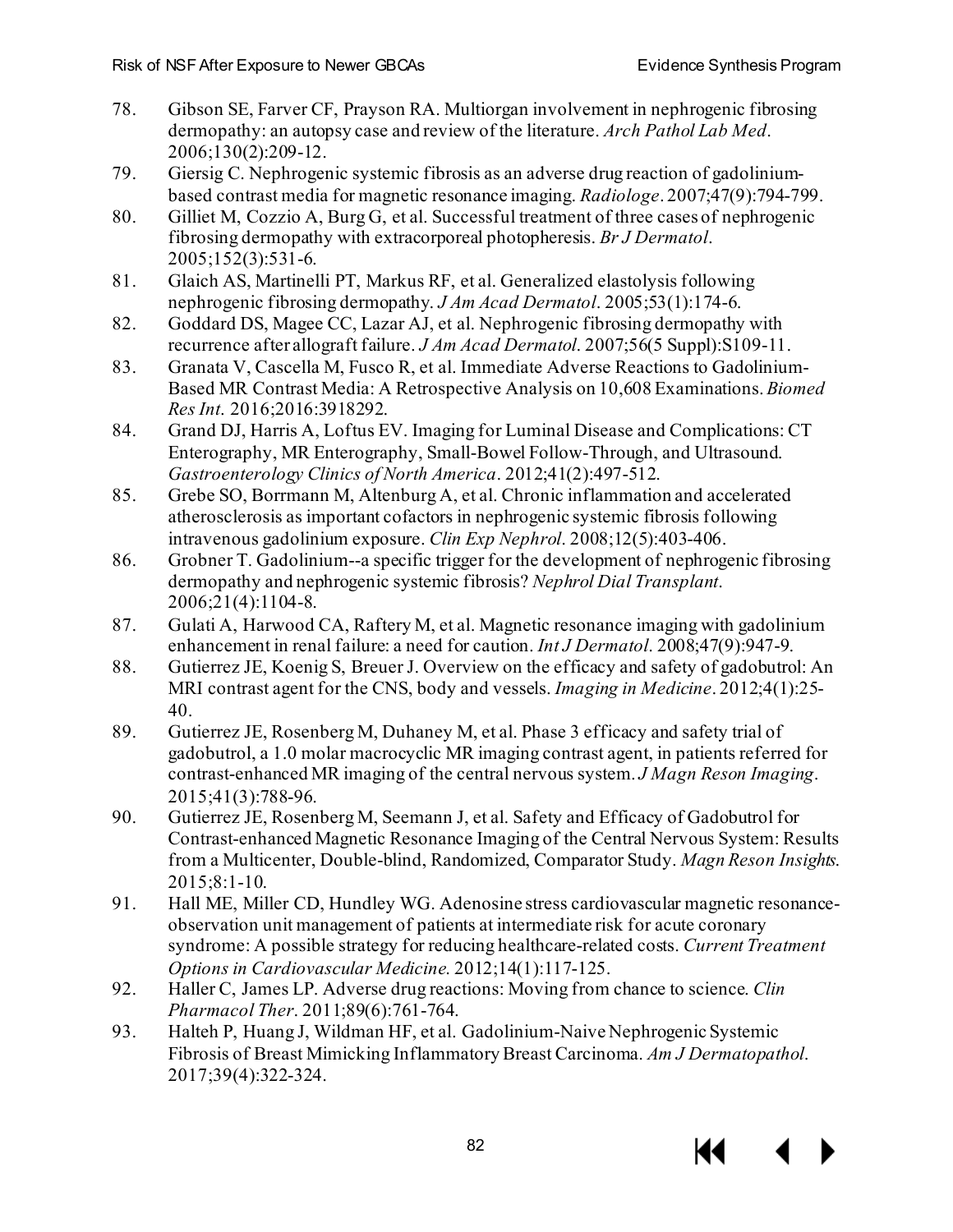78. Gibson SE, Farver CF, Prayson RA. Multiorgan involvement in nephrogenic fibrosing dermopathy: an autopsy case and review of the literature. *Arch Pathol Lab Med*. 2006;130(2):209-12.
79. Giersig C. Nephrogenic systemic fibrosis as an adverse drug reaction of gadolinium-based contrast media for magnetic resonance imaging. *Radiologe*. 2007;47(9):794-799.
80. Gilliet M, Cozzio A, Burg G, et al. Successful treatment of three cases of nephrogenic fibrosing dermopathy with extracorporeal photopheresis. *Br J Dermatol*. 2005;152(3):531-6.
81. Glaich AS, Martinelli PT, Markus RF, et al. Generalized elastolysis following nephrogenic fibrosing dermopathy. *J Am Acad Dermatol*. 2005;53(1):174-6.
82. Goddard DS, Magee CC, Lazar AJ, et al. Nephrogenic fibrosing dermopathy with recurrence after allograft failure. *J Am Acad Dermatol*. 2007;56(5 Suppl):S109-11.
83. Granata V, Cascella M, Fusco R, et al. Immediate Adverse Reactions to Gadolinium-Based MR Contrast Media: A Retrospective Analysis on 10,608 Examinations. *Biomed Res Int*. 2016;2016:3918292.
84. Grand DJ, Harris A, Loftus EV. Imaging for Luminal Disease and Complications: CT Enterography, MR Enterography, Small-Bowel Follow-Through, and Ultrasound. *Gastroenterology Clinics of North America*. 2012;41(2):497-512.
85. Grebe SO, Borrmann M, Altenburg A, et al. Chronic inflammation and accelerated atherosclerosis as important cofactors in nephrogenic systemic fibrosis following intravenous gadolinium exposure. *Clin Exp Nephrol*. 2008;12(5):403-406.
86. Grobner T. Gadolinium--a specific trigger for the development of nephrogenic fibrosing dermopathy and nephrogenic systemic fibrosis? *Nephrol Dial Transplant*. 2006;21(4):1104-8.
87. Gulati A, Harwood CA, Raftery M, et al. Magnetic resonance imaging with gadolinium enhancement in renal failure: a need for caution. *Int J Dermatol*. 2008;47(9):947-9.
88. Gutierrez JE, Koenig S, Breuer J. Overview on the efficacy and safety of gadobutrol: An MRI contrast agent for the CNS, body and vessels. *Imaging in Medicine*. 2012;4(1):25-40.
89. Gutierrez JE, Rosenberg M, Duhaney M, et al. Phase 3 efficacy and safety trial of gadobutrol, a 1.0 molar macrocyclic MR imaging contrast agent, in patients referred for contrast-enhanced MR imaging of the central nervous system. *J Magn Reson Imaging*. 2015;41(3):788-96.
90. Gutierrez JE, Rosenberg M, Seemann J, et al. Safety and Efficacy of Gadobutrol for Contrast-enhanced Magnetic Resonance Imaging of the Central Nervous System: Results from a Multicenter, Double-blind, Randomized, Comparator Study. *Magn Reson Insights*. 2015;8:1-10.
91. Hall ME, Miller CD, Hundley WG. Adenosine stress cardiovascular magnetic resonance-observation unit management of patients at intermediate risk for acute coronary syndrome: A possible strategy for reducing healthcare-related costs. *Current Treatment Options in Cardiovascular Medicine*. 2012;14(1):117-125.
92. Haller C, James LP. Adverse drug reactions: Moving from chance to science. *Clin Pharmacol Ther*. 2011;89(6):761-764.
93. Halteh P, Huang J, Wildman HF, et al. Gadolinium-Naive Nephrogenic Systemic Fibrosis of Breast Mimicking Inflammatory Breast Carcinoma. *Am J Dermatopathol*. 2017;39(4):322-324.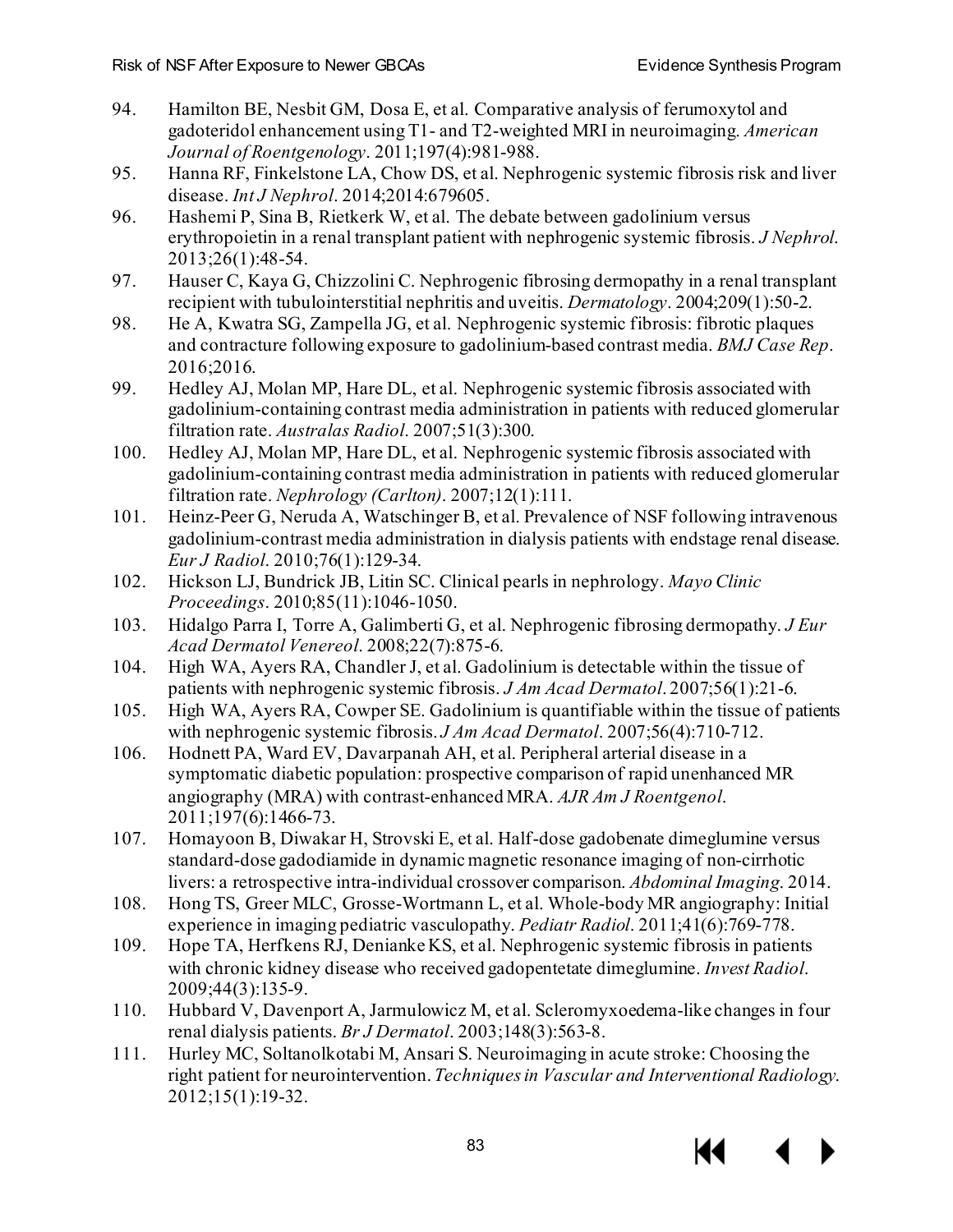94. Hamilton BE, Nesbit GM, Dosa E, et al. Comparative analysis of ferumoxytol and gadoteridol enhancement using T1- and T2-weighted MRI in neuroimaging. *American Journal of Roentgenology*. 2011;197(4):981-988.
95. Hanna RF, Finkelstone LA, Chow DS, et al. Nephrogenic systemic fibrosis risk and liver disease. *Int J Nephrol*. 2014;2014:679605.
96. Hashemi P, Sina B, Rietkerk W, et al. The debate between gadolinium versus erythropoietin in a renal transplant patient with nephrogenic systemic fibrosis. *J Nephrol*. 2013;26(1):48-54.
97. Hauser C, Kaya G, Chizzolini C. Nephrogenic fibrosing dermopathy in a renal transplant recipient with tubulointerstitial nephritis and uveitis. *Dermatology*. 2004;209(1):50-2.
98. He A, Kwatra SG, Zampella JG, et al. Nephrogenic systemic fibrosis: fibrotic plaques and contracture following exposure to gadolinium-based contrast media. *BMJ Case Rep*. 2016;2016.
99. Hedley AJ, Molan MP, Hare DL, et al. Nephrogenic systemic fibrosis associated with gadolinium-containing contrast media administration in patients with reduced glomerular filtration rate. *Australas Radiol*. 2007;51(3):300.
100. Hedley AJ, Molan MP, Hare DL, et al. Nephrogenic systemic fibrosis associated with gadolinium-containing contrast media administration in patients with reduced glomerular filtration rate. *Nephrology (Carlton)*. 2007;12(1):111.
101. Heinz-Peer G, Neruda A, Watschinger B, et al. Prevalence of NSF following intravenous gadolinium-contrast media administration in dialysis patients with endstage renal disease. *Eur J Radiol*. 2010;76(1):129-34.
102. Hickson LJ, Bundrick JB, Litin SC. Clinical pearls in nephrology. *Mayo Clinic Proceedings*. 2010;85(11):1046-1050.
103. Hidalgo Parra I, Torre A, Galimberti G, et al. Nephrogenic fibrosing dermopathy. *J Eur Acad Dermatol Venereol*. 2008;22(7):875-6.
104. High WA, Ayers RA, Chandler J, et al. Gadolinium is detectable within the tissue of patients with nephrogenic systemic fibrosis. *J Am Acad Dermatol*. 2007;56(1):21-6.
105. High WA, Ayers RA, Cowper SE. Gadolinium is quantifiable within the tissue of patients with nephrogenic systemic fibrosis. *J Am Acad Dermatol*. 2007;56(4):710-712.
106. Hodnett PA, Ward EV, Davarpanah AH, et al. Peripheral arterial disease in a symptomatic diabetic population: prospective comparison of rapid unenhanced MR angiography (MRA) with contrast-enhanced MRA. *AJR Am J Roentgenol*. 2011;197(6):1466-73.
107. Homayoon B, Diwakar H, Strovski E, et al. Half-dose gadobenate dimeglumine versus standard-dose gadodiamide in dynamic magnetic resonance imaging of non-cirrhotic livers: a retrospective intra-individual crossover comparison. *Abdominal Imaging*. 2014.
108. Hong TS, Greer MLC, Grosse-Wortmann L, et al. Whole-body MR angiography: Initial experience in imaging pediatric vasculopathy. *Pediatr Radiol*. 2011;41(6):769-778.
109. Hope TA, Herfkens RJ, Denianke KS, et al. Nephrogenic systemic fibrosis in patients with chronic kidney disease who received gadopentetate dimeglumine. *Invest Radiol*. 2009;44(3):135-9.
110. Hubbard V, Davenport A, Jarmulowicz M, et al. Scleromyxoedema-like changes in four renal dialysis patients. *Br J Dermatol*. 2003;148(3):563-8.
111. Hurley MC, Soltanolkotabi M, Ansari S. Neuroimaging in acute stroke: Choosing the right patient for neurointervention. *Techniques in Vascular and Interventional Radiology*. 2012;15(1):19-32.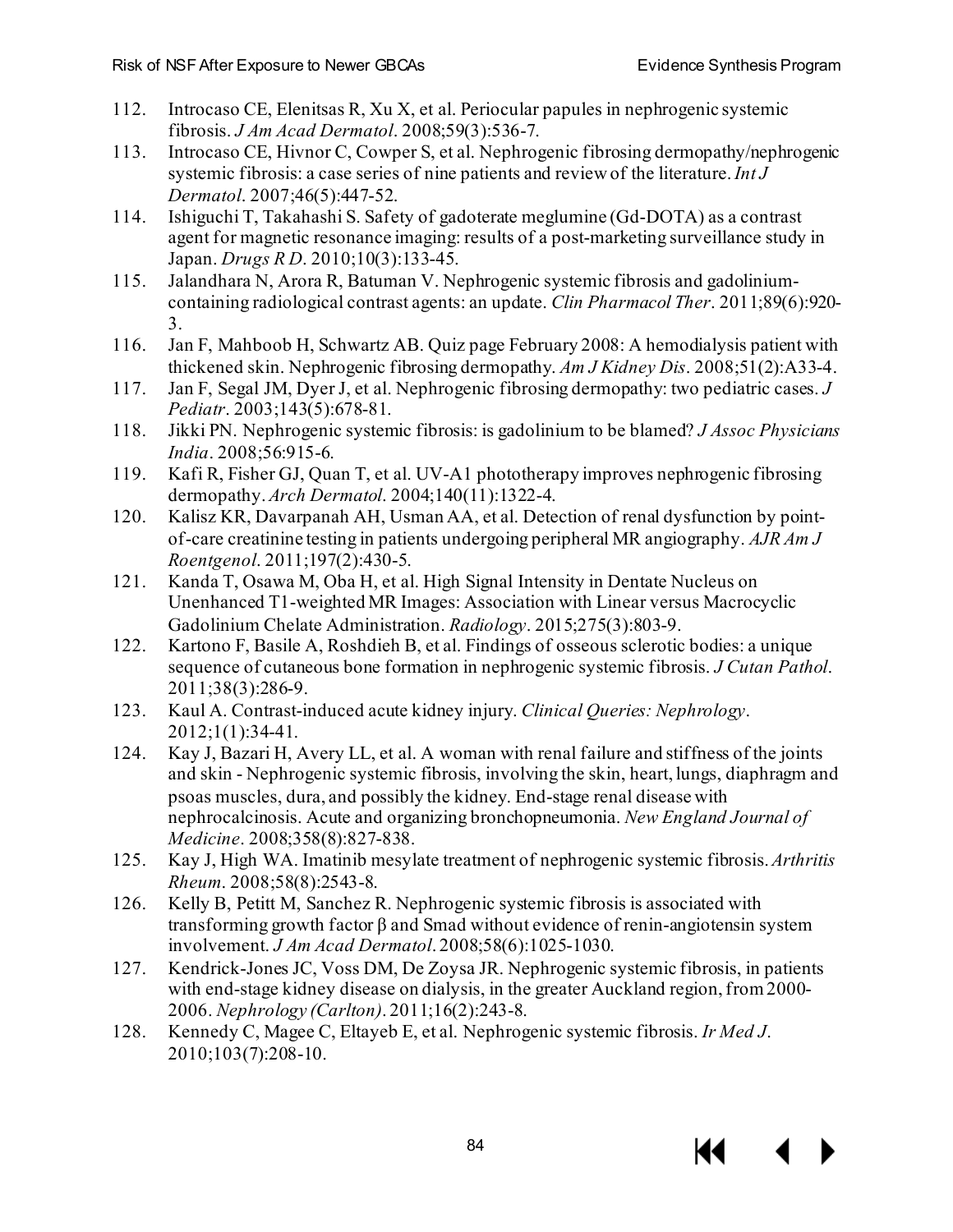112. Introcaso CE, Elenitsas R, Xu X, et al. Periocular papules in nephrogenic systemic fibrosis. *J Am Acad Dermatol*. 2008;59(3):536-7.
113. Introcaso CE, Hivnor C, Cowper S, et al. Nephrogenic fibrosing dermopathy/nephrogenic systemic fibrosis: a case series of nine patients and review of the literature. *Int J Dermatol*. 2007;46(5):447-52.
114. Ishiguchi T, Takahashi S. Safety of gadoterate meglumine (Gd-DOTA) as a contrast agent for magnetic resonance imaging: results of a post-marketing surveillance study in Japan. *Drugs R D*. 2010;10(3):133-45.
115. Jalandhara N, Arora R, Batuman V. Nephrogenic systemic fibrosis and gadolinium-containing radiological contrast agents: an update. *Clin Pharmacol Ther*. 2011;89(6):920-3.
116. Jan F, Mahboob H, Schwartz AB. Quiz page February 2008: A hemodialysis patient with thickened skin. Nephrogenic fibrosing dermopathy. *Am J Kidney Dis*. 2008;51(2):A33-4.
117. Jan F, Segal JM, Dyer J, et al. Nephrogenic fibrosing dermopathy: two pediatric cases. *J Pediatr*. 2003;143(5):678-81.
118. Jikki PN. Nephrogenic systemic fibrosis: is gadolinium to be blamed? *J Assoc Physicians India*. 2008;56:915-6.
119. Kafi R, Fisher GJ, Quan T, et al. UV-A1 phototherapy improves nephrogenic fibrosing dermopathy. *Arch Dermatol*. 2004;140(11):1322-4.
120. Kalisz KR, Davarpanah AH, Usman AA, et al. Detection of renal dysfunction by point-of-care creatinine testing in patients undergoing peripheral MR angiography. *AJR Am J Roentgenol*. 2011;197(2):430-5.
121. Kanda T, Osawa M, Oba H, et al. High Signal Intensity in Dentate Nucleus on Unenhanced T1-weighted MR Images: Association with Linear versus Macrocyclic Gadolinium Chelate Administration. *Radiology*. 2015;275(3):803-9.
122. Kartono F, Basile A, Roshdieh B, et al. Findings of osseous sclerotic bodies: a unique sequence of cutaneous bone formation in nephrogenic systemic fibrosis. *J Cutan Pathol*. 2011;38(3):286-9.
123. Kaul A. Contrast-induced acute kidney injury. *Clinical Queries: Nephrology*. 2012;1(1):34-41.
124. Kay J, Bazari H, Avery LL, et al. A woman with renal failure and stiffness of the joints and skin - Nephrogenic systemic fibrosis, involving the skin, heart, lungs, diaphragm and psoas muscles, dura, and possibly the kidney. End-stage renal disease with nephrocalcinosis. Acute and organizing bronchopneumonia. *New England Journal of Medicine*. 2008;358(8):827-838.
125. Kay J, High WA. Imatinib mesylate treatment of nephrogenic systemic fibrosis. *Arthritis Rheum*. 2008;58(8):2543-8.
126. Kelly B, Petitt M, Sanchez R. Nephrogenic systemic fibrosis is associated with transforming growth factor β and Smad without evidence of renin-angiotensin system involvement. *J Am Acad Dermatol*. 2008;58(6):1025-1030.
127. Kendrick-Jones JC, Voss DM, De Zoysa JR. Nephrogenic systemic fibrosis, in patients with end-stage kidney disease on dialysis, in the greater Auckland region, from 2000-2006. *Nephrology (Carlton)*. 2011;16(2):243-8.
128. Kennedy C, Magee C, Eltayeb E, et al. Nephrogenic systemic fibrosis. *Ir Med J*. 2010;103(7):208-10.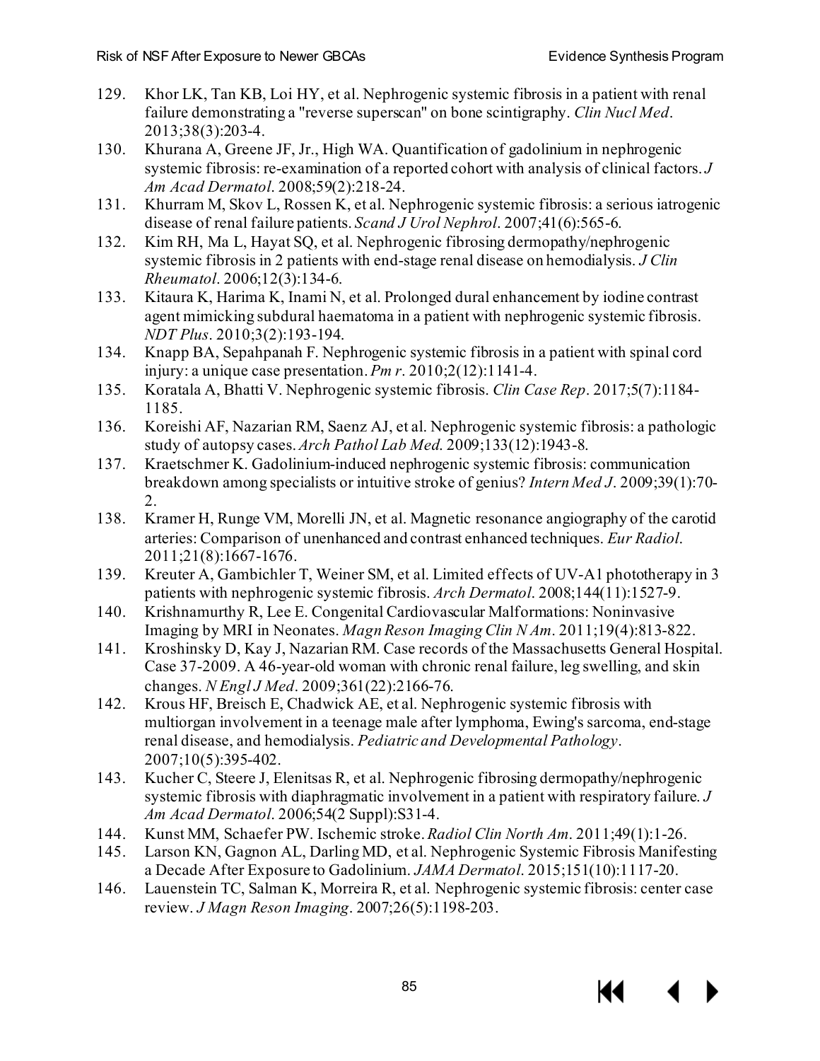129. Khor LK, Tan KB, Loi HY, et al. Nephrogenic systemic fibrosis in a patient with renal failure demonstrating a "reverse superscan" on bone scintigraphy. *Clin Nucl Med*. 2013;38(3):203-4.
130. Khurana A, Greene JF, Jr., High WA. Quantification of gadolinium in nephrogenic systemic fibrosis: re-examination of a reported cohort with analysis of clinical factors. *J Am Acad Dermatol*. 2008;59(2):218-24.
131. Khurram M, Skov L, Rossen K, et al. Nephrogenic systemic fibrosis: a serious iatrogenic disease of renal failure patients. *Scand J Urol Nephrol*. 2007;41(6):565-6.
132. Kim RH, Ma L, Hayat SQ, et al. Nephrogenic fibrosing dermopathy/nephrogenic systemic fibrosis in 2 patients with end-stage renal disease on hemodialysis. *J Clin Rheumatol*. 2006;12(3):134-6.
133. Kitaura K, Harima K, Inami N, et al. Prolonged dural enhancement by iodine contrast agent mimicking subdural haematoma in a patient with nephrogenic systemic fibrosis. *NDT Plus*. 2010;3(2):193-194.
134. Knapp BA, Sepahpanah F. Nephrogenic systemic fibrosis in a patient with spinal cord injury: a unique case presentation. *Pm r*. 2010;2(12):1141-4.
135. Koratala A, Bhatti V. Nephrogenic systemic fibrosis. *Clin Case Rep*. 2017;5(7):1184-1185.
136. Koreishi AF, Nazarian RM, Saenz AJ, et al. Nephrogenic systemic fibrosis: a pathologic study of autopsy cases. *Arch Pathol Lab Med*. 2009;133(12):1943-8.
137. Kraetschmer K. Gadolinium-induced nephrogenic systemic fibrosis: communication breakdown among specialists or intuitive stroke of genius? *Intern Med J*. 2009;39(1):70-2.
138. Kramer H, Runge VM, Morelli JN, et al. Magnetic resonance angiography of the carotid arteries: Comparison of unenhanced and contrast enhanced techniques. *Eur Radiol*. 2011;21(8):1667-1676.
139. Kreuter A, Gambichler T, Weiner SM, et al. Limited effects of UV-A1 phototherapy in 3 patients with nephrogenic systemic fibrosis. *Arch Dermatol*. 2008;144(11):1527-9.
140. Krishnamurthy R, Lee E. Congenital Cardiovascular Malformations: Noninvasive Imaging by MRI in Neonates. *Magn Reson Imaging Clin N Am*. 2011;19(4):813-822.
141. Kroshinsky D, Kay J, Nazarian RM. Case records of the Massachusetts General Hospital. Case 37-2009. A 46-year-old woman with chronic renal failure, leg swelling, and skin changes. *N Engl J Med*. 2009;361(22):2166-76.
142. Krous HF, Breisch E, Chadwick AE, et al. Nephrogenic systemic fibrosis with multiorgan involvement in a teenage male after lymphoma, Ewing's sarcoma, end-stage renal disease, and hemodialysis. *Pediatric and Developmental Pathology*. 2007;10(5):395-402.
143. Kucher C, Steere J, Elenitsas R, et al. Nephrogenic fibrosing dermopathy/nephrogenic systemic fibrosis with diaphragmatic involvement in a patient with respiratory failure. *J Am Acad Dermatol*. 2006;54(2 Suppl):S31-4.
144. Kunst MM, Schaefer PW. Ischemic stroke. *Radiol Clin North Am*. 2011;49(1):1-26.
145. Larson KN, Gagnon AL, Darling MD, et al. Nephrogenic Systemic Fibrosis Manifesting a Decade After Exposure to Gadolinium. *JAMA Dermatol*. 2015;151(10):1117-20.
146. Lauenstein TC, Salman K, Morreira R, et al. Nephrogenic systemic fibrosis: center case review. *J Magn Reson Imaging*. 2007;26(5):1198-203.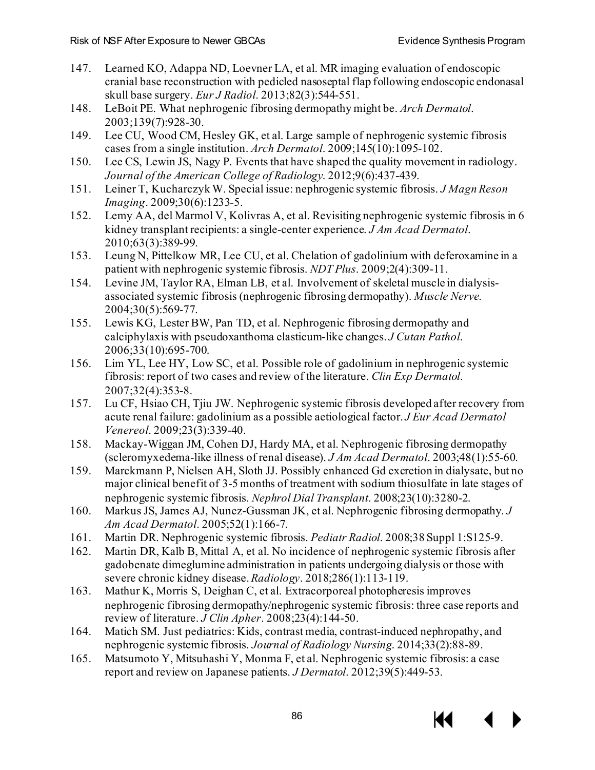147. Learned KO, Adappa ND, Loevner LA, et al. MR imaging evaluation of endoscopic cranial base reconstruction with pedicled nasoseptal flap following endoscopic endonasal skull base surgery. *Eur J Radiol*. 2013;82(3):544-551.
148. LeBoit PE. What nephrogenic fibrosing dermopathy might be. *Arch Dermatol*. 2003;139(7):928-30.
149. Lee CU, Wood CM, Hesley GK, et al. Large sample of nephrogenic systemic fibrosis cases from a single institution. *Arch Dermatol*. 2009;145(10):1095-102.
150. Lee CS, Lewin JS, Nagy P. Events that have shaped the quality movement in radiology. *Journal of the American College of Radiology*. 2012;9(6):437-439.
151. Leiner T, Kucharczyk W. Special issue: nephrogenic systemic fibrosis. *J Magn Reson Imaging*. 2009;30(6):1233-5.
152. Lemy AA, del Marmol V, Kolivras A, et al. Revisiting nephrogenic systemic fibrosis in 6 kidney transplant recipients: a single-center experience. *J Am Acad Dermatol*. 2010;63(3):389-99.
153. Leung N, Pittelkow MR, Lee CU, et al. Chelation of gadolinium with deferoxamine in a patient with nephrogenic systemic fibrosis. *NDT Plus*. 2009;2(4):309-11.
154. Levine JM, Taylor RA, Elman LB, et al. Involvement of skeletal muscle in dialysis-associated systemic fibrosis (nephrogenic fibrosing dermopathy). *Muscle Nerve*. 2004;30(5):569-77.
155. Lewis KG, Lester BW, Pan TD, et al. Nephrogenic fibrosing dermopathy and calciphylaxis with pseudoxanthoma elasticum-like changes. *J Cutan Pathol*. 2006;33(10):695-700.
156. Lim YL, Lee HY, Low SC, et al. Possible role of gadolinium in nephrogenic systemic fibrosis: report of two cases and review of the literature. *Clin Exp Dermatol*. 2007;32(4):353-8.
157. Lu CF, Hsiao CH, Tjiu JW. Nephrogenic systemic fibrosis developed after recovery from acute renal failure: gadolinium as a possible aetiological factor. *J Eur Acad Dermatol Venereol*. 2009;23(3):339-40.
158. Mackay-Wiggan JM, Cohen DJ, Hardy MA, et al. Nephrogenic fibrosing dermopathy (scleromyxedema-like illness of renal disease). *J Am Acad Dermatol*. 2003;48(1):55-60.
159. Marckmann P, Nielsen AH, Sloth JJ. Possibly enhanced Gd excretion in dialysate, but no major clinical benefit of 3-5 months of treatment with sodium thiosulfate in late stages of nephrogenic systemic fibrosis. *Nephrol Dial Transplant*. 2008;23(10):3280-2.
160. Markus JS, James AJ, Nunez-Gussman JK, et al. Nephrogenic fibrosing dermopathy. *J Am Acad Dermatol*. 2005;52(1):166-7.
161. Martin DR. Nephrogenic systemic fibrosis. *Pediatr Radiol*. 2008;38 Suppl 1:S125-9.
162. Martin DR, Kalb B, Mittal A, et al. No incidence of nephrogenic systemic fibrosis after gadobenate dimeglumine administration in patients undergoing dialysis or those with severe chronic kidney disease. *Radiology*. 2018;286(1):113-119.
163. Mathur K, Morris S, Deighan C, et al. Extracorporeal photopheresis improves nephrogenic fibrosing dermopathy/nephrogenic systemic fibrosis: three case reports and review of literature. *J Clin Apher*. 2008;23(4):144-50.
164. Matich SM. Just pediatrics: Kids, contrast media, contrast-induced nephropathy, and nephrogenic systemic fibrosis. *Journal of Radiology Nursing*. 2014;33(2):88-89.
165. Matsumoto Y, Mitsuhashi Y, Monma F, et al. Nephrogenic systemic fibrosis: a case report and review on Japanese patients. *J Dermatol*. 2012;39(5):449-53.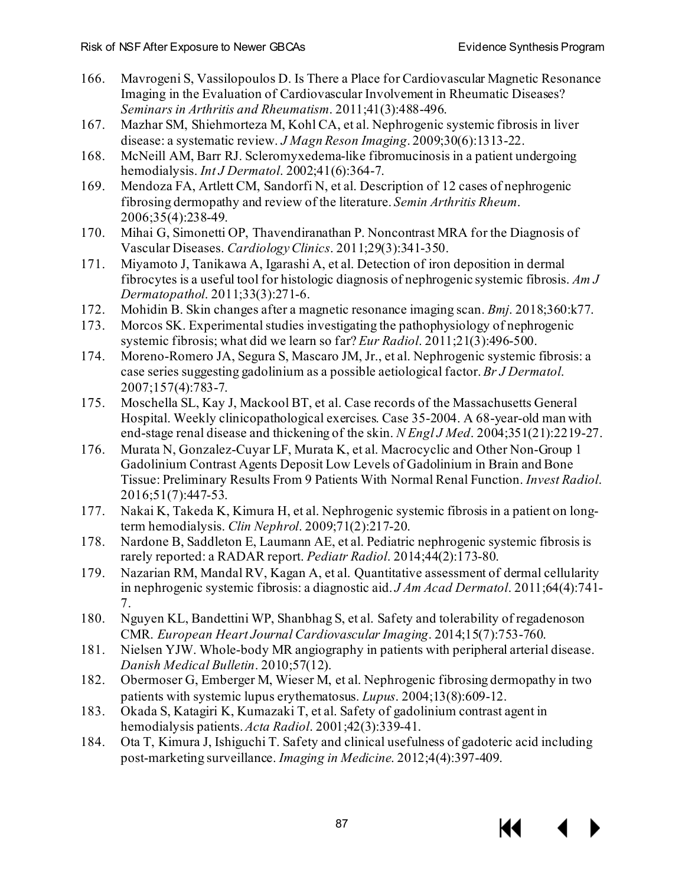166. Mavrogeni S, Vassilopoulos D. Is There a Place for Cardiovascular Magnetic Resonance Imaging in the Evaluation of Cardiovascular Involvement in Rheumatic Diseases? *Seminars in Arthritis and Rheumatism*. 2011;41(3):488-496.
167. Mazhar SM, Shiehmorteza M, Kohl CA, et al. Nephrogenic systemic fibrosis in liver disease: a systematic review. *J Magn Reson Imaging*. 2009;30(6):1313-22.
168. McNeill AM, Barr RJ. Scleromyxedema-like fibromucinosis in a patient undergoing hemodialysis. *Int J Dermatol*. 2002;41(6):364-7.
169. Mendoza FA, Artlett CM, Sandorfi N, et al. Description of 12 cases of nephrogenic fibrosing dermopathy and review of the literature. *Semin Arthritis Rheum*. 2006;35(4):238-49.
170. Mihai G, Simonetti OP, Thavendiranathan P. Noncontrast MRA for the Diagnosis of Vascular Diseases. *Cardiology Clinics*. 2011;29(3):341-350.
171. Miyamoto J, Tanikawa A, Igarashi A, et al. Detection of iron deposition in dermal fibrocytes is a useful tool for histologic diagnosis of nephrogenic systemic fibrosis. *Am J Dermatopathol*. 2011;33(3):271-6.
172. Mohidin B. Skin changes after a magnetic resonance imaging scan. *Bmj*. 2018;360:k77.
173. Morcos SK. Experimental studies investigating the pathophysiology of nephrogenic systemic fibrosis; what did we learn so far? *Eur Radiol*. 2011;21(3):496-500.
174. Moreno-Romero JA, Segura S, Mascaro JM, Jr., et al. Nephrogenic systemic fibrosis: a case series suggesting gadolinium as a possible aetiological factor. *Br J Dermatol*. 2007;157(4):783-7.
175. Moschella SL, Kay J, Mackool BT, et al. Case records of the Massachusetts General Hospital. Weekly clinicopathological exercises. Case 35-2004. A 68-year-old man with end-stage renal disease and thickening of the skin. *N Engl J Med*. 2004;351(21):2219-27.
176. Murata N, Gonzalez-Cuyar LF, Murata K, et al. Macrocyclic and Other Non-Group 1 Gadolinium Contrast Agents Deposit Low Levels of Gadolinium in Brain and Bone Tissue: Preliminary Results From 9 Patients With Normal Renal Function. *Invest Radiol*. 2016;51(7):447-53.
177. Nakai K, Takeda K, Kimura H, et al. Nephrogenic systemic fibrosis in a patient on long-term hemodialysis. *Clin Nephrol*. 2009;71(2):217-20.
178. Nardone B, Saddleton E, Laumann AE, et al. Pediatric nephrogenic systemic fibrosis is rarely reported: a RADAR report. *Pediatr Radiol*. 2014;44(2):173-80.
179. Nazarian RM, Mandal RV, Kagan A, et al. Quantitative assessment of dermal cellularity in nephrogenic systemic fibrosis: a diagnostic aid. *J Am Acad Dermatol*. 2011;64(4):741-7.
180. Nguyen KL, Bandettini WP, Shanbhag S, et al. Safety and tolerability of regadenoson CMR. *European Heart Journal Cardiovascular Imaging*. 2014;15(7):753-760.
181. Nielsen YJW. Whole-body MR angiography in patients with peripheral arterial disease. *Danish Medical Bulletin*. 2010;57(12).
182. Obermoser G, Emberger M, Wieser M, et al. Nephrogenic fibrosing dermopathy in two patients with systemic lupus erythematosus. *Lupus*. 2004;13(8):609-12.
183. Okada S, Katagiri K, Kumazaki T, et al. Safety of gadolinium contrast agent in hemodialysis patients. *Acta Radiol*. 2001;42(3):339-41.
184. Ota T, Kimura J, Ishiguchi T. Safety and clinical usefulness of gadoteric acid including post-marketing surveillance. *Imaging in Medicine*. 2012;4(4):397-409.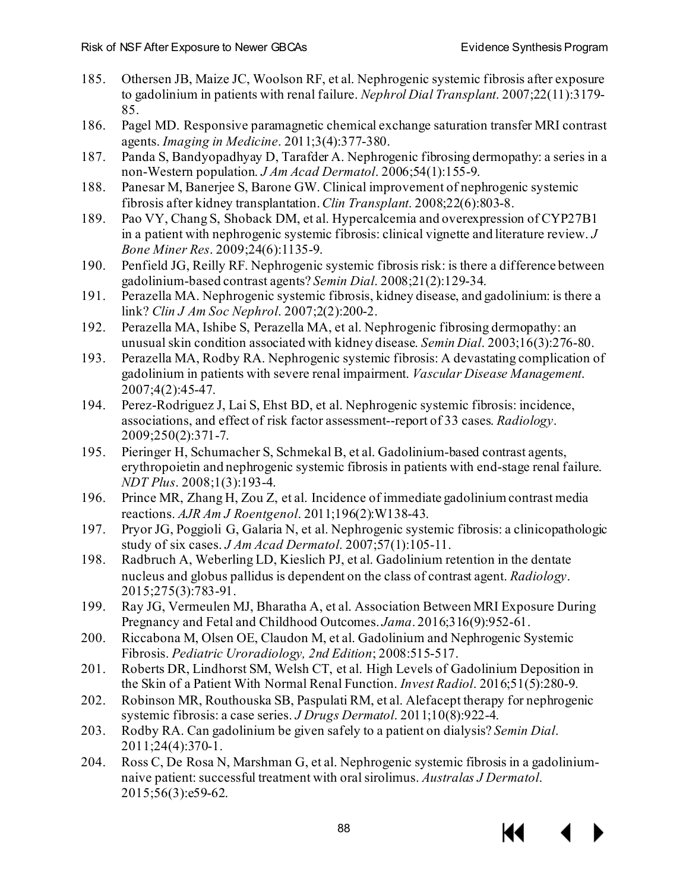185. Othersen JB, Maize JC, Woolson RF, et al. Nephrogenic systemic fibrosis after exposure to gadolinium in patients with renal failure. *Nephrol Dial Transplant*. 2007;22(11):3179-85.
186. Pagel MD. Responsive paramagnetic chemical exchange saturation transfer MRI contrast agents. *Imaging in Medicine*. 2011;3(4):377-380.
187. Panda S, Bandyopadhyay D, Tarafder A. Nephrogenic fibrosing dermopathy: a series in a non-Western population. *J Am Acad Dermatol*. 2006;54(1):155-9.
188. Panesar M, Banerjee S, Barone GW. Clinical improvement of nephrogenic systemic fibrosis after kidney transplantation. *Clin Transplant*. 2008;22(6):803-8.
189. Pao VY, Chang S, Shoback DM, et al. Hypercalcemia and overexpression of CYP27B1 in a patient with nephrogenic systemic fibrosis: clinical vignette and literature review. *J Bone Miner Res*. 2009;24(6):1135-9.
190. Penfield JG, Reilly RF. Nephrogenic systemic fibrosis risk: is there a difference between gadolinium-based contrast agents? *Semin Dial*. 2008;21(2):129-34.
191. Perazella MA. Nephrogenic systemic fibrosis, kidney disease, and gadolinium: is there a link? *Clin J Am Soc Nephrol*. 2007;2(2):200-2.
192. Perazella MA, Ishibe S, Perazella MA, et al. Nephrogenic fibrosing dermopathy: an unusual skin condition associated with kidney disease. *Semin Dial*. 2003;16(3):276-80.
193. Perazella MA, Rodby RA. Nephrogenic systemic fibrosis: A devastating complication of gadolinium in patients with severe renal impairment. *Vascular Disease Management*. 2007;4(2):45-47.
194. Perez-Rodriguez J, Lai S, Ehst BD, et al. Nephrogenic systemic fibrosis: incidence, associations, and effect of risk factor assessment--report of 33 cases. *Radiology*. 2009;250(2):371-7.
195. Pieringer H, Schumacher S, Schmekal B, et al. Gadolinium-based contrast agents, erythropoietin and nephrogenic systemic fibrosis in patients with end-stage renal failure. *NDT Plus*. 2008;1(3):193-4.
196. Prince MR, Zhang H, Zou Z, et al. Incidence of immediate gadolinium contrast media reactions. *AJR Am J Roentgenol*. 2011;196(2):W138-43.
197. Pryor JG, Poggioli G, Galaria N, et al. Nephrogenic systemic fibrosis: a clinicopathologic study of six cases. *J Am Acad Dermatol*. 2007;57(1):105-11.
198. Radbruch A, Weberling LD, Kieslich PJ, et al. Gadolinium retention in the dentate nucleus and globus pallidus is dependent on the class of contrast agent. *Radiology*. 2015;275(3):783-91.
199. Ray JG, Vermeulen MJ, Bharatha A, et al. Association Between MRI Exposure During Pregnancy and Fetal and Childhood Outcomes. *Jama*. 2016;316(9):952-61.
200. Riccabona M, Olsen OE, Claudon M, et al. Gadolinium and Nephrogenic Systemic Fibrosis. *Pediatric Uroradiology, 2nd Edition*; 2008:515-517.
201. Roberts DR, Lindhorst SM, Welsh CT, et al. High Levels of Gadolinium Deposition in the Skin of a Patient With Normal Renal Function. *Invest Radiol*. 2016;51(5):280-9.
202. Robinson MR, Routhouska SB, Paspulati RM, et al. Alefacept therapy for nephrogenic systemic fibrosis: a case series. *J Drugs Dermatol*. 2011;10(8):922-4.
203. Rodby RA. Can gadolinium be given safely to a patient on dialysis? *Semin Dial*. 2011;24(4):370-1.
204. Ross C, De Rosa N, Marshman G, et al. Nephrogenic systemic fibrosis in a gadolinium-naive patient: successful treatment with oral sirolimus. *Australas J Dermatol*. 2015;56(3):e59-62.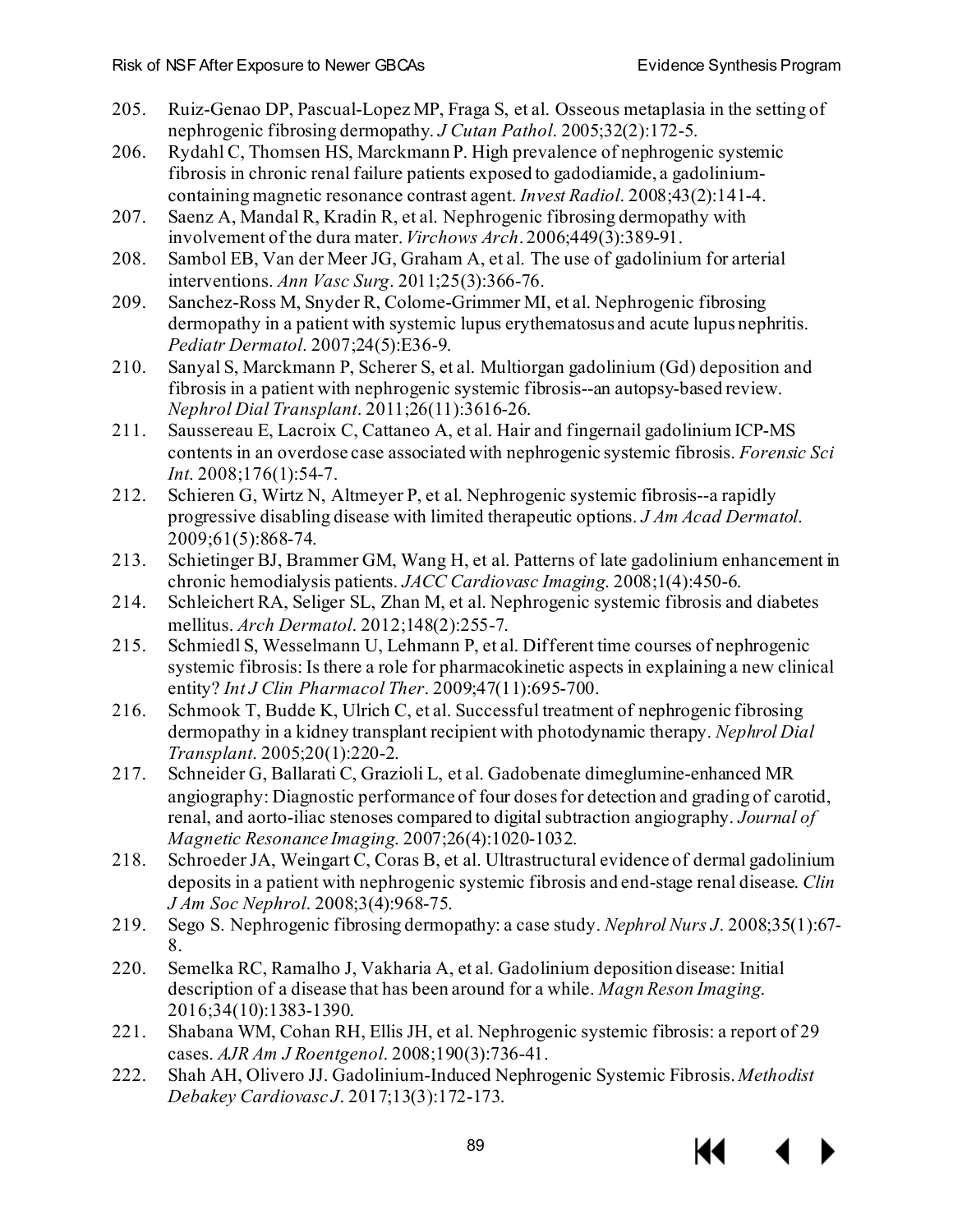205. Ruiz-Genao DP, Pascual-Lopez MP, Fraga S, et al. Osseous metaplasia in the setting of nephrogenic fibrosing dermopathy. *J Cutan Pathol*. 2005;32(2):172-5.
206. Rydahl C, Thomsen HS, Marckmann P. High prevalence of nephrogenic systemic fibrosis in chronic renal failure patients exposed to gadodiamide, a gadolinium-containing magnetic resonance contrast agent. *Invest Radiol*. 2008;43(2):141-4.
207. Saenz A, Mandal R, Kradin R, et al. Nephrogenic fibrosing dermopathy with involvement of the dura mater. *Virchows Arch*. 2006;449(3):389-91.
208. Sambol EB, Van der Meer JG, Graham A, et al. The use of gadolinium for arterial interventions. *Ann Vasc Surg*. 2011;25(3):366-76.
209. Sanchez-Ross M, Snyder R, Colome-Grimmer MI, et al. Nephrogenic fibrosing dermopathy in a patient with systemic lupus erythematosus and acute lupus nephritis. *Pediatr Dermatol*. 2007;24(5):E36-9.
210. Sanyal S, Marckmann P, Scherer S, et al. Multiorgan gadolinium (Gd) deposition and fibrosis in a patient with nephrogenic systemic fibrosis--an autopsy-based review. *Nephrol Dial Transplant*. 2011;26(11):3616-26.
211. Saussereau E, Lacroix C, Cattaneo A, et al. Hair and fingernail gadolinium ICP-MS contents in an overdose case associated with nephrogenic systemic fibrosis. *Forensic Sci Int*. 2008;176(1):54-7.
212. Schieren G, Wirtz N, Altmeyer P, et al. Nephrogenic systemic fibrosis--a rapidly progressive disabling disease with limited therapeutic options. *J Am Acad Dermatol*. 2009;61(5):868-74.
213. Schietinger BJ, Brammer GM, Wang H, et al. Patterns of late gadolinium enhancement in chronic hemodialysis patients. *JACC Cardiovasc Imaging*. 2008;1(4):450-6.
214. Schleichert RA, Seliger SL, Zhan M, et al. Nephrogenic systemic fibrosis and diabetes mellitus. *Arch Dermatol*. 2012;148(2):255-7.
215. Schmiedl S, Wesselmann U, Lehmann P, et al. Different time courses of nephrogenic systemic fibrosis: Is there a role for pharmacokinetic aspects in explaining a new clinical entity? *Int J Clin Pharmacol Ther*. 2009;47(11):695-700.
216. Schmook T, Budde K, Ulrich C, et al. Successful treatment of nephrogenic fibrosing dermopathy in a kidney transplant recipient with photodynamic therapy. *Nephrol Dial Transplant*. 2005;20(1):220-2.
217. Schneider G, Ballarati C, Grazioli L, et al. Gadobenate dimeglumine-enhanced MR angiography: Diagnostic performance of four doses for detection and grading of carotid, renal, and aorto-iliac stenoses compared to digital subtraction angiography. *Journal of Magnetic Resonance Imaging*. 2007;26(4):1020-1032.
218. Schroeder JA, Weingart C, Coras B, et al. Ultrastructural evidence of dermal gadolinium deposits in a patient with nephrogenic systemic fibrosis and end-stage renal disease. *Clin J Am Soc Nephrol*. 2008;3(4):968-75.
219. Sego S. Nephrogenic fibrosing dermopathy: a case study. *Nephrol Nurs J*. 2008;35(1):67-8.
220. Semelka RC, Ramalho J, Vakharia A, et al. Gadolinium deposition disease: Initial description of a disease that has been around for a while. *Magn Reson Imaging*. 2016;34(10):1383-1390.
221. Shabana WM, Cohan RH, Ellis JH, et al. Nephrogenic systemic fibrosis: a report of 29 cases. *AJR Am J Roentgenol*. 2008;190(3):736-41.
222. Shah AH, Olivero JJ. Gadolinium-Induced Nephrogenic Systemic Fibrosis. *Methodist Debakey Cardiovasc J*. 2017;13(3):172-173.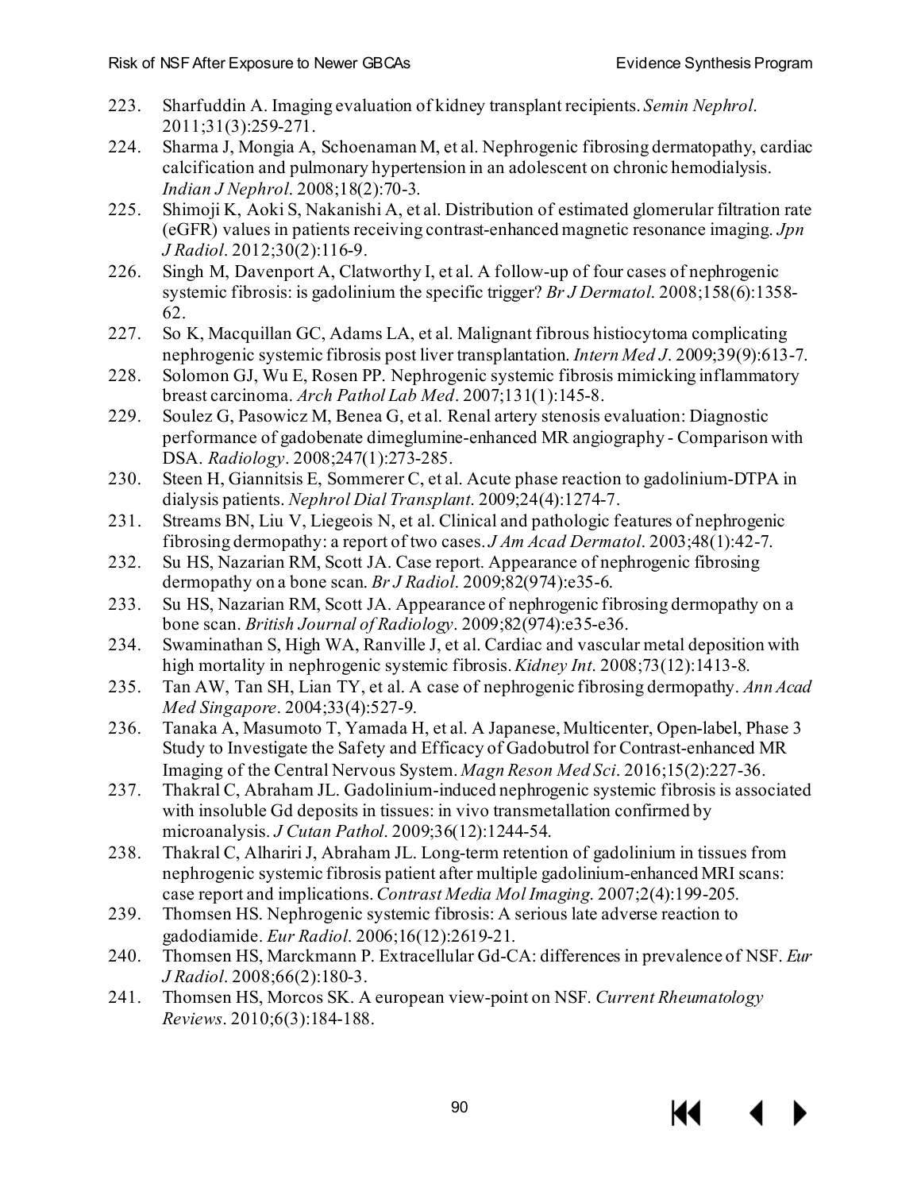223. Sharfuddin A. Imaging evaluation of kidney transplant recipients. *Semin Nephrol*. 2011;31(3):259-271.
224. Sharma J, Mongia A, Schoenaman M, et al. Nephrogenic fibrosing dermatopathy, cardiac calcification and pulmonary hypertension in an adolescent on chronic hemodialysis. *Indian J Nephrol*. 2008;18(2):70-3.
225. Shimoji K, Aoki S, Nakanishi A, et al. Distribution of estimated glomerular filtration rate (eGFR) values in patients receiving contrast-enhanced magnetic resonance imaging. *Jpn J Radiol*. 2012;30(2):116-9.
226. Singh M, Davenport A, Clatworthy I, et al. A follow-up of four cases of nephrogenic systemic fibrosis: is gadolinium the specific trigger? *Br J Dermatol*. 2008;158(6):1358-62.
227. So K, Macquillan GC, Adams LA, et al. Malignant fibrous histiocytoma complicating nephrogenic systemic fibrosis post liver transplantation. *Intern Med J*. 2009;39(9):613-7.
228. Solomon GJ, Wu E, Rosen PP. Nephrogenic systemic fibrosis mimicking inflammatory breast carcinoma. *Arch Pathol Lab Med*. 2007;131(1):145-8.
229. Soulez G, Pasowicz M, Benea G, et al. Renal artery stenosis evaluation: Diagnostic performance of gadobenate dimeglumine-enhanced MR angiography - Comparison with DSA. *Radiology*. 2008;247(1):273-285.
230. Steen H, Giannitsis E, Sommerer C, et al. Acute phase reaction to gadolinium-DTPA in dialysis patients. *Nephrol Dial Transplant*. 2009;24(4):1274-7.
231. Streams BN, Liu V, Liegeois N, et al. Clinical and pathologic features of nephrogenic fibrosing dermopathy: a report of two cases. *J Am Acad Dermatol*. 2003;48(1):42-7.
232. Su HS, Nazarian RM, Scott JA. Case report. Appearance of nephrogenic fibrosing dermopathy on a bone scan. *Br J Radiol*. 2009;82(974):e35-6.
233. Su HS, Nazarian RM, Scott JA. Appearance of nephrogenic fibrosing dermopathy on a bone scan. *British Journal of Radiology*. 2009;82(974):e35-e36.
234. Swaminathan S, High WA, Ranville J, et al. Cardiac and vascular metal deposition with high mortality in nephrogenic systemic fibrosis. *Kidney Int*. 2008;73(12):1413-8.
235. Tan AW, Tan SH, Lian TY, et al. A case of nephrogenic fibrosing dermopathy. *Ann Acad Med Singapore*. 2004;33(4):527-9.
236. Tanaka A, Masumoto T, Yamada H, et al. A Japanese, Multicenter, Open-label, Phase 3 Study to Investigate the Safety and Efficacy of Gadobutrol for Contrast-enhanced MR Imaging of the Central Nervous System. *Magn Reson Med Sci*. 2016;15(2):227-36.
237. Thakral C, Abraham JL. Gadolinium-induced nephrogenic systemic fibrosis is associated with insoluble Gd deposits in tissues: in vivo transmetallation confirmed by microanalysis. *J Cutan Pathol*. 2009;36(12):1244-54.
238. Thakral C, Alhariri J, Abraham JL. Long-term retention of gadolinium in tissues from nephrogenic systemic fibrosis patient after multiple gadolinium-enhanced MRI scans: case report and implications. *Contrast Media Mol Imaging*. 2007;2(4):199-205.
239. Thomsen HS. Nephrogenic systemic fibrosis: A serious late adverse reaction to gadodiamide. *Eur Radiol*. 2006;16(12):2619-21.
240. Thomsen HS, Marckmann P. Extracellular Gd-CA: differences in prevalence of NSF. *Eur J Radiol*. 2008;66(2):180-3.
241. Thomsen HS, Morcos SK. A european view-point on NSF. *Current Rheumatology Reviews*. 2010;6(3):184-188.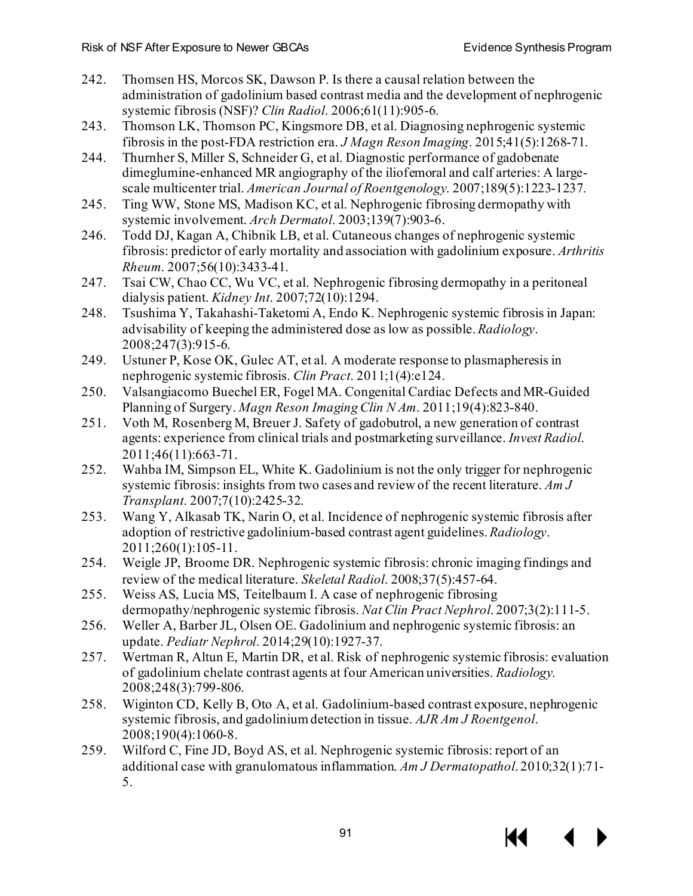242. Thomsen HS, Morcos SK, Dawson P. Is there a causal relation between the administration of gadolinium based contrast media and the development of nephrogenic systemic fibrosis (NSF)? *Clin Radiol*. 2006;61(11):905-6.
243. Thomson LK, Thomson PC, Kingsmore DB, et al. Diagnosing nephrogenic systemic fibrosis in the post-FDA restriction era. *J Magn Reson Imaging*. 2015;41(5):1268-71.
244. Thurnher S, Miller S, Schneider G, et al. Diagnostic performance of gadobenate dimeglumine-enhanced MR angiography of the iliofemoral and calf arteries: A large-scale multicenter trial. *American Journal of Roentgenology*. 2007;189(5):1223-1237.
245. Ting WW, Stone MS, Madison KC, et al. Nephrogenic fibrosing dermopathy with systemic involvement. *Arch Dermatol*. 2003;139(7):903-6.
246. Todd DJ, Kagan A, Chibnik LB, et al. Cutaneous changes of nephrogenic systemic fibrosis: predictor of early mortality and association with gadolinium exposure. *Arthritis Rheum*. 2007;56(10):3433-41.
247. Tsai CW, Chao CC, Wu VC, et al. Nephrogenic fibrosing dermopathy in a peritoneal dialysis patient. *Kidney Int*. 2007;72(10):1294.
248. Tsushima Y, Takahashi-Taketomi A, Endo K. Nephrogenic systemic fibrosis in Japan: advisability of keeping the administered dose as low as possible. *Radiology*. 2008;247(3):915-6.
249. Ustuner P, Kose OK, Gulec AT, et al. A moderate response to plasmapheresis in nephrogenic systemic fibrosis. *Clin Pract*. 2011;1(4):e124.
250. Valsangiacomo Buechel ER, Fogel MA. Congenital Cardiac Defects and MR-Guided Planning of Surgery. *Magn Reson Imaging Clin N Am*. 2011;19(4):823-840.
251. Voth M, Rosenberg M, Breuer J. Safety of gadobutrol, a new generation of contrast agents: experience from clinical trials and postmarketing surveillance. *Invest Radiol*. 2011;46(11):663-71.
252. Wahba IM, Simpson EL, White K. Gadolinium is not the only trigger for nephrogenic systemic fibrosis: insights from two cases and review of the recent literature. *Am J Transplant*. 2007;7(10):2425-32.
253. Wang Y, Alkasab TK, Narin O, et al. Incidence of nephrogenic systemic fibrosis after adoption of restrictive gadolinium-based contrast agent guidelines. *Radiology*. 2011;260(1):105-11.
254. Weigle JP, Broome DR. Nephrogenic systemic fibrosis: chronic imaging findings and review of the medical literature. *Skeletal Radiol*. 2008;37(5):457-64.
255. Weiss AS, Lucia MS, Teitelbaum I. A case of nephrogenic fibrosing dermopathy/nephrogenic systemic fibrosis. *Nat Clin Pract Nephrol*. 2007;3(2):111-5.
256. Weller A, Barber JL, Olsen OE. Gadolinium and nephrogenic systemic fibrosis: an update. *Pediatr Nephrol*. 2014;29(10):1927-37.
257. Wertman R, Altun E, Martin DR, et al. Risk of nephrogenic systemic fibrosis: evaluation of gadolinium chelate contrast agents at four American universities. *Radiology*. 2008;248(3):799-806.
258. Wiginton CD, Kelly B, Oto A, et al. Gadolinium-based contrast exposure, nephrogenic systemic fibrosis, and gadolinium detection in tissue. *AJR Am J Roentgenol*. 2008;190(4):1060-8.
259. Wilford C, Fine JD, Boyd AS, et al. Nephrogenic systemic fibrosis: report of an additional case with granulomatous inflammation. *Am J Dermatopathol*. 2010;32(1):71-5.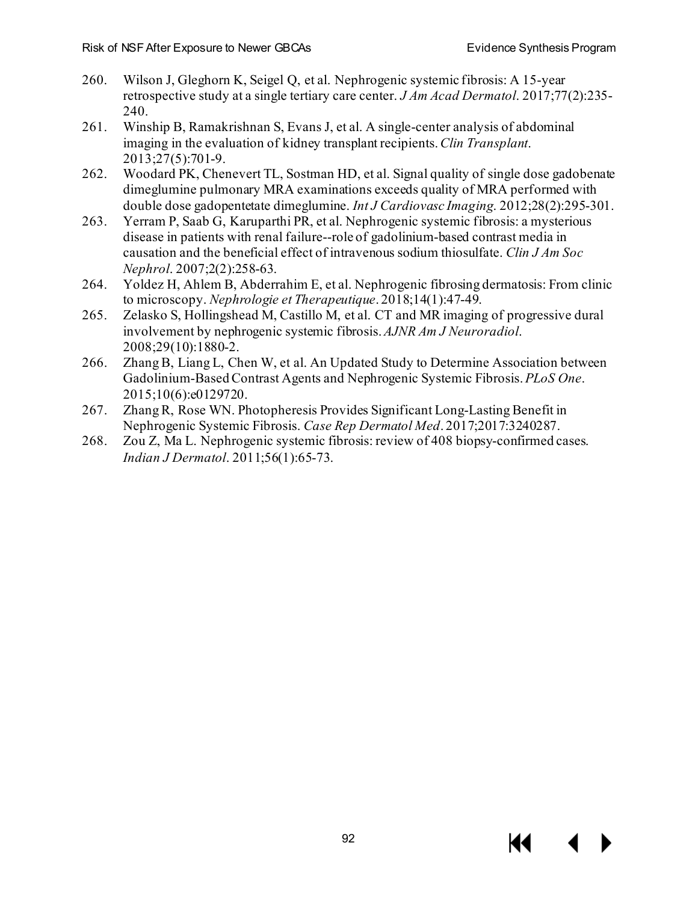260. Wilson J, Gleghorn K, Seigel Q, et al. Nephrogenic systemic fibrosis: A 15-year retrospective study at a single tertiary care center. *J Am Acad Dermatol*. 2017;77(2):235-240.
261. Winship B, Ramakrishnan S, Evans J, et al. A single-center analysis of abdominal imaging in the evaluation of kidney transplant recipients. *Clin Transplant*. 2013;27(5):701-9.
262. Woodard PK, Chenevert TL, Sostman HD, et al. Signal quality of single dose gadobenate dimeglumine pulmonary MRA examinations exceeds quality of MRA performed with double dose gadopentetate dimeglumine. *Int J Cardiovasc Imaging*. 2012;28(2):295-301.
263. Yerram P, Saab G, Karuparthi PR, et al. Nephrogenic systemic fibrosis: a mysterious disease in patients with renal failure--role of gadolinium-based contrast media in causation and the beneficial effect of intravenous sodium thiosulfate. *Clin J Am Soc Nephrol*. 2007;2(2):258-63.
264. Yoldez H, Ahlem B, Abderrahim E, et al. Nephrogenic fibrosing dermatosis: From clinic to microscopy. *Nephrologie et Therapeutique*. 2018;14(1):47-49.
265. Zelasko S, Hollingshead M, Castillo M, et al. CT and MR imaging of progressive dural involvement by nephrogenic systemic fibrosis. *AJNR Am J Neuroradiol*. 2008;29(10):1880-2.
266. Zhang B, Liang L, Chen W, et al. An Updated Study to Determine Association between Gadolinium-Based Contrast Agents and Nephrogenic Systemic Fibrosis. *PLoS One*. 2015;10(6):e0129720.
267. Zhang R, Rose WN. Photopheresis Provides Significant Long-Lasting Benefit in Nephrogenic Systemic Fibrosis. *Case Rep Dermatol Med*. 2017;2017:3240287.
268. Zou Z, Ma L. Nephrogenic systemic fibrosis: review of 408 biopsy-confirmed cases. *Indian J Dermatol*. 2011;56(1):65-73.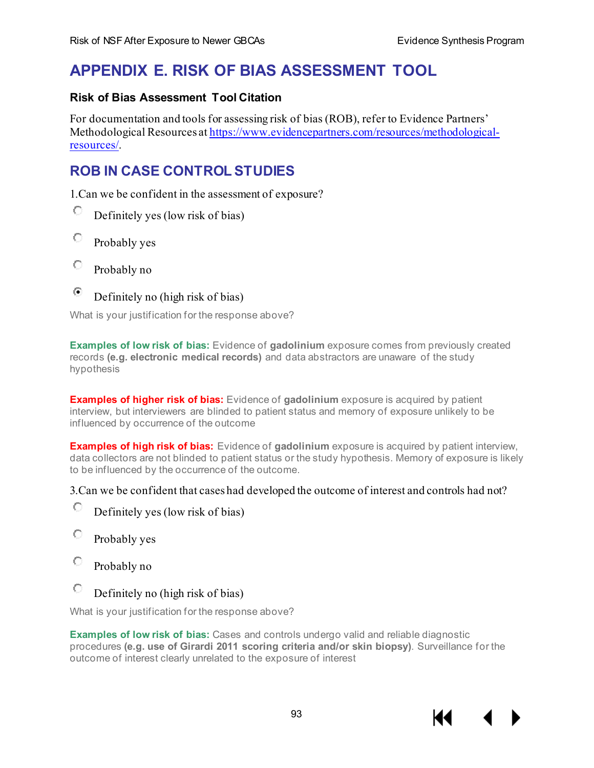# APPENDIX E. RISK OF BIAS ASSESSMENT TOOL

### Risk of Bias Assessment Tool Citation

For documentation and tools for assessing risk of bias (ROB), refer to Evidence Partners' Methodological Resources at https://www.evidencepartners.com/resources/methodological-resources/.

## ROB IN CASE CONTROL STUDIES

1.Can we be confident in the assessment of exposure?

- ○ Definitely yes (low risk of bias)
- ○ Probably yes
- ○ Probably no
- ◉ Definitely no (high risk of bias)

What is your justification for the response above?

**Examples of low risk of bias:** Evidence of **gadolinium** exposure comes from previously created records **(e.g. electronic medical records)** and data abstractors are unaware of the study hypothesis

**Examples of higher risk of bias:** Evidence of **gadolinium** exposure is acquired by patient interview, but interviewers are blinded to patient status and memory of exposure unlikely to be influenced by occurrence of the outcome

**Examples of high risk of bias:** Evidence of **gadolinium** exposure is acquired by patient interview, data collectors are not blinded to patient status or the study hypothesis. Memory of exposure is likely to be influenced by the occurrence of the outcome.

3.Can we be confident that cases had developed the outcome of interest and controls had not?

- ○ Definitely yes (low risk of bias)
- ○ Probably yes
- ○ Probably no
- ○ Definitely no (high risk of bias)

What is your justification for the response above?

**Examples of low risk of bias:** Cases and controls undergo valid and reliable diagnostic procedures **(e.g. use of Girardi 2011 scoring criteria and/or skin biopsy)**. Surveillance for the outcome of interest clearly unrelated to the exposure of interest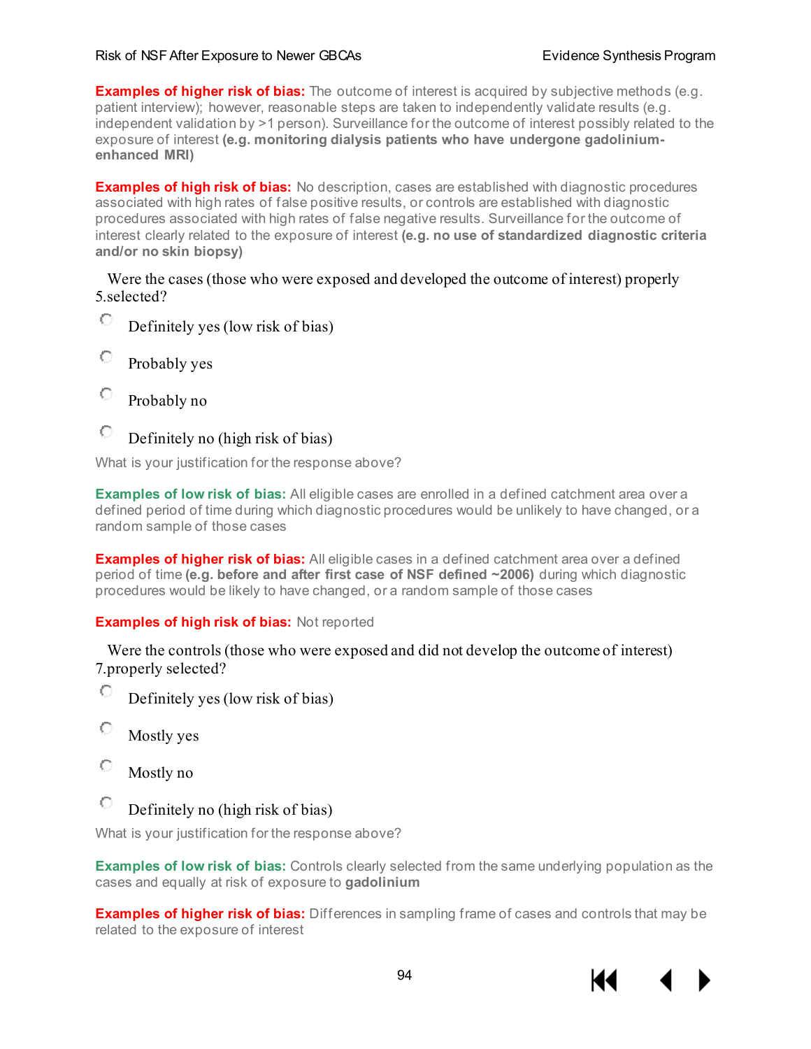**Examples of higher risk of bias:** The outcome of interest is acquired by subjective methods (e.g. patient interview); however, reasonable steps are taken to independently validate results (e.g. independent validation by >1 person). Surveillance for the outcome of interest possibly related to the exposure of interest **(e.g. monitoring dialysis patients who have undergone gadolinium-enhanced MRI)**

**Examples of high risk of bias:** No description, cases are established with diagnostic procedures associated with high rates of false positive results, or controls are established with diagnostic procedures associated with high rates of false negative results. Surveillance for the outcome of interest clearly related to the exposure of interest **(e.g. no use of standardized diagnostic criteria and/or no skin biopsy)**

5. Were the cases (those who were exposed and developed the outcome of interest) properly selected?

- Definitely yes (low risk of bias)
- Probably yes
- Probably no
- Definitely no (high risk of bias)

What is your justification for the response above?

**Examples of low risk of bias:** All eligible cases are enrolled in a defined catchment area over a defined period of time during which diagnostic procedures would be unlikely to have changed, or a random sample of those cases

**Examples of higher risk of bias:** All eligible cases in a defined catchment area over a defined period of time **(e.g. before and after first case of NSF defined ~2006)** during which diagnostic procedures would be likely to have changed, or a random sample of those cases

**Examples of high risk of bias:** Not reported

7. Were the controls (those who were exposed and did not develop the outcome of interest) properly selected?

- Definitely yes (low risk of bias)
- Mostly yes
- Mostly no
- Definitely no (high risk of bias)

What is your justification for the response above?

**Examples of low risk of bias:** Controls clearly selected from the same underlying population as the cases and equally at risk of exposure to **gadolinium**

**Examples of higher risk of bias:** Differences in sampling frame of cases and controls that may be related to the exposure of interest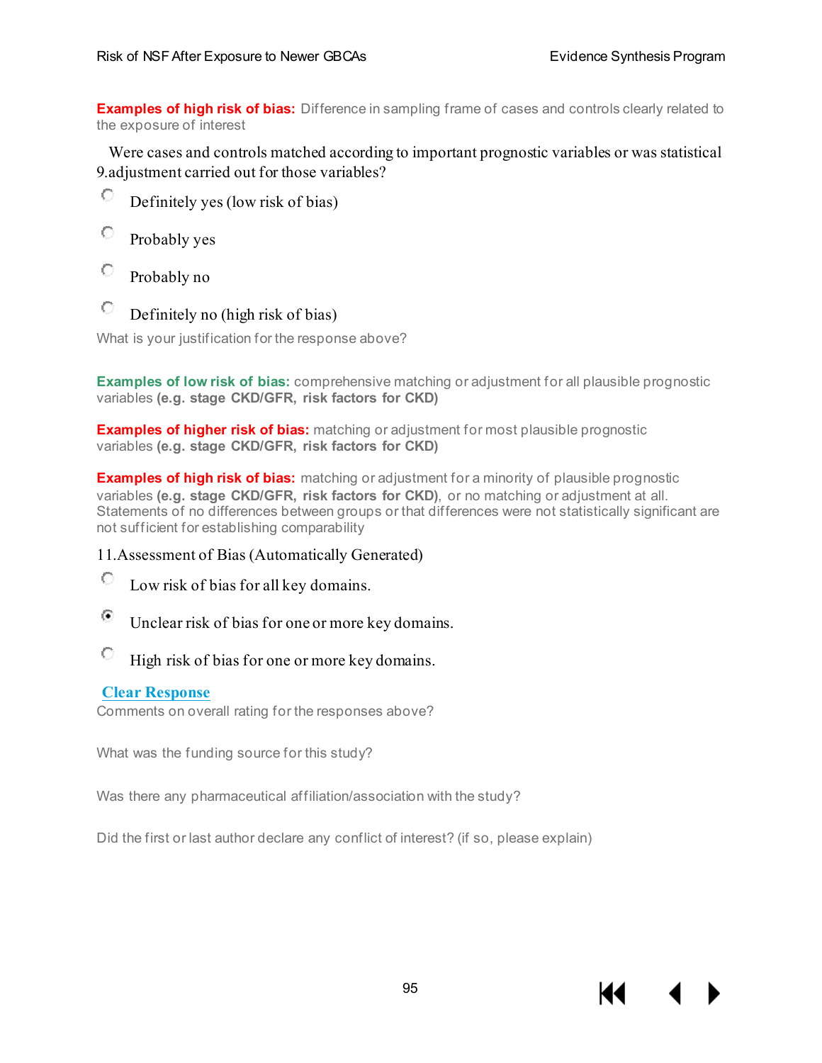**Examples of high risk of bias:** Difference in sampling frame of cases and controls clearly related to the exposure of interest

9. Were cases and controls matched according to important prognostic variables or was statistical adjustment carried out for those variables?

- ○ Definitely yes (low risk of bias)
- ○ Probably yes
- ○ Probably no
- ○ Definitely no (high risk of bias)

What is your justification for the response above?

**Examples of low risk of bias:** comprehensive matching or adjustment for all plausible prognostic variables **(e.g. stage CKD/GFR, risk factors for CKD)**

**Examples of higher risk of bias:** matching or adjustment for most plausible prognostic variables **(e.g. stage CKD/GFR, risk factors for CKD)**

**Examples of high risk of bias:** matching or adjustment for a minority of plausible prognostic variables **(e.g. stage CKD/GFR, risk factors for CKD)**, or no matching or adjustment at all. Statements of no differences between groups or that differences were not statistically significant are not sufficient for establishing comparability

11. Assessment of Bias (Automatically Generated)

- ○ Low risk of bias for all key domains.
- ◉ Unclear risk of bias for one or more key domains.
- ○ High risk of bias for one or more key domains.

Clear Response

Comments on overall rating for the responses above?

What was the funding source for this study?

Was there any pharmaceutical affiliation/association with the study?

Did the first or last author declare any conflict of interest? (if so, please explain)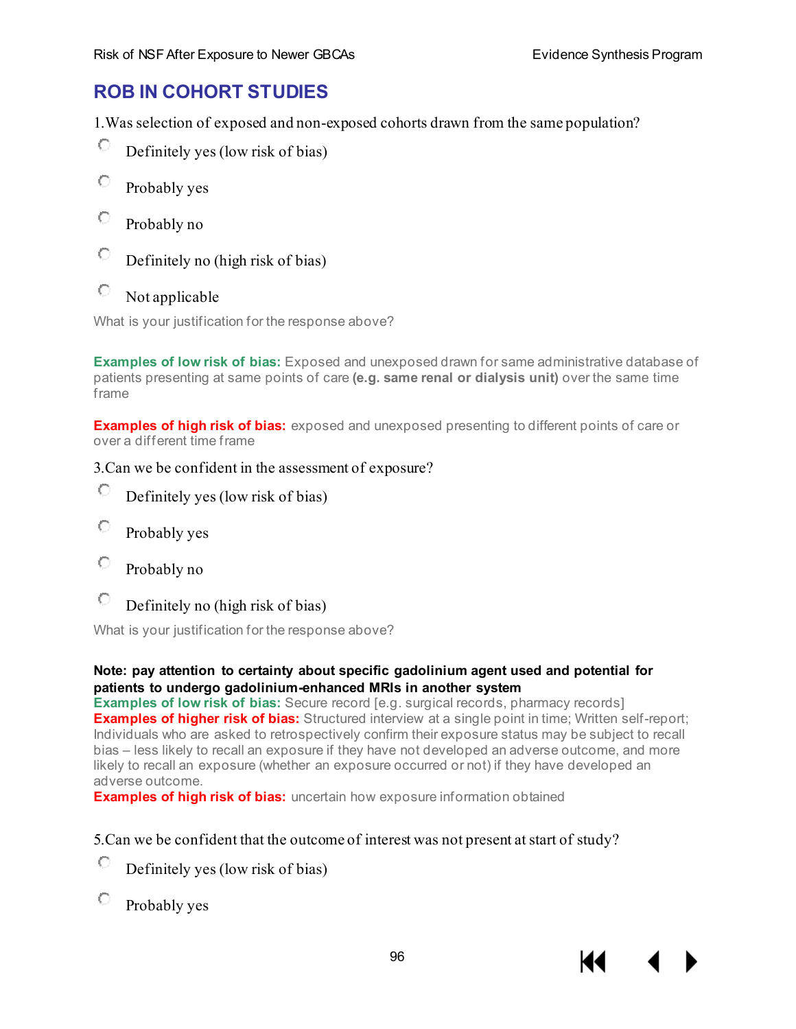## ROB IN COHORT STUDIES

1.Was selection of exposed and non-exposed cohorts drawn from the same population?

- Definitely yes (low risk of bias)
- Probably yes
- Probably no
- Definitely no (high risk of bias)
- Not applicable

What is your justification for the response above?

**Examples of low risk of bias:** Exposed and unexposed drawn for same administrative database of patients presenting at same points of care **(e.g. same renal or dialysis unit)** over the same time frame

**Examples of high risk of bias:** exposed and unexposed presenting to different points of care or over a different time frame

3.Can we be confident in the assessment of exposure?

- Definitely yes (low risk of bias)
- Probably yes
- Probably no
- Definitely no (high risk of bias)

What is your justification for the response above?

**Note: pay attention to certainty about specific gadolinium agent used and potential for patients to undergo gadolinium-enhanced MRIs in another system**

**Examples of low risk of bias:** Secure record [e.g. surgical records, pharmacy records]

**Examples of higher risk of bias:** Structured interview at a single point in time; Written self-report; Individuals who are asked to retrospectively confirm their exposure status may be subject to recall bias – less likely to recall an exposure if they have not developed an adverse outcome, and more likely to recall an exposure (whether an exposure occurred or not) if they have developed an adverse outcome.

**Examples of high risk of bias:** uncertain how exposure information obtained

5.Can we be confident that the outcome of interest was not present at start of study?

- Definitely yes (low risk of bias)
- Probably yes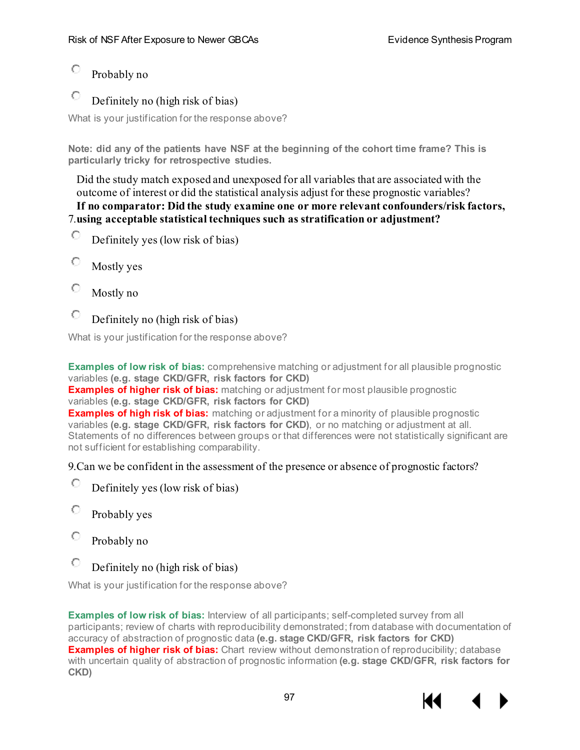- Probably no
- Definitely no (high risk of bias)

What is your justification for the response above?

**Note: did any of the patients have NSF at the beginning of the cohort time frame? This is particularly tricky for retrospective studies.**

7. Did the study match exposed and unexposed for all variables that are associated with the outcome of interest or did the statistical analysis adjust for these prognostic variables? **If no comparator: Did the study examine one or more relevant confounders/risk factors, using acceptable statistical techniques such as stratification or adjustment?**

- Definitely yes (low risk of bias)
- Mostly yes
- Mostly no
- Definitely no (high risk of bias)

What is your justification for the response above?

**Examples of low risk of bias:** comprehensive matching or adjustment for all plausible prognostic variables **(e.g. stage CKD/GFR, risk factors for CKD)**
**Examples of higher risk of bias:** matching or adjustment for most plausible prognostic variables **(e.g. stage CKD/GFR, risk factors for CKD)**
**Examples of high risk of bias:** matching or adjustment for a minority of plausible prognostic variables **(e.g. stage CKD/GFR, risk factors for CKD)**, or no matching or adjustment at all. Statements of no differences between groups or that differences were not statistically significant are not sufficient for establishing comparability.

9. Can we be confident in the assessment of the presence or absence of prognostic factors?

- Definitely yes (low risk of bias)
- Probably yes
- Probably no
- Definitely no (high risk of bias)

What is your justification for the response above?

**Examples of low risk of bias:** Interview of all participants; self-completed survey from all participants; review of charts with reproducibility demonstrated; from database with documentation of accuracy of abstraction of prognostic data **(e.g. stage CKD/GFR, risk factors for CKD)**
**Examples of higher risk of bias:** Chart review without demonstration of reproducibility; database with uncertain quality of abstraction of prognostic information **(e.g. stage CKD/GFR, risk factors for CKD)**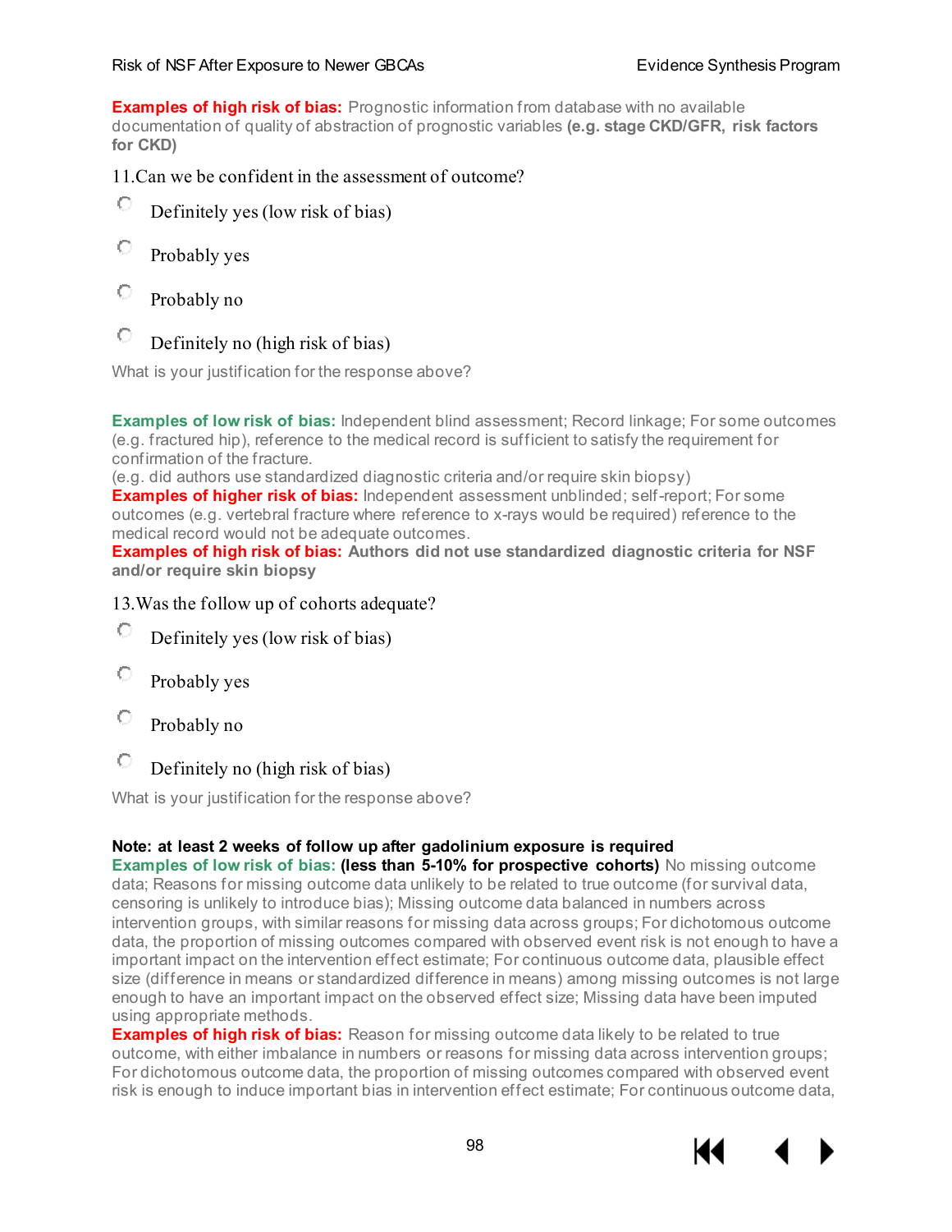**Examples of high risk of bias:** Prognostic information from database with no available documentation of quality of abstraction of prognostic variables **(e.g. stage CKD/GFR, risk factors for CKD)**

11.Can we be confident in the assessment of outcome?

- Definitely yes (low risk of bias)
- Probably yes
- Probably no
- Definitely no (high risk of bias)

What is your justification for the response above?

**Examples of low risk of bias:** Independent blind assessment; Record linkage; For some outcomes (e.g. fractured hip), reference to the medical record is sufficient to satisfy the requirement for confirmation of the fracture.
(e.g. did authors use standardized diagnostic criteria and/or require skin biopsy)
**Examples of higher risk of bias:** Independent assessment unblinded; self-report; For some outcomes (e.g. vertebral fracture where reference to x-rays would be required) reference to the medical record would not be adequate outcomes.
**Examples of high risk of bias: Authors did not use standardized diagnostic criteria for NSF and/or require skin biopsy**

13.Was the follow up of cohorts adequate?

- Definitely yes (low risk of bias)
- Probably yes
- Probably no
- Definitely no (high risk of bias)

What is your justification for the response above?

**Note: at least 2 weeks of follow up after gadolinium exposure is required**
**Examples of low risk of bias: (less than 5-10% for prospective cohorts)** No missing outcome data; Reasons for missing outcome data unlikely to be related to true outcome (for survival data, censoring is unlikely to introduce bias); Missing outcome data balanced in numbers across intervention groups, with similar reasons for missing data across groups; For dichotomous outcome data, the proportion of missing outcomes compared with observed event risk is not enough to have a important impact on the intervention effect estimate; For continuous outcome data, plausible effect size (difference in means or standardized difference in means) among missing outcomes is not large enough to have an important impact on the observed effect size; Missing data have been imputed using appropriate methods.
**Examples of high risk of bias:** Reason for missing outcome data likely to be related to true outcome, with either imbalance in numbers or reasons for missing data across intervention groups; For dichotomous outcome data, the proportion of missing outcomes compared with observed event risk is enough to induce important bias in intervention effect estimate; For continuous outcome data,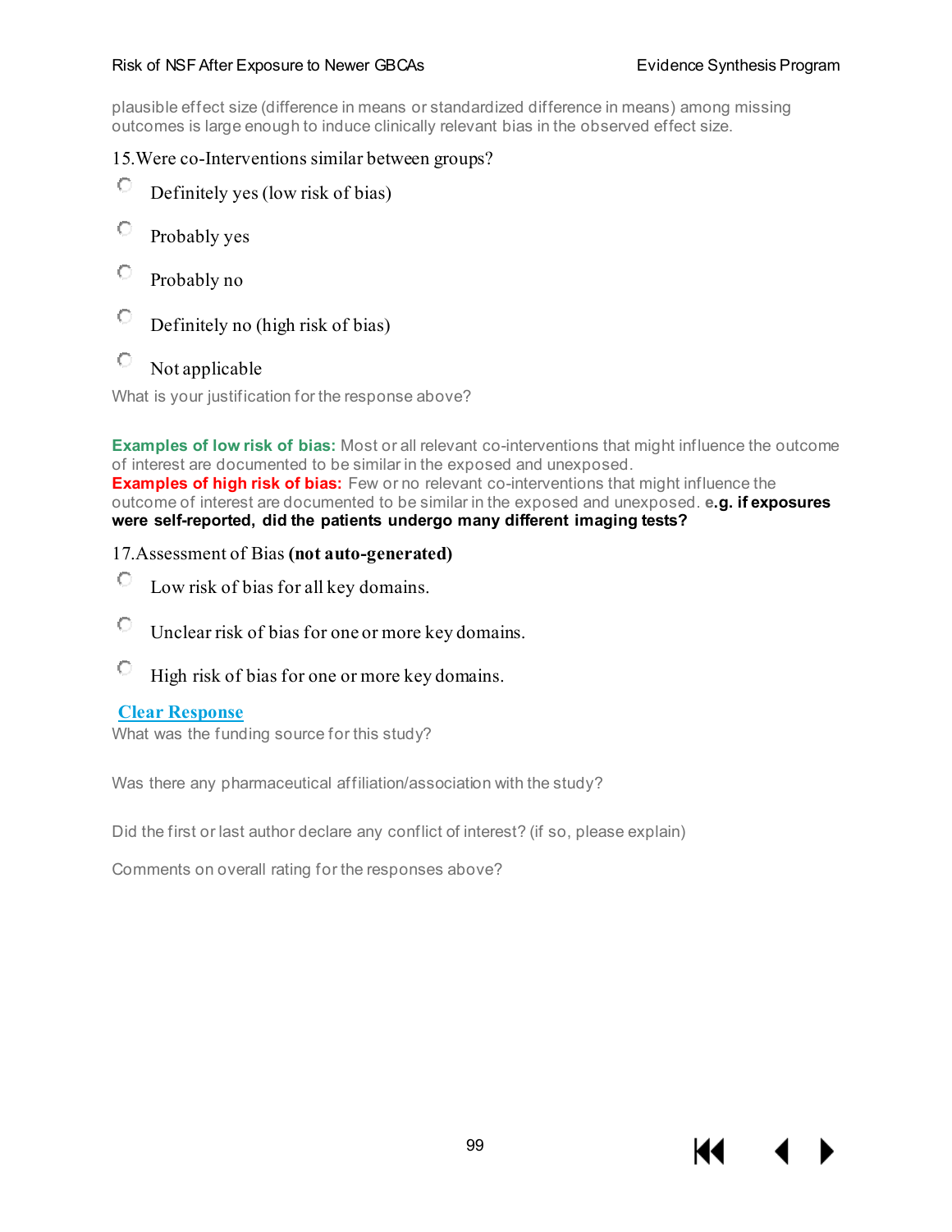plausible effect size (difference in means or standardized difference in means) among missing outcomes is large enough to induce clinically relevant bias in the observed effect size.

15.Were co-Interventions similar between groups?

- Definitely yes (low risk of bias)
- Probably yes
- Probably no
- Definitely no (high risk of bias)
- Not applicable

What is your justification for the response above?

**Examples of low risk of bias:** Most or all relevant co-interventions that might influence the outcome of interest are documented to be similar in the exposed and unexposed.
**Examples of high risk of bias:** Few or no relevant co-interventions that might influence the outcome of interest are documented to be similar in the exposed and unexposed. **e.g. if exposures were self-reported, did the patients undergo many different imaging tests?**

17.Assessment of Bias **(not auto-generated)**

- Low risk of bias for all key domains.
- Unclear risk of bias for one or more key domains.
- High risk of bias for one or more key domains.

**Clear Response**

What was the funding source for this study?

Was there any pharmaceutical affiliation/association with the study?

Did the first or last author declare any conflict of interest? (if so, please explain)

Comments on overall rating for the responses above?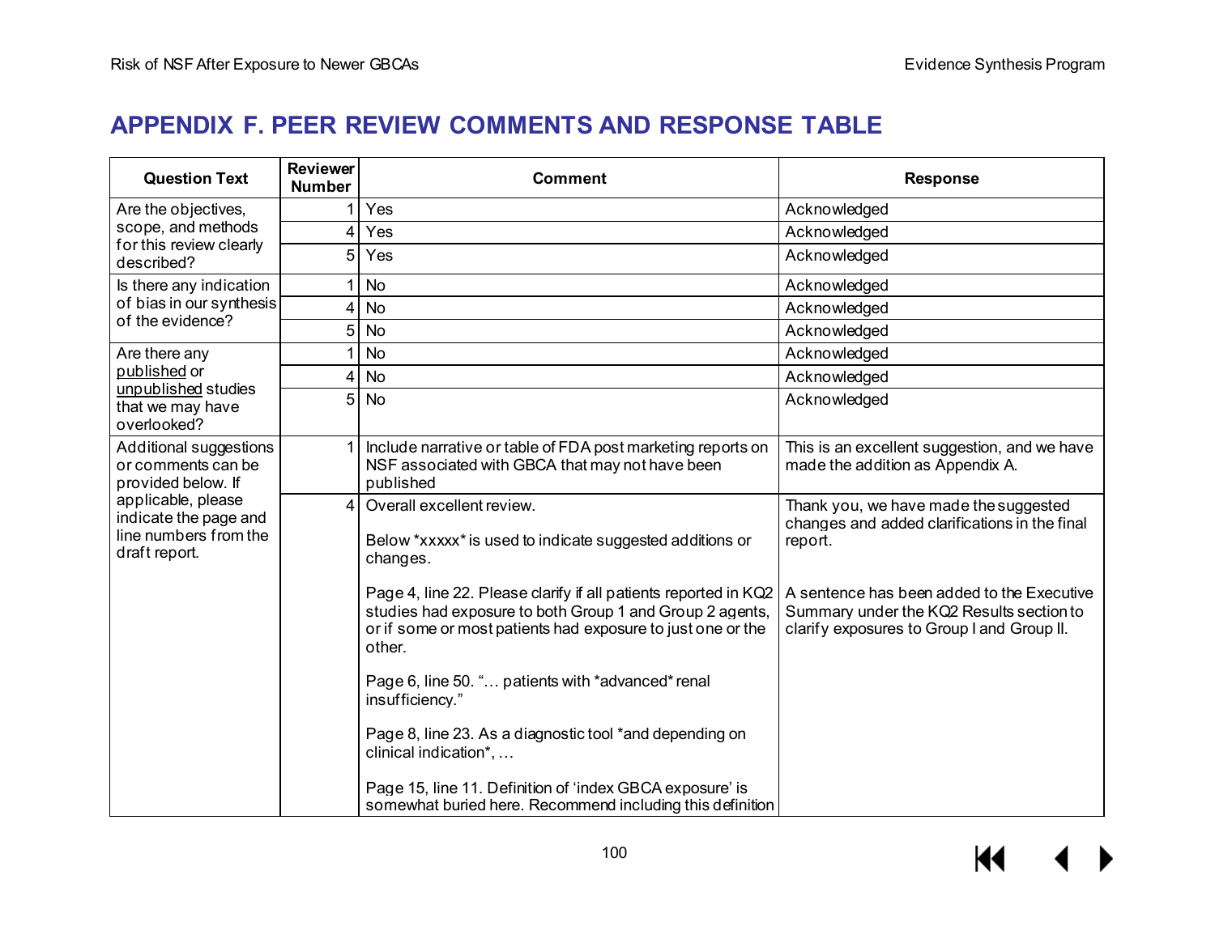# APPENDIX F. PEER REVIEW COMMENTS AND RESPONSE TABLE

| Question Text | Reviewer Number | Comment | Response |
|---|---|---|---|
| Are the objectives, scope, and methods for this review clearly described? | 1 | Yes | Acknowledged |
| | 4 | Yes | Acknowledged |
| | 5 | Yes | Acknowledged |
| Is there any indication of bias in our synthesis of the evidence? | 1 | No | Acknowledged |
| | 4 | No | Acknowledged |
| | 5 | No | Acknowledged |
| Are there any published or unpublished studies that we may have overlooked? | 1 | No | Acknowledged |
| | 4 | No | Acknowledged |
| | 5 | No | Acknowledged |
| Additional suggestions or comments can be provided below. If applicable, please indicate the page and line numbers from the draft report. | 1 | Include narrative or table of FDA post marketing reports on NSF associated with GBCA that may not have been published | This is an excellent suggestion, and we have made the addition as Appendix A. |
| | 4 | Overall excellent review.<br><br>Below *xxxxx* is used to indicate suggested additions or changes.<br><br>Page 4, line 22. Please clarify if all patients reported in KQ2 studies had exposure to both Group 1 and Group 2 agents, or if some or most patients had exposure to just one or the other.<br><br>Page 6, line 50. "… patients with *advanced* renal insufficiency."<br><br>Page 8, line 23. As a diagnostic tool *and depending on clinical indication*, …<br><br>Page 15, line 11. Definition of 'index GBCA exposure' is somewhat buried here. Recommend including this definition | Thank you, we have made the suggested changes and added clarifications in the final report.<br><br>A sentence has been added to the Executive Summary under the KQ2 Results section to clarify exposures to Group I and Group II. |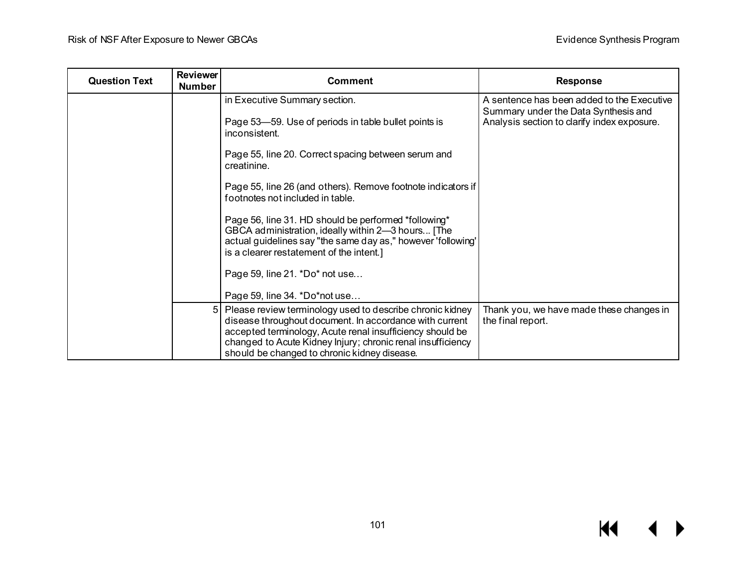| Question Text | Reviewer Number | Comment | Response |
|---|---|---|---|
| | | in Executive Summary section.<br><br>Page 53—59. Use of periods in table bullet points is inconsistent.<br><br>Page 55, line 20. Correct spacing between serum and creatinine.<br><br>Page 55, line 26 (and others). Remove footnote indicators if footnotes not included in table.<br><br>Page 56, line 31. HD should be performed *following* GBCA administration, ideally within 2—3 hours... [The actual guidelines say "the same day as," however 'following' is a clearer restatement of the intent.]<br><br>Page 59, line 21. *Do* not use…<br><br>Page 59, line 34. *Do*not use… | A sentence has been added to the Executive Summary under the Data Synthesis and Analysis section to clarify index exposure. |
| | 5 | Please review terminology used to describe chronic kidney disease throughout document. In accordance with current accepted terminology, Acute renal insufficiency should be changed to Acute Kidney Injury; chronic renal insufficiency should be changed to chronic kidney disease. | Thank you, we have made these changes in the final report. |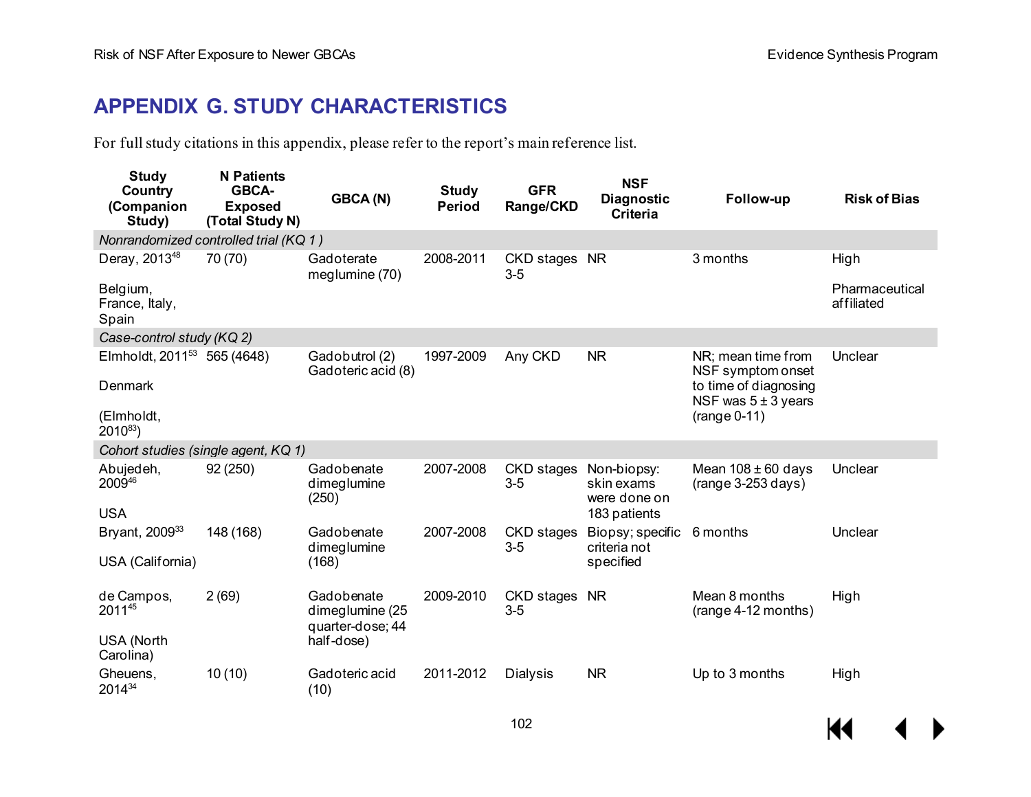## APPENDIX G. STUDY CHARACTERISTICS

For full study citations in this appendix, please refer to the report's main reference list.

| Study Country (Companion Study) | N Patients GBCA-Exposed (Total Study N) | GBCA (N) | Study Period | GFR Range/CKD | NSF Diagnostic Criteria | Follow-up | Risk of Bias |
|---|---|---|---|---|---|---|---|
| *Nonrandomized controlled trial (KQ 1 )* | | | | | | | |
| Deray, 2013[48]<br><br>Belgium, France, Italy, Spain | 70 (70) | Gadoterate meglumine (70) | 2008-2011 | CKD stages 3-5 | NR | 3 months | High<br><br>Pharmaceutical affiliated |
| *Case-control study (KQ 2)* | | | | | | | |
| Elmholdt, 2011[53]<br><br>Denmark<br><br>(Elmholdt, 2010[83]) | 565 (4648) | Gadobutrol (2)<br>Gadoteric acid (8) | 1997-2009 | Any CKD | NR | NR; mean time from NSF symptom onset to time of diagnosing NSF was 5 ± 3 years (range 0-11) | Unclear |
| *Cohort studies (single agent, KQ 1)* | | | | | | | |
| Abujedeh, 2009[46]<br><br>USA | 92 (250) | Gadobenate dimeglumine (250) | 2007-2008 | CKD stages 3-5 | Non-biopsy: skin exams were done on 183 patients | Mean 108 ± 60 days (range 3-253 days) | Unclear |
| Bryant, 2009[33]<br><br>USA (California) | 148 (168) | Gadobenate dimeglumine (168) | 2007-2008 | CKD stages 3-5 | Biopsy; specific criteria not specified | 6 months | Unclear |
| de Campos, 2011[45]<br><br>USA (North Carolina) | 2 (69) | Gadobenate dimeglumine (25 quarter-dose; 44 half-dose) | 2009-2010 | CKD stages 3-5 | NR | Mean 8 months (range 4-12 months) | High |
| Gheuens, 2014[34] | 10 (10) | Gadoteric acid (10) | 2011-2012 | Dialysis | NR | Up to 3 months | High |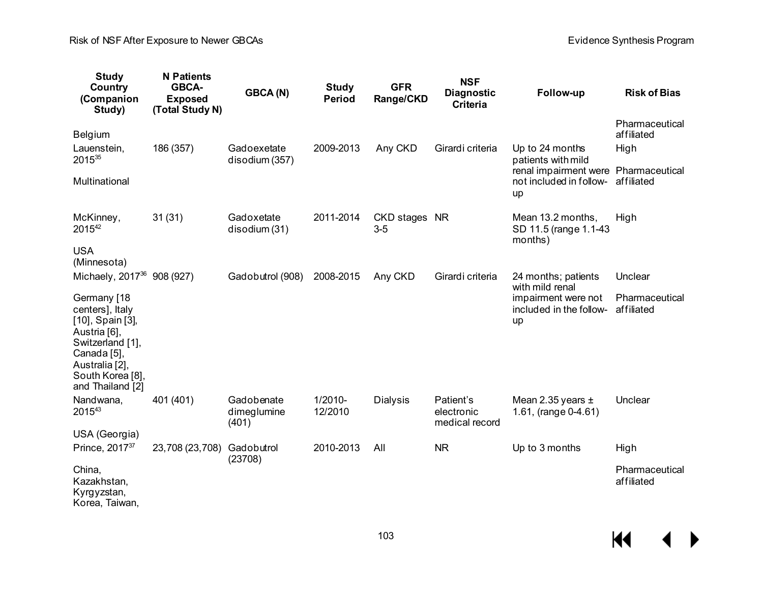| Study Country (Companion Study) | N Patients GBCA-Exposed (Total Study N) | GBCA (N) | Study Period | GFR Range/CKD | NSF Diagnostic Criteria | Follow-up | Risk of Bias |
|---|---|---|---|---|---|---|---|
| Belgium | | | | | | | Pharmaceutical affiliated |
| Lauenstein, 2015[35] Multinational | 186 (357) | Gadoexetate disodium (357) | 2009-2013 | Any CKD | Girardi criteria | Up to 24 months patients with mild renal impairment were not included in follow-up | High Pharmaceutical affiliated |
| McKinney, 2015[42] USA (Minnesota) | 31 (31) | Gadoxetate disodium (31) | 2011-2014 | CKD stages 3-5 | NR | Mean 13.2 months, SD 11.5 (range 1.1-43 months) | High |
| Michaely, 2017[36] Germany [18 centers], Italy [10], Spain [3], Austria [6], Switzerland [1], Canada [5], Australia [2], South Korea [8], and Thailand [2] | 908 (927) | Gadobutrol (908) | 2008-2015 | Any CKD | Girardi criteria | 24 months; patients with mild renal impairment were not included in the follow-up | Unclear Pharmaceutical affiliated |
| Nandwana, 2015[43] USA (Georgia) | 401 (401) | Gadobenate dimeglumine (401) | 1/2010-12/2010 | Dialysis | Patient's electronic medical record | Mean 2.35 years ± 1.61, (range 0-4.61) | Unclear |
| Prince, 2017[37] China, Kazakhstan, Kyrgyzstan, Korea, Taiwan, | 23,708 (23,708) | Gadobutrol (23708) | 2010-2013 | All | NR | Up to 3 months | High Pharmaceutical affiliated |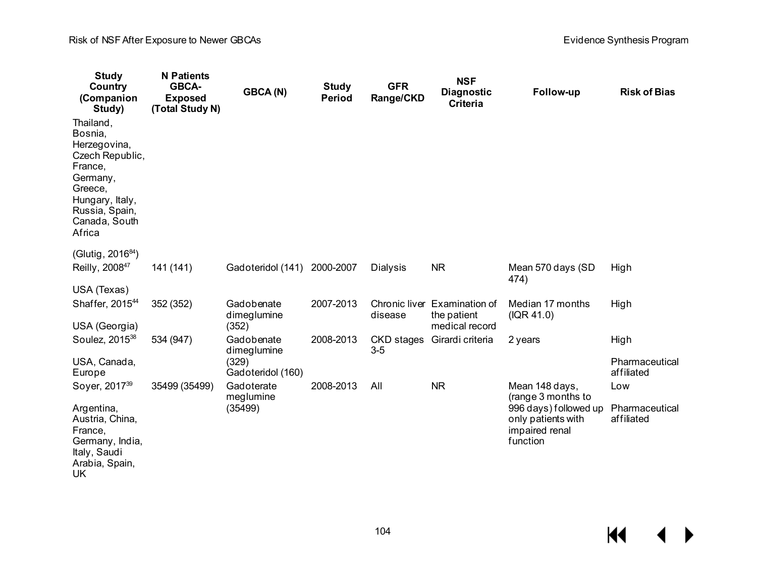| Study Country (Companion Study) | N Patients GBCA-Exposed (Total Study N) | GBCA (N) | Study Period | GFR Range/CKD | NSF Diagnostic Criteria | Follow-up | Risk of Bias |
|---|---|---|---|---|---|---|---|
| Thailand, Bosnia, Herzegovina, Czech Republic, France, Germany, Greece, Hungary, Italy, Russia, Spain, Canada, South Africa (Glutig, 2016[84]) | | | | | | | |
| Reilly, 2008[47] USA (Texas) | 141 (141) | Gadoteridol (141) | 2000-2007 | Dialysis | NR | Mean 570 days (SD 474) | High |
| Shaffer, 2015[44] USA (Georgia) | 352 (352) | Gadobenate dimeglumine (352) | 2007-2013 | Chronic liver disease | Examination of the patient medical record | Median 17 months (IQR 41.0) | High |
| Soulez, 2015[38] USA, Canada, Europe | 534 (947) | Gadobenate dimeglumine (329) Gadoteridol (160) | 2008-2013 | CKD stages 3-5 | Girardi criteria | 2 years | High Pharmaceutical affiliated |
| Soyer, 2017[39] Argentina, Austria, China, France, Germany, India, Italy, Saudi Arabia, Spain, UK | 35499 (35499) | Gadoterate meglumine (35499) | 2008-2013 | All | NR | Mean 148 days, (range 3 months to 996 days) followed up only patients with impaired renal function | Low Pharmaceutical affiliated |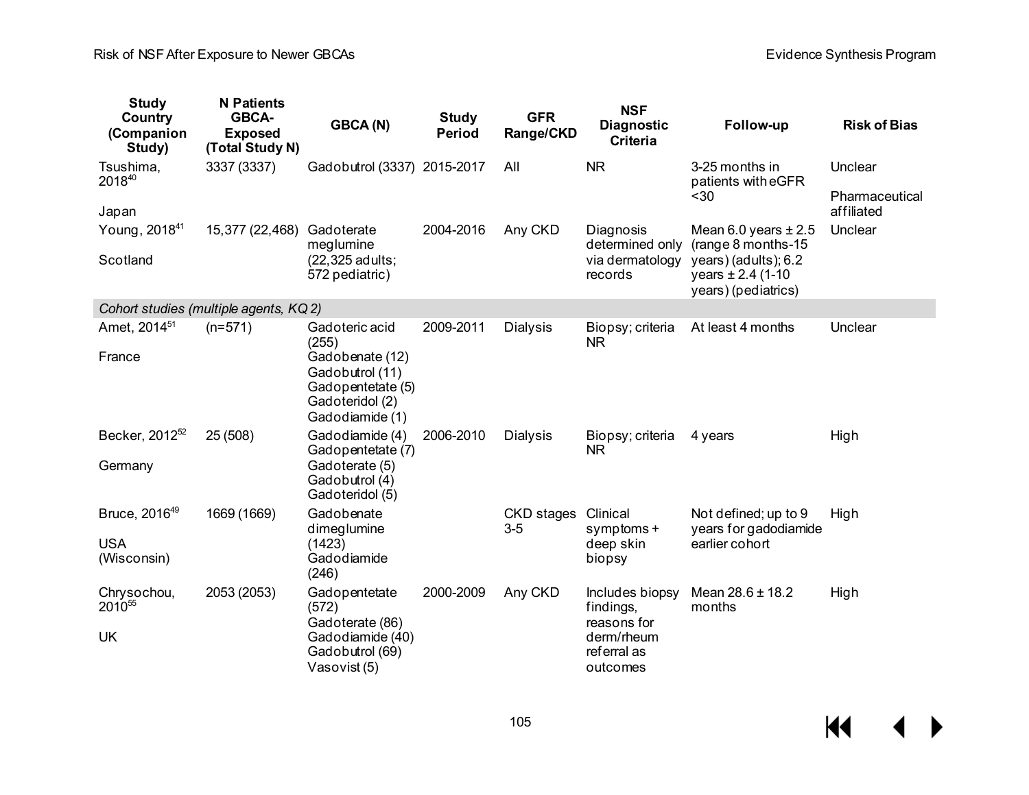| Study Country (Companion Study) | N Patients GBCA-Exposed (Total Study N) | GBCA (N) | Study Period | GFR Range/CKD | NSF Diagnostic Criteria | Follow-up | Risk of Bias |
|---|---|---|---|---|---|---|---|
| Tsushima, 2018[40]<br><br>Japan | 3337 (3337) | Gadobutrol (3337) | 2015-2017 | All | NR | 3-25 months in patients with eGFR <30 | Unclear<br><br>Pharmaceutical affiliated |
| Young, 2018[41]<br><br>Scotland | 15,377 (22,468) | Gadoterate meglumine (22,325 adults; 572 pediatric) | 2004-2016 | Any CKD | Diagnosis determined only via dermatology records | Mean 6.0 years ± 2.5 (range 8 months-15 years) (adults); 6.2 years ± 2.4 (1-10 years) (pediatrics) | Unclear |
| *Cohort studies (multiple agents, KQ 2)* | | | | | | | |
| Amet, 2014[51]<br><br>France | (n=571) | Gadoteric acid (255)<br>Gadobenate (12)<br>Gadobutrol (11)<br>Gadopentetate (5)<br>Gadoteridol (2)<br>Gadodiamide (1) | 2009-2011 | Dialysis | Biopsy; criteria NR | At least 4 months | Unclear |
| Becker, 2012[52]<br><br>Germany | 25 (508) | Gadodiamide (4)<br>Gadopentetate (7)<br>Gadoterate (5)<br>Gadobutrol (4)<br>Gadoteridol (5) | 2006-2010 | Dialysis | Biopsy; criteria NR | 4 years | High |
| Bruce, 2016[49]<br><br>USA (Wisconsin) | 1669 (1669) | Gadobenate dimeglumine (1423)<br>Gadodiamide (246) | | CKD stages 3-5 | Clinical symptoms + deep skin biopsy | Not defined; up to 9 years for gadodiamide earlier cohort | High |
| Chrysochou, 2010[55]<br><br>UK | 2053 (2053) | Gadopentetate (572)<br>Gadoterate (86)<br>Gadodiamide (40)<br>Gadobutrol (69)<br>Vasovist (5) | 2000-2009 | Any CKD | Includes biopsy findings, reasons for derm/rheum referral as outcomes | Mean 28.6 ± 18.2 months | High |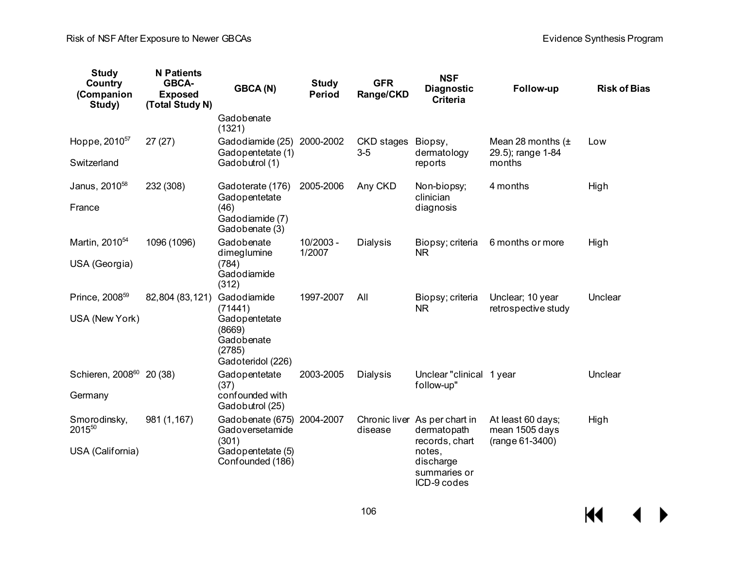| Study Country (Companion Study) | N Patients GBCA-Exposed (Total Study N) | GBCA (N) | Study Period | GFR Range/CKD | NSF Diagnostic Criteria | Follow-up | Risk of Bias |
|---|---|---|---|---|---|---|---|
| | | Gadobenate (1321) | | | | | |
| Hoppe, 2010[57] Switzerland | 27 (27) | Gadodiamide (25) Gadopentetate (1) Gadobutrol (1) | 2000-2002 | CKD stages 3-5 | Biopsy, dermatology reports | Mean 28 months (± 29.5); range 1-84 months | Low |
| Janus, 2010[58] France | 232 (308) | Gadoterate (176) Gadopentetate (46) Gadodiamide (7) Gadobenate (3) | 2005-2006 | Any CKD | Non-biopsy; clinician diagnosis | 4 months | High |
| Martin, 2010[54] USA (Georgia) | 1096 (1096) | Gadobenate dimeglumine (784) Gadodiamide (312) | 10/2003 - 1/2007 | Dialysis | Biopsy; criteria NR | 6 months or more | High |
| Prince, 2008[59] USA (New York) | 82,804 (83,121) | Gadodiamide (71441) Gadopentetate (8669) Gadobenate (2785) Gadoteridol (226) | 1997-2007 | All | Biopsy; criteria NR | Unclear; 10 year retrospective study | Unclear |
| Schieren, 2008[60] Germany | 20 (38) | Gadopentetate (37) confounded with Gadobutrol (25) | 2003-2005 | Dialysis | Unclear "clinical follow-up" | 1 year | Unclear |
| Smorodinsky, 2015[50] USA (California) | 981 (1,167) | Gadobenate (675) Gadoversetamide (301) Gadopentetate (5) Confounded (186) | 2004-2007 | Chronic liver disease | As per chart in dermatopath records, chart notes, discharge summaries or ICD-9 codes | At least 60 days; mean 1505 days (range 61-3400) | High |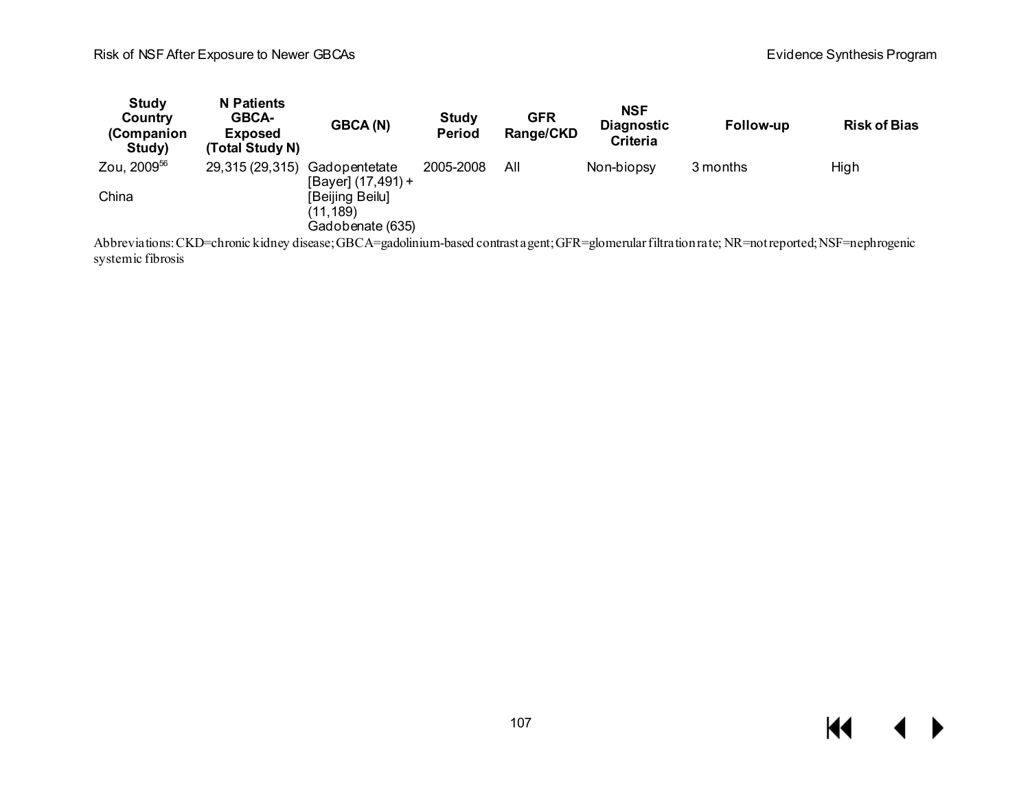| Study Country (Companion Study) | N Patients GBCA-Exposed (Total Study N) | GBCA (N) | Study Period | GFR Range/CKD | NSF Diagnostic Criteria | Follow-up | Risk of Bias |
|---|---|---|---|---|---|---|---|
| Zou, 2009[56]<br><br>China | 29,315 (29,315) | Gadopentetate [Bayer] (17,491) + [Beijing Beilu] (11,189)<br>Gadobenate (635) | 2005-2008 | All | Non-biopsy | 3 months | High |

Abbreviations: CKD=chronic kidney disease; GBCA=gadolinium-based contrast agent; GFR=glomerular filtration rate; NR=not reported; NSF=nephrogenic systemic fibrosis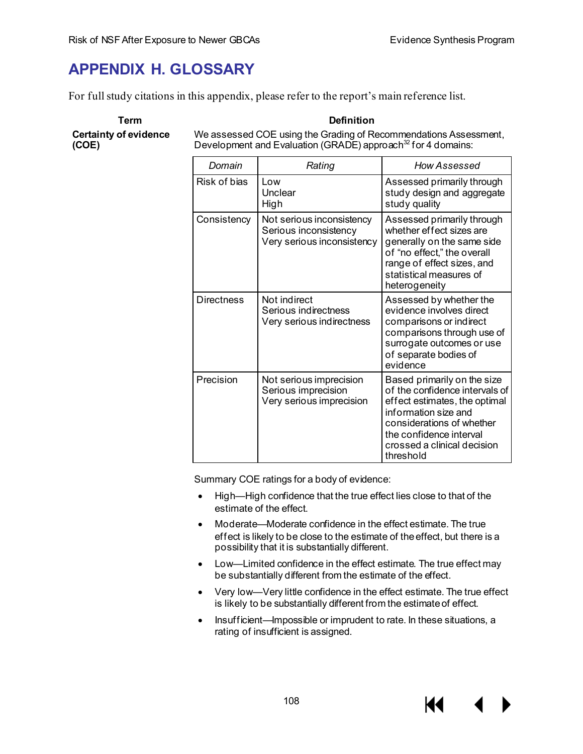# APPENDIX H. GLOSSARY

For full study citations in this appendix, please refer to the report's main reference list.

| Term | Definition |
|---|---|
| **Certainty of evidence (COE)** | We assessed COE using the Grading of Recommendations Assessment, Development and Evaluation (GRADE) approach[32] for 4 domains: |

| *Domain* | *Rating* | *How Assessed* |
|---|---|---|
| Risk of bias | Low<br>Unclear<br>High | Assessed primarily through study design and aggregate study quality |
| Consistency | Not serious inconsistency<br>Serious inconsistency<br>Very serious inconsistency | Assessed primarily through whether effect sizes are generally on the same side of "no effect," the overall range of effect sizes, and statistical measures of heterogeneity |
| Directness | Not indirect<br>Serious indirectness<br>Very serious indirectness | Assessed by whether the evidence involves direct comparisons or indirect comparisons through use of surrogate outcomes or use of separate bodies of evidence |
| Precision | Not serious imprecision<br>Serious imprecision<br>Very serious imprecision | Based primarily on the size of the confidence intervals of effect estimates, the optimal information size and considerations of whether the confidence interval crossed a clinical decision threshold |

Summary COE ratings for a body of evidence:

- High—High confidence that the true effect lies close to that of the estimate of the effect.
- Moderate—Moderate confidence in the effect estimate. The true effect is likely to be close to the estimate of the effect, but there is a possibility that it is substantially different.
- Low—Limited confidence in the effect estimate. The true effect may be substantially different from the estimate of the effect.
- Very low—Very little confidence in the effect estimate. The true effect is likely to be substantially different from the estimate of effect.
- Insufficient—Impossible or imprudent to rate. In these situations, a rating of insufficient is assigned.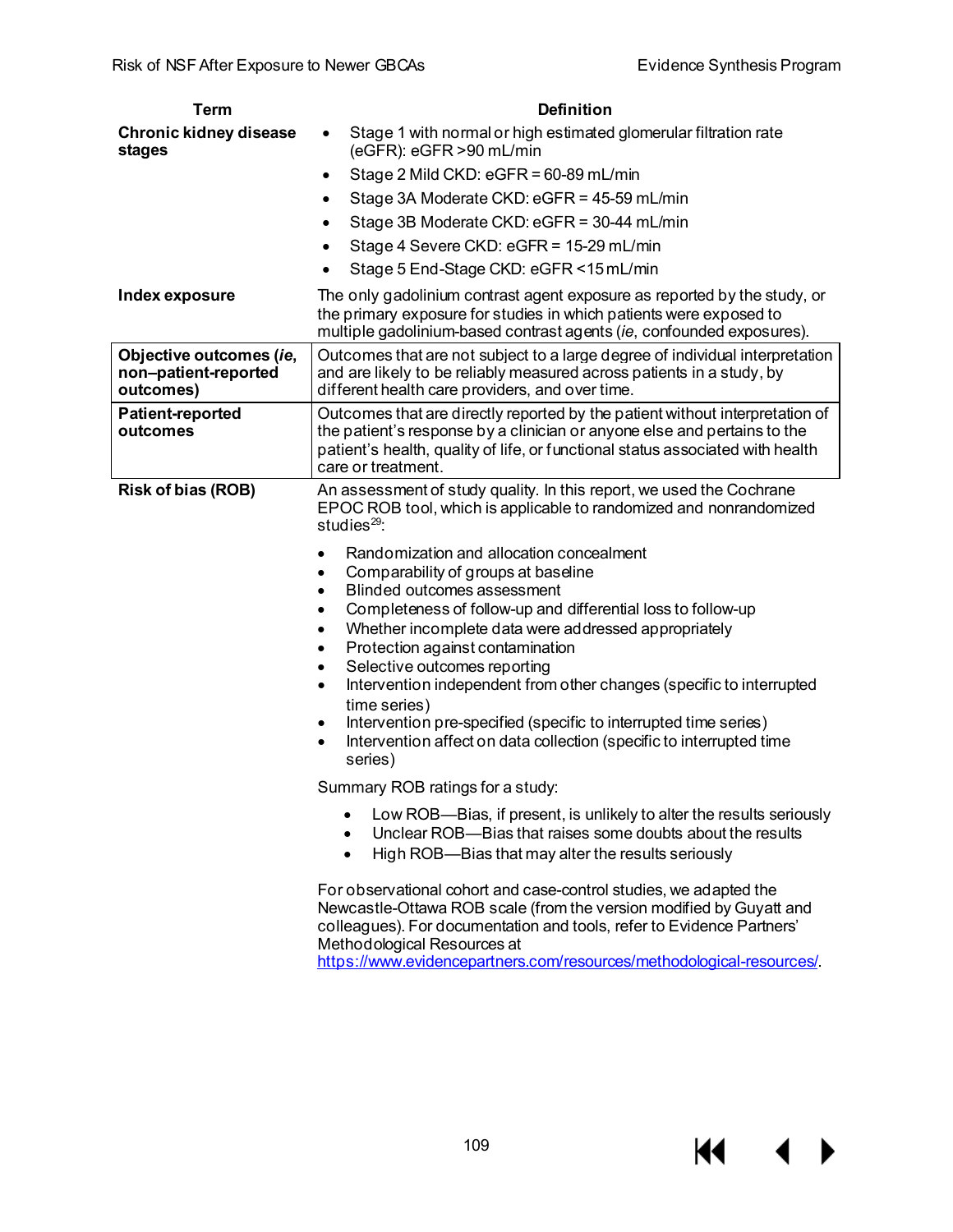| Term | Definition |
|---|---|
| **Chronic kidney disease stages** | • Stage 1 with normal or high estimated glomerular filtration rate (eGFR): eGFR >90 mL/min<br>• Stage 2 Mild CKD: eGFR = 60-89 mL/min<br>• Stage 3A Moderate CKD: eGFR = 45-59 mL/min<br>• Stage 3B Moderate CKD: eGFR = 30-44 mL/min<br>• Stage 4 Severe CKD: eGFR = 15-29 mL/min<br>• Stage 5 End-Stage CKD: eGFR <15 mL/min |
| **Index exposure** | The only gadolinium contrast agent exposure as reported by the study, or the primary exposure for studies in which patients were exposed to multiple gadolinium-based contrast agents (*ie*, confounded exposures). |
| **Objective outcomes (*ie*, non–patient-reported outcomes)** | Outcomes that are not subject to a large degree of individual interpretation and are likely to be reliably measured across patients in a study, by different health care providers, and over time. |
| **Patient-reported outcomes** | Outcomes that are directly reported by the patient without interpretation of the patient's response by a clinician or anyone else and pertains to the patient's health, quality of life, or functional status associated with health care or treatment. |
| **Risk of bias (ROB)** | An assessment of study quality. In this report, we used the Cochrane EPOC ROB tool, which is applicable to randomized and nonrandomized studies[29]:<br>• Randomization and allocation concealment<br>• Comparability of groups at baseline<br>• Blinded outcomes assessment<br>• Completeness of follow-up and differential loss to follow-up<br>• Whether incomplete data were addressed appropriately<br>• Protection against contamination<br>• Selective outcomes reporting<br>• Intervention independent from other changes (specific to interrupted time series)<br>• Intervention pre-specified (specific to interrupted time series)<br>• Intervention affect on data collection (specific to interrupted time series)<br><br>Summary ROB ratings for a study:<br>• Low ROB—Bias, if present, is unlikely to alter the results seriously<br>• Unclear ROB—Bias that raises some doubts about the results<br>• High ROB—Bias that may alter the results seriously<br><br>For observational cohort and case-control studies, we adapted the Newcastle-Ottawa ROB scale (from the version modified by Guyatt and colleagues). For documentation and tools, refer to Evidence Partners' Methodological Resources at https://www.evidencepartners.com/resources/methodological-resources/. |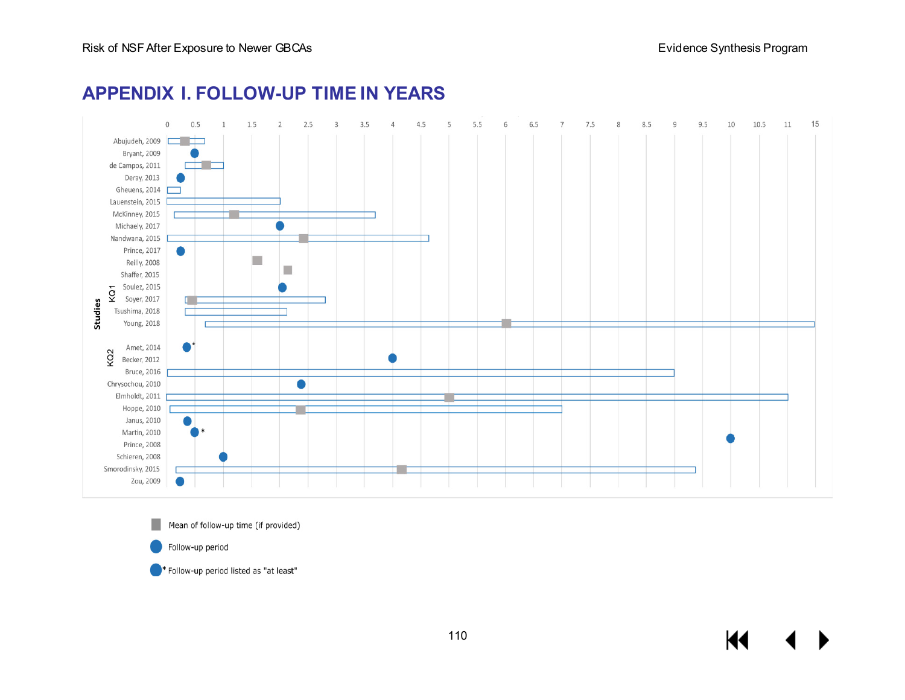# APPENDIX I. FOLLOW-UP TIME IN YEARS

Studies

KQ 1

- Abujudeh, 2009
- Bryant, 2009
- de Campos, 2011
- Deray, 2013
- Gheuens, 2014
- Lauenstein, 2015
- McKinney, 2015
- Michaely, 2017
- Nandwana, 2015
- Prince, 2017
- Reilly, 2008
- Shaffer, 2015
- Soulez, 2015
- Soyer, 2017
- Tsushima, 2018
- Young, 2018

KQ2

- Amet, 2014 *
- Becker, 2012
- Bruce, 2016
- Chrysochou, 2010
- Elmholdt, 2011
- Hoppe, 2010
- Janus, 2010
- Martin, 2010 *
- Prince, 2008
- Schieren, 2008
- Smorodinsky, 2015
- Zou, 2009

Axis: 0, 0.5, 1, 1.5, 2, 2.5, 3, 3.5, 4, 4.5, 5, 5.5, 6, 6.5, 7, 7.5, 8, 8.5, 9, 9.5, 10, 10.5, 11, 15

Legend:

- Mean of follow-up time (if provided)
- Follow-up period
- \* Follow-up period listed as "at least"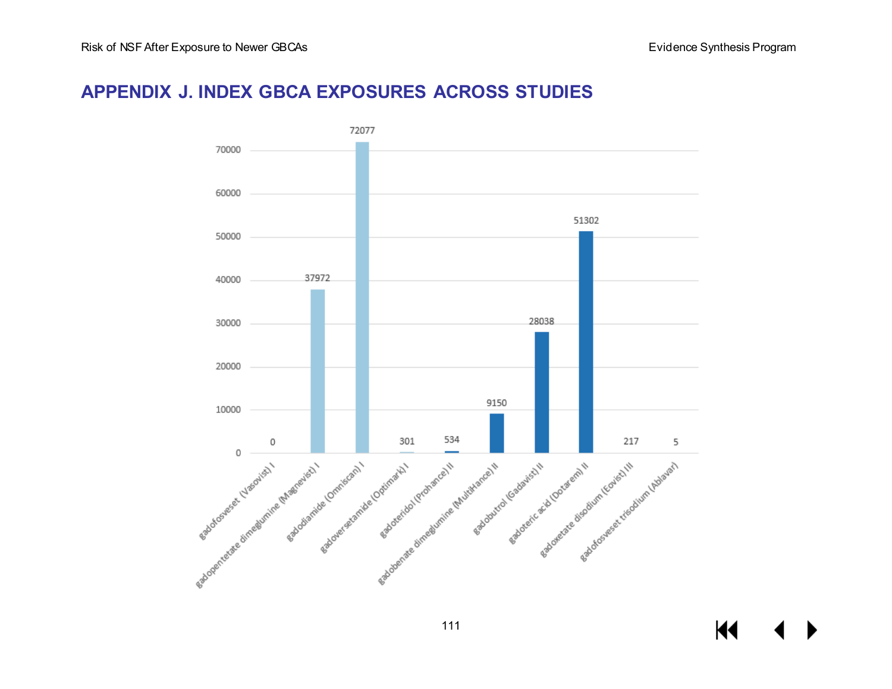# APPENDIX J. INDEX GBCA EXPOSURES ACROSS STUDIES

70000
60000
50000
40000
30000
20000
10000
0

0
37972
72077
301
534
9150
28038
51302
217
5

gadofosveset (Vasovist) I
gadopentetate dimeglumine (Magnevist) I
gadodiamide (Omniscan) I
gadoversetamide (Optimark) I
gadoteridol (Prohance) II
gadobenate dimeglumine (MultiHance) II
gadobutrol (Gadavist) II
gadoteric acid (Dotarem) II
gadoxetate disodium (Eovist) III
gadofosveset trisodium (Ablavar)